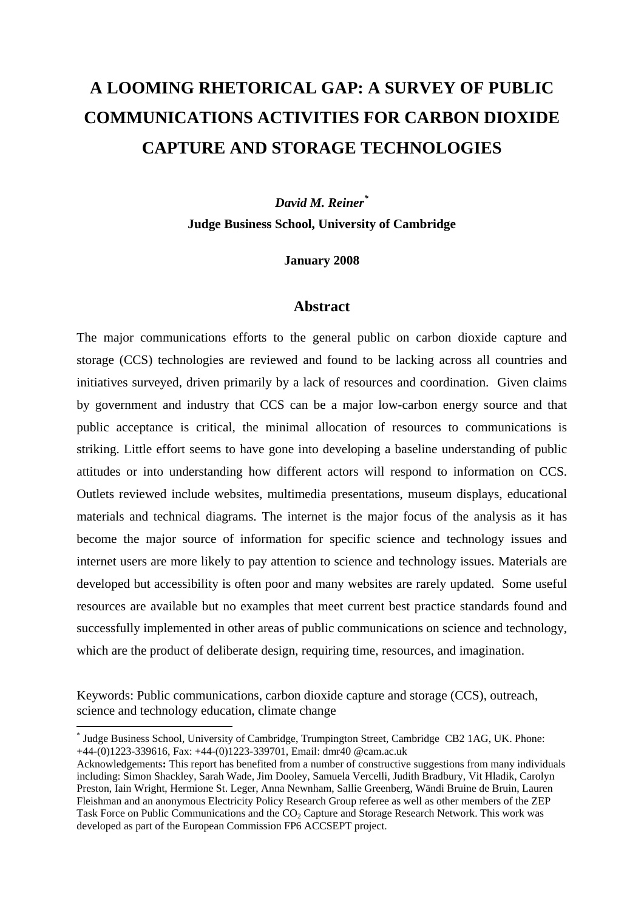# A LOOMING RHETORICAL GAP: A SURVEY OF PUBLIC COMMUNICATIONS ACTIVITIES FOR CARBON DIOXIDE CAPTURE AND STORAGE TECHNOLOGIES

***David M. Reiner*** [*]

**Judge Business School, University of Cambridge**

**January 2008**

## Abstract

The major communications efforts to the general public on carbon dioxide capture and storage (CCS) technologies are reviewed and found to be lacking across all countries and initiatives surveyed, driven primarily by a lack of resources and coordination. Given claims by government and industry that CCS can be a major low-carbon energy source and that public acceptance is critical, the minimal allocation of resources to communications is striking. Little effort seems to have gone into developing a baseline understanding of public attitudes or into understanding how different actors will respond to information on CCS. Outlets reviewed include websites, multimedia presentations, museum displays, educational materials and technical diagrams. The internet is the major focus of the analysis as it has become the major source of information for specific science and technology issues and internet users are more likely to pay attention to science and technology issues. Materials are developed but accessibility is often poor and many websites are rarely updated. Some useful resources are available but no examples that meet current best practice standards found and successfully implemented in other areas of public communications on science and technology, which are the product of deliberate design, requiring time, resources, and imagination.

Keywords: Public communications, carbon dioxide capture and storage (CCS), outreach, science and technology education, climate change

---

[*] Judge Business School, University of Cambridge, Trumpington Street, Cambridge CB2 1AG, UK. Phone: +44-(0)1223-339616, Fax: +44-(0)1223-339701, Email: dmr40 @cam.ac.uk

Acknowledgements**:** This report has benefited from a number of constructive suggestions from many individuals including: Simon Shackley, Sarah Wade, Jim Dooley, Samuela Vercelli, Judith Bradbury, Vit Hladik, Carolyn Preston, Iain Wright, Hermione St. Leger, Anna Newnham, Sallie Greenberg, Wändi Bruine de Bruin, Lauren Fleishman and an anonymous Electricity Policy Research Group referee as well as other members of the ZEP Task Force on Public Communications and the $CO_2$ Capture and Storage Research Network. This work was developed as part of the European Commission FP6 ACCSEPT project.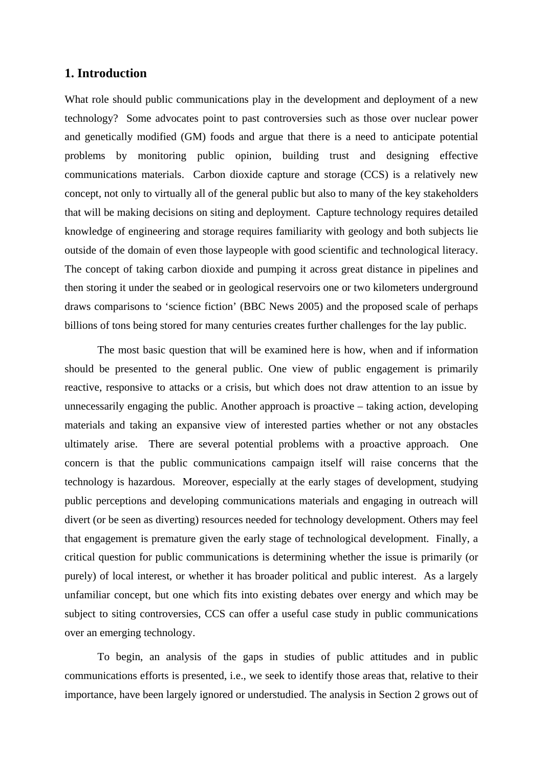## 1. Introduction

What role should public communications play in the development and deployment of a new technology? Some advocates point to past controversies such as those over nuclear power and genetically modified (GM) foods and argue that there is a need to anticipate potential problems by monitoring public opinion, building trust and designing effective communications materials. Carbon dioxide capture and storage (CCS) is a relatively new concept, not only to virtually all of the general public but also to many of the key stakeholders that will be making decisions on siting and deployment. Capture technology requires detailed knowledge of engineering and storage requires familiarity with geology and both subjects lie outside of the domain of even those laypeople with good scientific and technological literacy. The concept of taking carbon dioxide and pumping it across great distance in pipelines and then storing it under the seabed or in geological reservoirs one or two kilometers underground draws comparisons to 'science fiction' (BBC News 2005) and the proposed scale of perhaps billions of tons being stored for many centuries creates further challenges for the lay public.

The most basic question that will be examined here is how, when and if information should be presented to the general public. One view of public engagement is primarily reactive, responsive to attacks or a crisis, but which does not draw attention to an issue by unnecessarily engaging the public. Another approach is proactive – taking action, developing materials and taking an expansive view of interested parties whether or not any obstacles ultimately arise. There are several potential problems with a proactive approach. One concern is that the public communications campaign itself will raise concerns that the technology is hazardous. Moreover, especially at the early stages of development, studying public perceptions and developing communications materials and engaging in outreach will divert (or be seen as diverting) resources needed for technology development. Others may feel that engagement is premature given the early stage of technological development. Finally, a critical question for public communications is determining whether the issue is primarily (or purely) of local interest, or whether it has broader political and public interest. As a largely unfamiliar concept, but one which fits into existing debates over energy and which may be subject to siting controversies, CCS can offer a useful case study in public communications over an emerging technology.

To begin, an analysis of the gaps in studies of public attitudes and in public communications efforts is presented, i.e., we seek to identify those areas that, relative to their importance, have been largely ignored or understudied. The analysis in Section 2 grows out of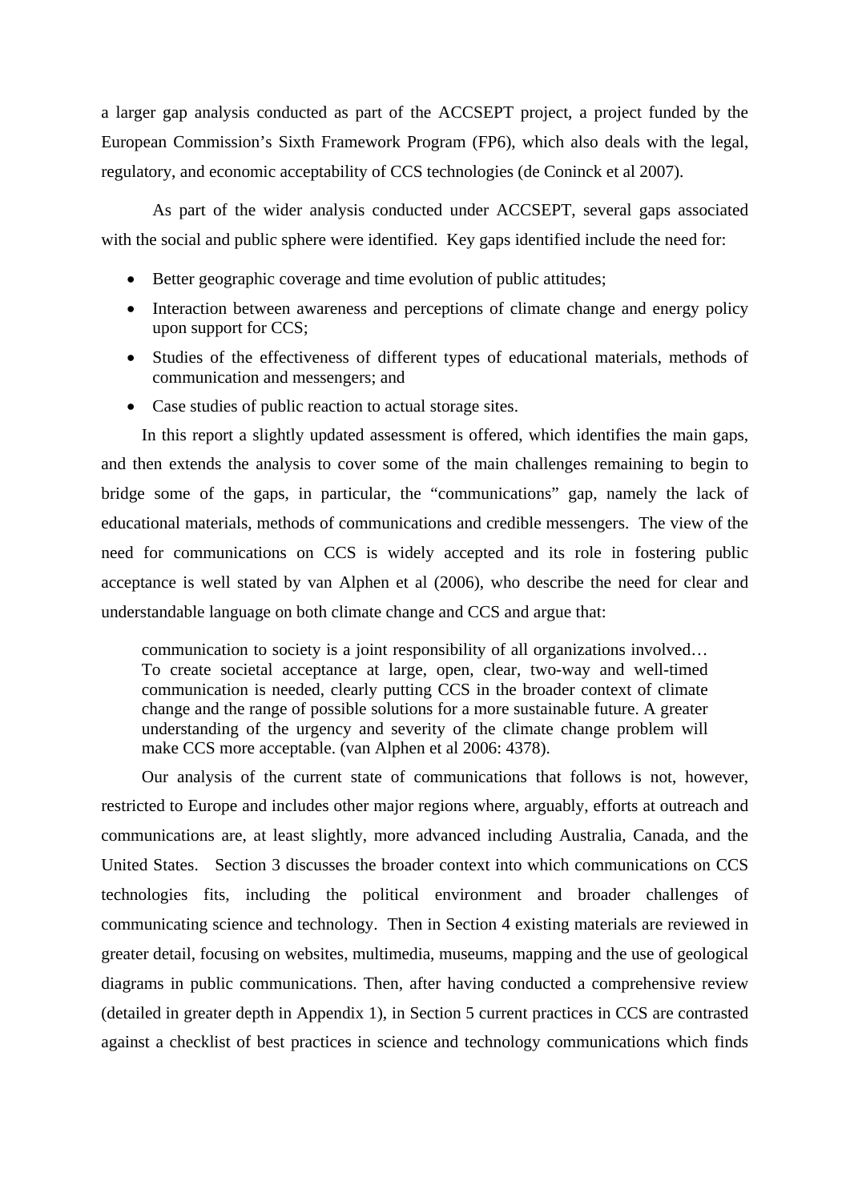a larger gap analysis conducted as part of the ACCSEPT project, a project funded by the European Commission's Sixth Framework Program (FP6), which also deals with the legal, regulatory, and economic acceptability of CCS technologies (de Coninck et al 2007).

As part of the wider analysis conducted under ACCSEPT, several gaps associated with the social and public sphere were identified. Key gaps identified include the need for:

- Better geographic coverage and time evolution of public attitudes;
- Interaction between awareness and perceptions of climate change and energy policy upon support for CCS;
- Studies of the effectiveness of different types of educational materials, methods of communication and messengers; and
- Case studies of public reaction to actual storage sites.

In this report a slightly updated assessment is offered, which identifies the main gaps, and then extends the analysis to cover some of the main challenges remaining to begin to bridge some of the gaps, in particular, the "communications" gap, namely the lack of educational materials, methods of communications and credible messengers. The view of the need for communications on CCS is widely accepted and its role in fostering public acceptance is well stated by van Alphen et al (2006), who describe the need for clear and understandable language on both climate change and CCS and argue that:

> communication to society is a joint responsibility of all organizations involved… To create societal acceptance at large, open, clear, two-way and well-timed communication is needed, clearly putting CCS in the broader context of climate change and the range of possible solutions for a more sustainable future. A greater understanding of the urgency and severity of the climate change problem will make CCS more acceptable. (van Alphen et al 2006: 4378).

Our analysis of the current state of communications that follows is not, however, restricted to Europe and includes other major regions where, arguably, efforts at outreach and communications are, at least slightly, more advanced including Australia, Canada, and the United States. Section 3 discusses the broader context into which communications on CCS technologies fits, including the political environment and broader challenges of communicating science and technology. Then in Section 4 existing materials are reviewed in greater detail, focusing on websites, multimedia, museums, mapping and the use of geological diagrams in public communications. Then, after having conducted a comprehensive review (detailed in greater depth in Appendix 1), in Section 5 current practices in CCS are contrasted against a checklist of best practices in science and technology communications which finds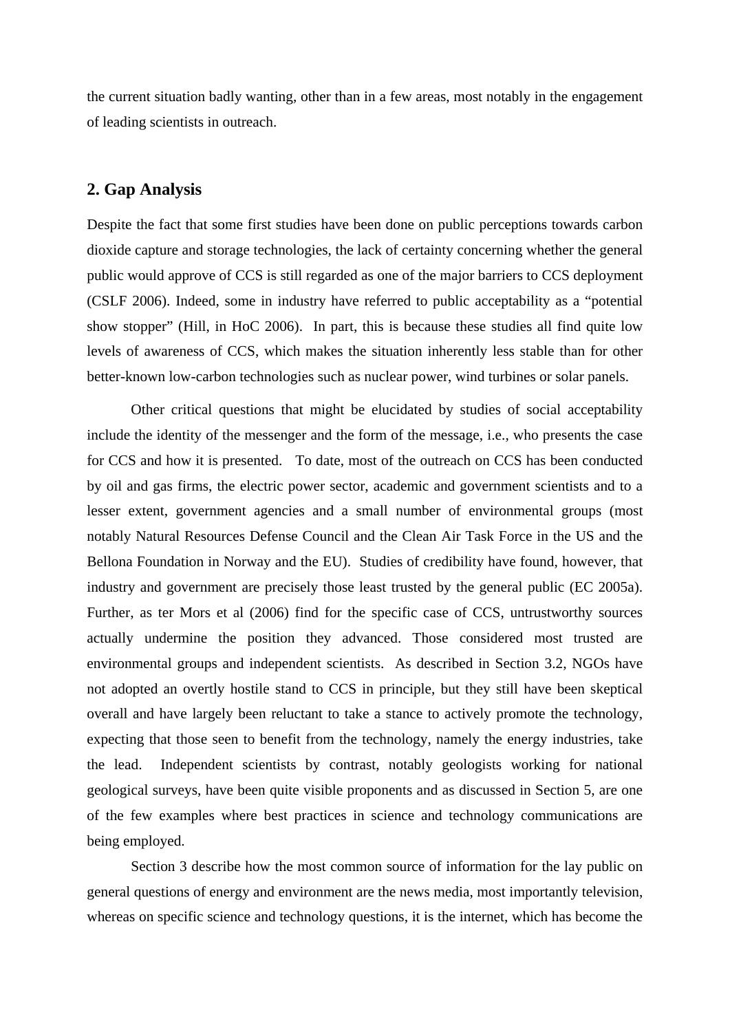the current situation badly wanting, other than in a few areas, most notably in the engagement of leading scientists in outreach.

## 2. Gap Analysis

Despite the fact that some first studies have been done on public perceptions towards carbon dioxide capture and storage technologies, the lack of certainty concerning whether the general public would approve of CCS is still regarded as one of the major barriers to CCS deployment (CSLF 2006). Indeed, some in industry have referred to public acceptability as a "potential show stopper" (Hill, in HoC 2006). In part, this is because these studies all find quite low levels of awareness of CCS, which makes the situation inherently less stable than for other better-known low-carbon technologies such as nuclear power, wind turbines or solar panels.

Other critical questions that might be elucidated by studies of social acceptability include the identity of the messenger and the form of the message, i.e., who presents the case for CCS and how it is presented. To date, most of the outreach on CCS has been conducted by oil and gas firms, the electric power sector, academic and government scientists and to a lesser extent, government agencies and a small number of environmental groups (most notably Natural Resources Defense Council and the Clean Air Task Force in the US and the Bellona Foundation in Norway and the EU). Studies of credibility have found, however, that industry and government are precisely those least trusted by the general public (EC 2005a). Further, as ter Mors et al (2006) find for the specific case of CCS, untrustworthy sources actually undermine the position they advanced. Those considered most trusted are environmental groups and independent scientists. As described in Section 3.2, NGOs have not adopted an overtly hostile stand to CCS in principle, but they still have been skeptical overall and have largely been reluctant to take a stance to actively promote the technology, expecting that those seen to benefit from the technology, namely the energy industries, take the lead. Independent scientists by contrast, notably geologists working for national geological surveys, have been quite visible proponents and as discussed in Section 5, are one of the few examples where best practices in science and technology communications are being employed.

Section 3 describe how the most common source of information for the lay public on general questions of energy and environment are the news media, most importantly television, whereas on specific science and technology questions, it is the internet, which has become the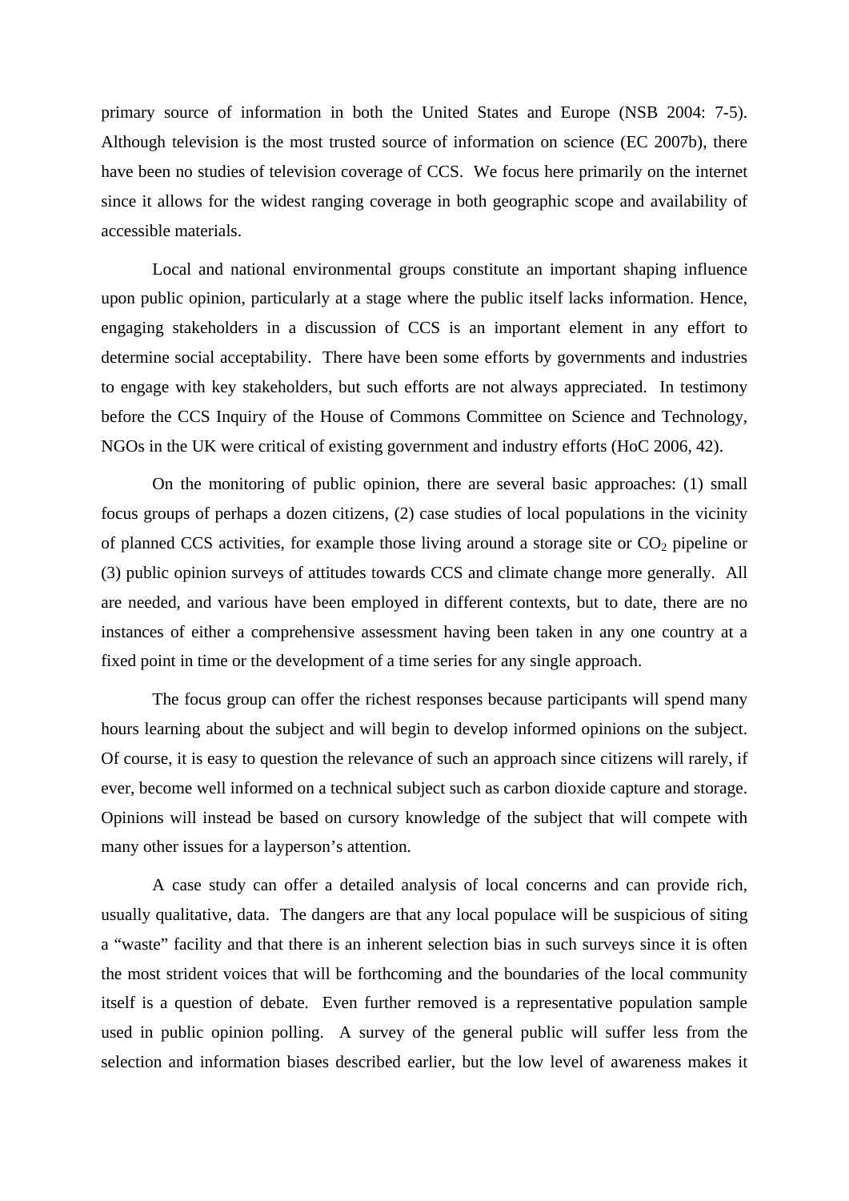primary source of information in both the United States and Europe (NSB 2004: 7-5). Although television is the most trusted source of information on science (EC 2007b), there have been no studies of television coverage of CCS. We focus here primarily on the internet since it allows for the widest ranging coverage in both geographic scope and availability of accessible materials.

Local and national environmental groups constitute an important shaping influence upon public opinion, particularly at a stage where the public itself lacks information. Hence, engaging stakeholders in a discussion of CCS is an important element in any effort to determine social acceptability. There have been some efforts by governments and industries to engage with key stakeholders, but such efforts are not always appreciated. In testimony before the CCS Inquiry of the House of Commons Committee on Science and Technology, NGOs in the UK were critical of existing government and industry efforts (HoC 2006, 42).

On the monitoring of public opinion, there are several basic approaches: (1) small focus groups of perhaps a dozen citizens, (2) case studies of local populations in the vicinity of planned CCS activities, for example those living around a storage site or $CO_2$ pipeline or (3) public opinion surveys of attitudes towards CCS and climate change more generally. All are needed, and various have been employed in different contexts, but to date, there are no instances of either a comprehensive assessment having been taken in any one country at a fixed point in time or the development of a time series for any single approach.

The focus group can offer the richest responses because participants will spend many hours learning about the subject and will begin to develop informed opinions on the subject. Of course, it is easy to question the relevance of such an approach since citizens will rarely, if ever, become well informed on a technical subject such as carbon dioxide capture and storage. Opinions will instead be based on cursory knowledge of the subject that will compete with many other issues for a layperson's attention.

A case study can offer a detailed analysis of local concerns and can provide rich, usually qualitative, data. The dangers are that any local populace will be suspicious of siting a "waste" facility and that there is an inherent selection bias in such surveys since it is often the most strident voices that will be forthcoming and the boundaries of the local community itself is a question of debate. Even further removed is a representative population sample used in public opinion polling. A survey of the general public will suffer less from the selection and information biases described earlier, but the low level of awareness makes it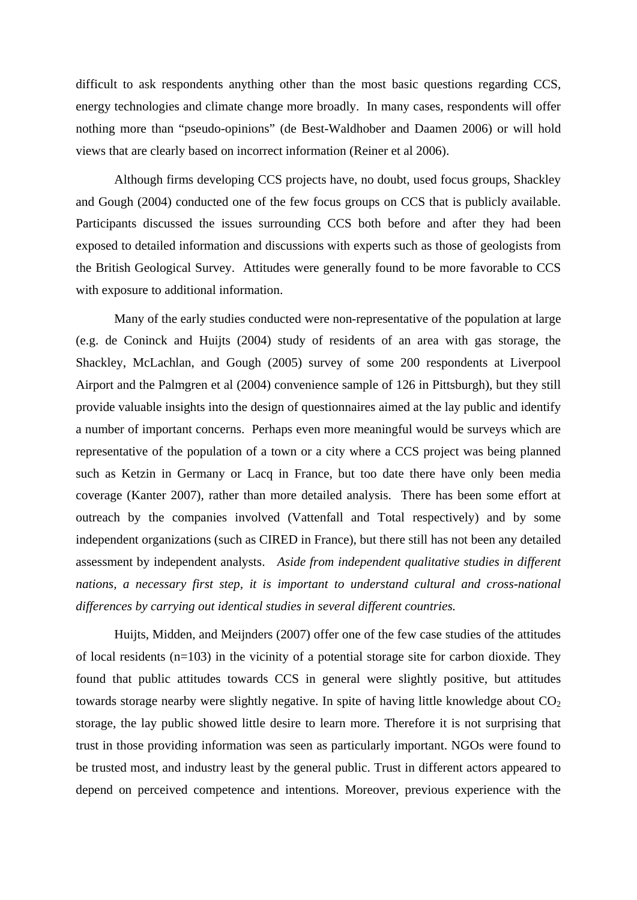difficult to ask respondents anything other than the most basic questions regarding CCS, energy technologies and climate change more broadly. In many cases, respondents will offer nothing more than "pseudo-opinions" (de Best-Waldhober and Daamen 2006) or will hold views that are clearly based on incorrect information (Reiner et al 2006).

Although firms developing CCS projects have, no doubt, used focus groups, Shackley and Gough (2004) conducted one of the few focus groups on CCS that is publicly available. Participants discussed the issues surrounding CCS both before and after they had been exposed to detailed information and discussions with experts such as those of geologists from the British Geological Survey. Attitudes were generally found to be more favorable to CCS with exposure to additional information.

Many of the early studies conducted were non-representative of the population at large (e.g. de Coninck and Huijts (2004) study of residents of an area with gas storage, the Shackley, McLachlan, and Gough (2005) survey of some 200 respondents at Liverpool Airport and the Palmgren et al (2004) convenience sample of 126 in Pittsburgh), but they still provide valuable insights into the design of questionnaires aimed at the lay public and identify a number of important concerns. Perhaps even more meaningful would be surveys which are representative of the population of a town or a city where a CCS project was being planned such as Ketzin in Germany or Lacq in France, but too date there have only been media coverage (Kanter 2007), rather than more detailed analysis. There has been some effort at outreach by the companies involved (Vattenfall and Total respectively) and by some independent organizations (such as CIRED in France), but there still has not been any detailed assessment by independent analysts. *Aside from independent qualitative studies in different nations, a necessary first step, it is important to understand cultural and cross-national differences by carrying out identical studies in several different countries.*

Huijts, Midden, and Meijnders (2007) offer one of the few case studies of the attitudes of local residents (n=103) in the vicinity of a potential storage site for carbon dioxide. They found that public attitudes towards CCS in general were slightly positive, but attitudes towards storage nearby were slightly negative. In spite of having little knowledge about $CO_2$ storage, the lay public showed little desire to learn more. Therefore it is not surprising that trust in those providing information was seen as particularly important. NGOs were found to be trusted most, and industry least by the general public. Trust in different actors appeared to depend on perceived competence and intentions. Moreover, previous experience with the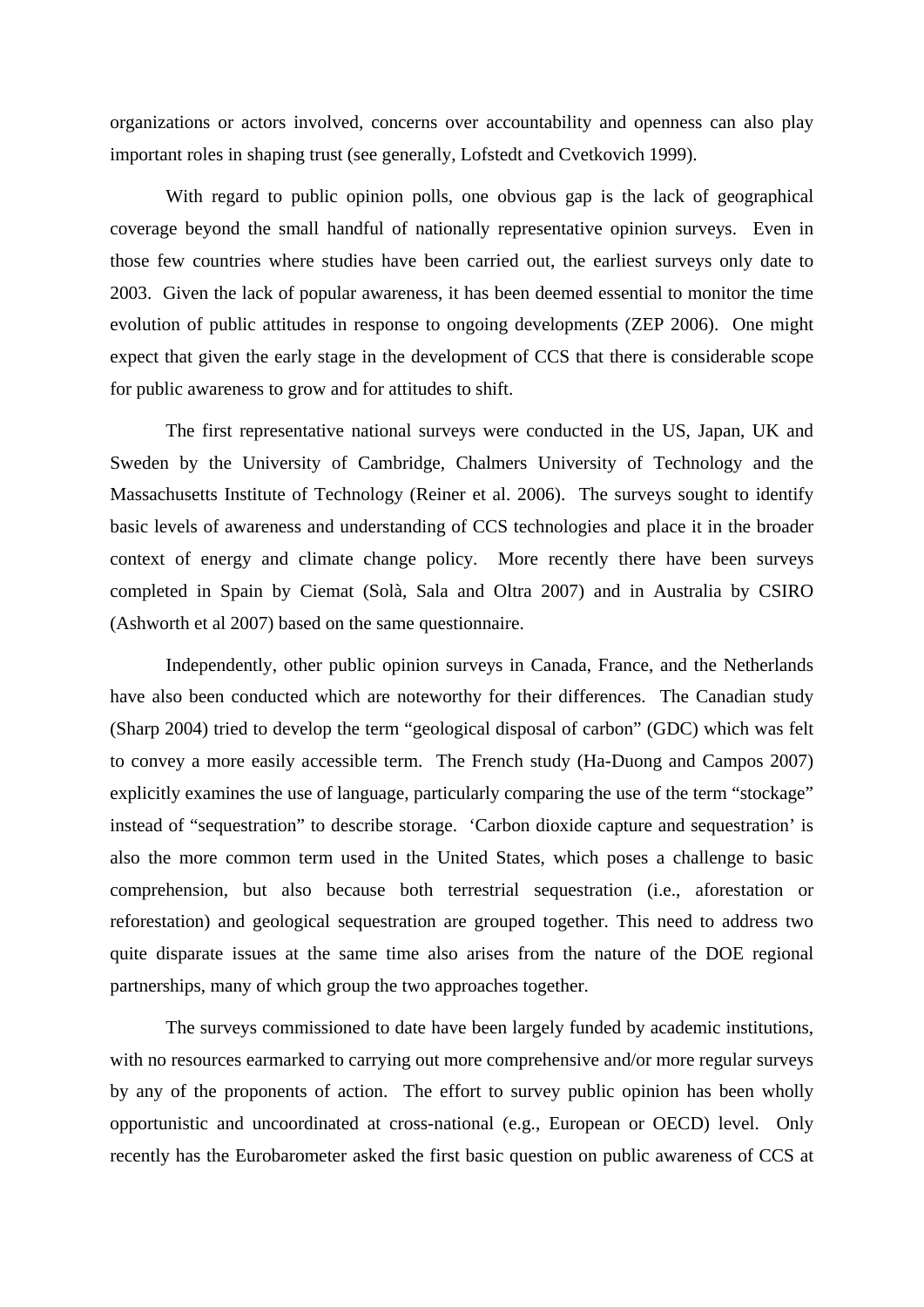organizations or actors involved, concerns over accountability and openness can also play important roles in shaping trust (see generally, Lofstedt and Cvetkovich 1999).

With regard to public opinion polls, one obvious gap is the lack of geographical coverage beyond the small handful of nationally representative opinion surveys. Even in those few countries where studies have been carried out, the earliest surveys only date to 2003. Given the lack of popular awareness, it has been deemed essential to monitor the time evolution of public attitudes in response to ongoing developments (ZEP 2006). One might expect that given the early stage in the development of CCS that there is considerable scope for public awareness to grow and for attitudes to shift.

The first representative national surveys were conducted in the US, Japan, UK and Sweden by the University of Cambridge, Chalmers University of Technology and the Massachusetts Institute of Technology (Reiner et al. 2006). The surveys sought to identify basic levels of awareness and understanding of CCS technologies and place it in the broader context of energy and climate change policy. More recently there have been surveys completed in Spain by Ciemat (Solà, Sala and Oltra 2007) and in Australia by CSIRO (Ashworth et al 2007) based on the same questionnaire.

Independently, other public opinion surveys in Canada, France, and the Netherlands have also been conducted which are noteworthy for their differences. The Canadian study (Sharp 2004) tried to develop the term "geological disposal of carbon" (GDC) which was felt to convey a more easily accessible term. The French study (Ha-Duong and Campos 2007) explicitly examines the use of language, particularly comparing the use of the term "stockage" instead of "sequestration" to describe storage. 'Carbon dioxide capture and sequestration' is also the more common term used in the United States, which poses a challenge to basic comprehension, but also because both terrestrial sequestration (i.e., aforestation or reforestation) and geological sequestration are grouped together. This need to address two quite disparate issues at the same time also arises from the nature of the DOE regional partnerships, many of which group the two approaches together.

The surveys commissioned to date have been largely funded by academic institutions, with no resources earmarked to carrying out more comprehensive and/or more regular surveys by any of the proponents of action. The effort to survey public opinion has been wholly opportunistic and uncoordinated at cross-national (e.g., European or OECD) level. Only recently has the Eurobarometer asked the first basic question on public awareness of CCS at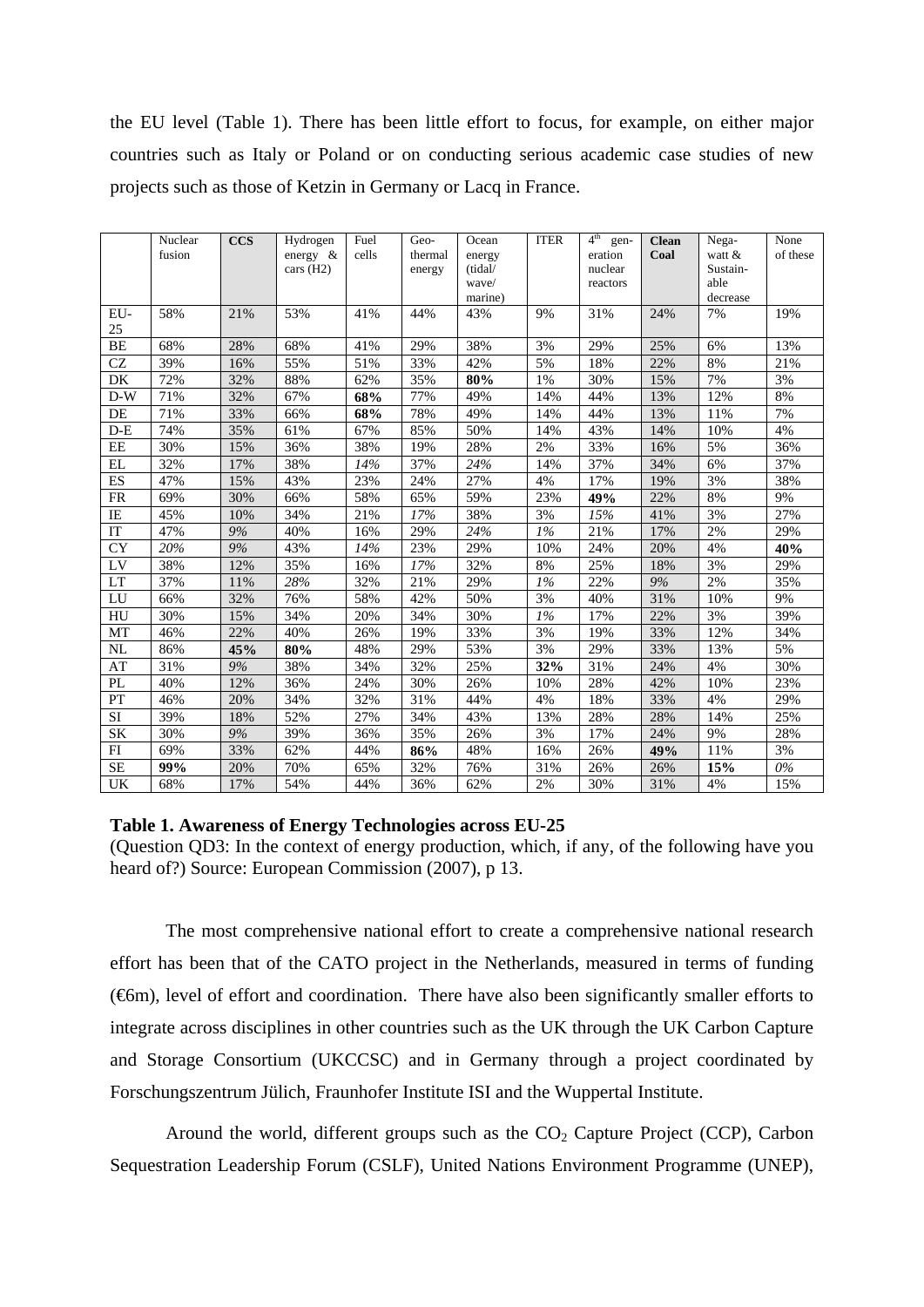the EU level (Table 1). There has been little effort to focus, for example, on either major countries such as Italy or Poland or on conducting serious academic case studies of new projects such as those of Ketzin in Germany or Lacq in France.

| | Nuclear fusion | **CCS** | Hydrogen energy & cars (H2) | Fuel cells | Geo-thermal energy | Ocean energy (tidal/ wave/ marine) | ITER | 4th generation nuclear reactors | **Clean Coal** | Nega-watt & Sustain-able decrease | None of these |
|---|---|---|---|---|---|---|---|---|---|---|---|
| EU-25 | 58% | 21% | 53% | 41% | 44% | 43% | 9% | 31% | 24% | 7% | 19% |
| BE | 68% | 28% | 68% | 41% | 29% | 38% | 3% | 29% | 25% | 6% | 13% |
| CZ | 39% | 16% | 55% | 51% | 33% | 42% | 5% | 18% | 22% | 8% | 21% |
| DK | 72% | 32% | 88% | 62% | 35% | **80%** | 1% | 30% | 15% | 7% | 3% |
| D-W | 71% | 32% | 67% | **68%** | 77% | 49% | 14% | 44% | 13% | 12% | 8% |
| DE | 71% | 33% | 66% | **68%** | 78% | 49% | 14% | 44% | 13% | 11% | 7% |
| D-E | 74% | 35% | 61% | 67% | 85% | 50% | 14% | 43% | 14% | 10% | 4% |
| EE | 30% | 15% | 36% | 38% | 19% | 28% | 2% | 33% | 16% | 5% | 36% |
| EL | 32% | 17% | 38% | *14%* | 37% | *24%* | 14% | 37% | 34% | 6% | 37% |
| ES | 47% | 15% | 43% | 23% | 24% | 27% | 4% | 17% | 19% | 3% | 38% |
| FR | 69% | 30% | 66% | 58% | 65% | 59% | 23% | **49%** | 22% | 8% | 9% |
| IE | 45% | 10% | 34% | 21% | *17%* | 38% | 3% | *15%* | 41% | 3% | 27% |
| IT | 47% | *9%* | 40% | 16% | 29% | *24%* | *1%* | 21% | 17% | 2% | 29% |
| CY | *20%* | *9%* | 43% | *14%* | 23% | 29% | 10% | 24% | 20% | 4% | **40%** |
| LV | 38% | 12% | 35% | 16% | *17%* | 32% | 8% | 25% | 18% | 3% | 29% |
| LT | 37% | 11% | *28%* | 32% | 21% | 29% | *1%* | 22% | *9%* | 2% | 35% |
| LU | 66% | 32% | 76% | 58% | 42% | 50% | 3% | 40% | 31% | 10% | 9% |
| HU | 30% | 15% | 34% | 20% | 34% | 30% | *1%* | 17% | 22% | 3% | 39% |
| MT | 46% | 22% | 40% | 26% | 19% | 33% | 3% | 19% | 33% | 12% | 34% |
| NL | 86% | **45%** | **80%** | 48% | 29% | 53% | 3% | 29% | 33% | 13% | 5% |
| AT | 31% | *9%* | 38% | 34% | 32% | 25% | **32%** | 31% | 24% | 4% | 30% |
| PL | 40% | 12% | 36% | 24% | 30% | 26% | 10% | 28% | 42% | 10% | 23% |
| PT | 46% | 20% | 34% | 32% | 31% | 44% | 4% | 18% | 33% | 4% | 29% |
| SI | 39% | 18% | 52% | 27% | 34% | 43% | 13% | 28% | 28% | 14% | 25% |
| SK | 30% | *9%* | 39% | 36% | 35% | 26% | 3% | 17% | 24% | 9% | 28% |
| FI | 69% | 33% | 62% | 44% | **86%** | 48% | 16% | 26% | **49%** | 11% | 3% |
| SE | **99%** | 20% | 70% | 65% | 32% | 76% | 31% | 26% | 26% | **15%** | *0%* |
| UK | 68% | 17% | 54% | 44% | 36% | 62% | 2% | 30% | 31% | 4% | 15% |

**Table 1. Awareness of Energy Technologies across EU-25**
(Question QD3: In the context of energy production, which, if any, of the following have you heard of?) Source: European Commission (2007), p 13.

The most comprehensive national effort to create a comprehensive national research effort has been that of the CATO project in the Netherlands, measured in terms of funding (€6m), level of effort and coordination. There have also been significantly smaller efforts to integrate across disciplines in other countries such as the UK through the UK Carbon Capture and Storage Consortium (UKCCSC) and in Germany through a project coordinated by Forschungszentrum Jülich, Fraunhofer Institute ISI and the Wuppertal Institute.

Around the world, different groups such as the $CO_2$ Capture Project (CCP), Carbon Sequestration Leadership Forum (CSLF), United Nations Environment Programme (UNEP),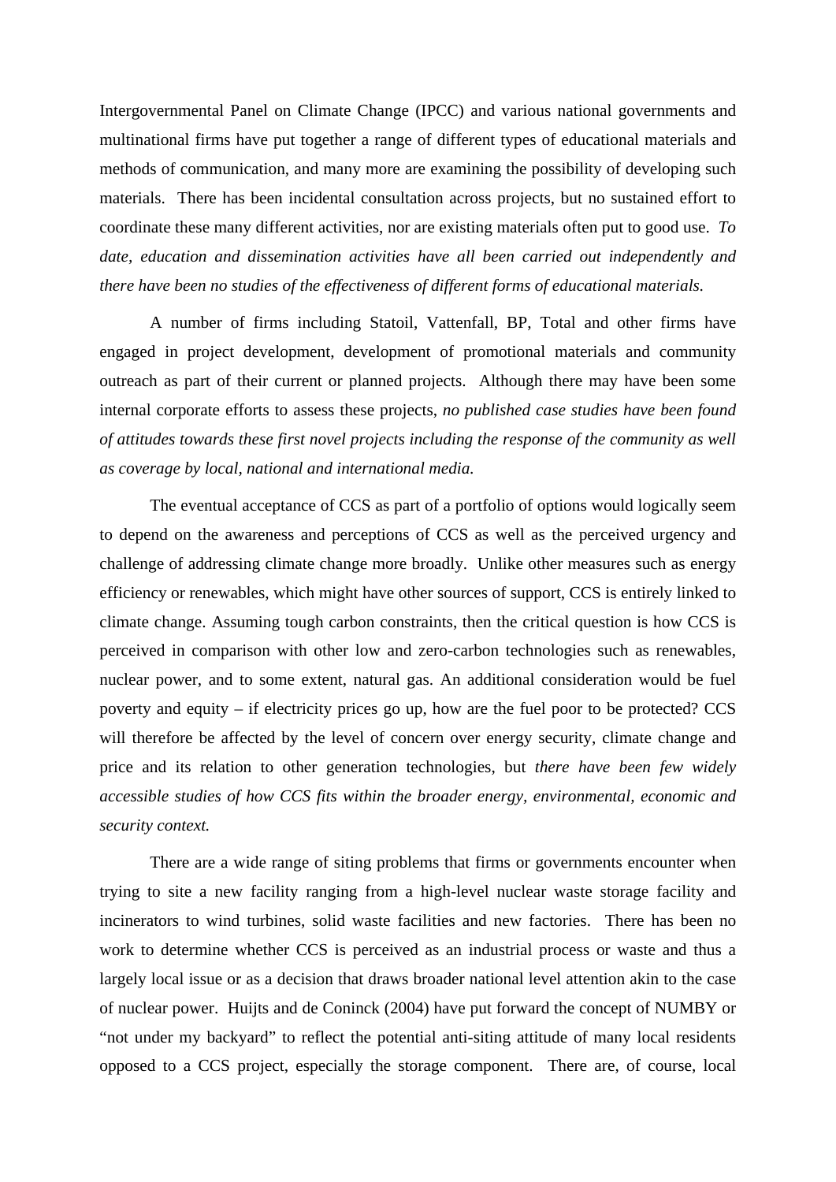Intergovernmental Panel on Climate Change (IPCC) and various national governments and multinational firms have put together a range of different types of educational materials and methods of communication, and many more are examining the possibility of developing such materials. There has been incidental consultation across projects, but no sustained effort to coordinate these many different activities, nor are existing materials often put to good use. *To date, education and dissemination activities have all been carried out independently and there have been no studies of the effectiveness of different forms of educational materials.*

A number of firms including Statoil, Vattenfall, BP, Total and other firms have engaged in project development, development of promotional materials and community outreach as part of their current or planned projects. Although there may have been some internal corporate efforts to assess these projects, *no published case studies have been found of attitudes towards these first novel projects including the response of the community as well as coverage by local, national and international media.*

The eventual acceptance of CCS as part of a portfolio of options would logically seem to depend on the awareness and perceptions of CCS as well as the perceived urgency and challenge of addressing climate change more broadly. Unlike other measures such as energy efficiency or renewables, which might have other sources of support, CCS is entirely linked to climate change. Assuming tough carbon constraints, then the critical question is how CCS is perceived in comparison with other low and zero-carbon technologies such as renewables, nuclear power, and to some extent, natural gas. An additional consideration would be fuel poverty and equity – if electricity prices go up, how are the fuel poor to be protected? CCS will therefore be affected by the level of concern over energy security, climate change and price and its relation to other generation technologies, but *there have been few widely accessible studies of how CCS fits within the broader energy, environmental, economic and security context.*

There are a wide range of siting problems that firms or governments encounter when trying to site a new facility ranging from a high-level nuclear waste storage facility and incinerators to wind turbines, solid waste facilities and new factories. There has been no work to determine whether CCS is perceived as an industrial process or waste and thus a largely local issue or as a decision that draws broader national level attention akin to the case of nuclear power. Huijts and de Coninck (2004) have put forward the concept of NUMBY or "not under my backyard" to reflect the potential anti-siting attitude of many local residents opposed to a CCS project, especially the storage component. There are, of course, local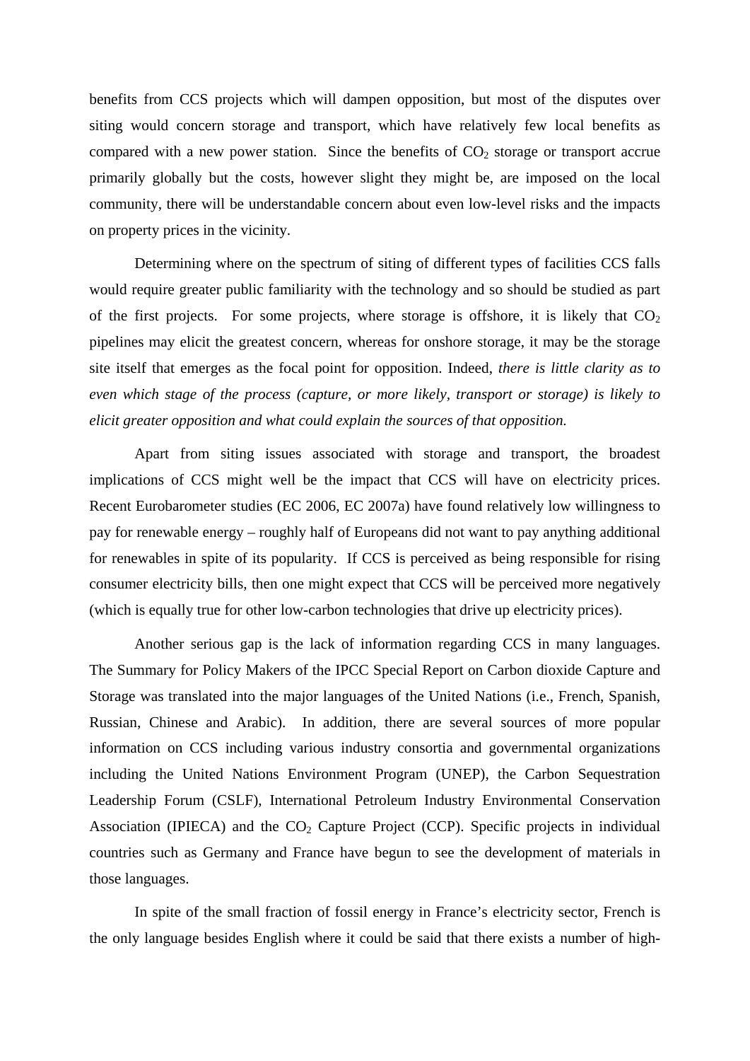benefits from CCS projects which will dampen opposition, but most of the disputes over siting would concern storage and transport, which have relatively few local benefits as compared with a new power station. Since the benefits of $CO_2$ storage or transport accrue primarily globally but the costs, however slight they might be, are imposed on the local community, there will be understandable concern about even low-level risks and the impacts on property prices in the vicinity.

Determining where on the spectrum of siting of different types of facilities CCS falls would require greater public familiarity with the technology and so should be studied as part of the first projects. For some projects, where storage is offshore, it is likely that $CO_2$ pipelines may elicit the greatest concern, whereas for onshore storage, it may be the storage site itself that emerges as the focal point for opposition. Indeed, *there is little clarity as to even which stage of the process (capture, or more likely, transport or storage) is likely to elicit greater opposition and what could explain the sources of that opposition.*

Apart from siting issues associated with storage and transport, the broadest implications of CCS might well be the impact that CCS will have on electricity prices. Recent Eurobarometer studies (EC 2006, EC 2007a) have found relatively low willingness to pay for renewable energy – roughly half of Europeans did not want to pay anything additional for renewables in spite of its popularity. If CCS is perceived as being responsible for rising consumer electricity bills, then one might expect that CCS will be perceived more negatively (which is equally true for other low-carbon technologies that drive up electricity prices).

Another serious gap is the lack of information regarding CCS in many languages. The Summary for Policy Makers of the IPCC Special Report on Carbon dioxide Capture and Storage was translated into the major languages of the United Nations (i.e., French, Spanish, Russian, Chinese and Arabic). In addition, there are several sources of more popular information on CCS including various industry consortia and governmental organizations including the United Nations Environment Program (UNEP), the Carbon Sequestration Leadership Forum (CSLF), International Petroleum Industry Environmental Conservation Association (IPIECA) and the $CO_2$ Capture Project (CCP). Specific projects in individual countries such as Germany and France have begun to see the development of materials in those languages.

In spite of the small fraction of fossil energy in France's electricity sector, French is the only language besides English where it could be said that there exists a number of high-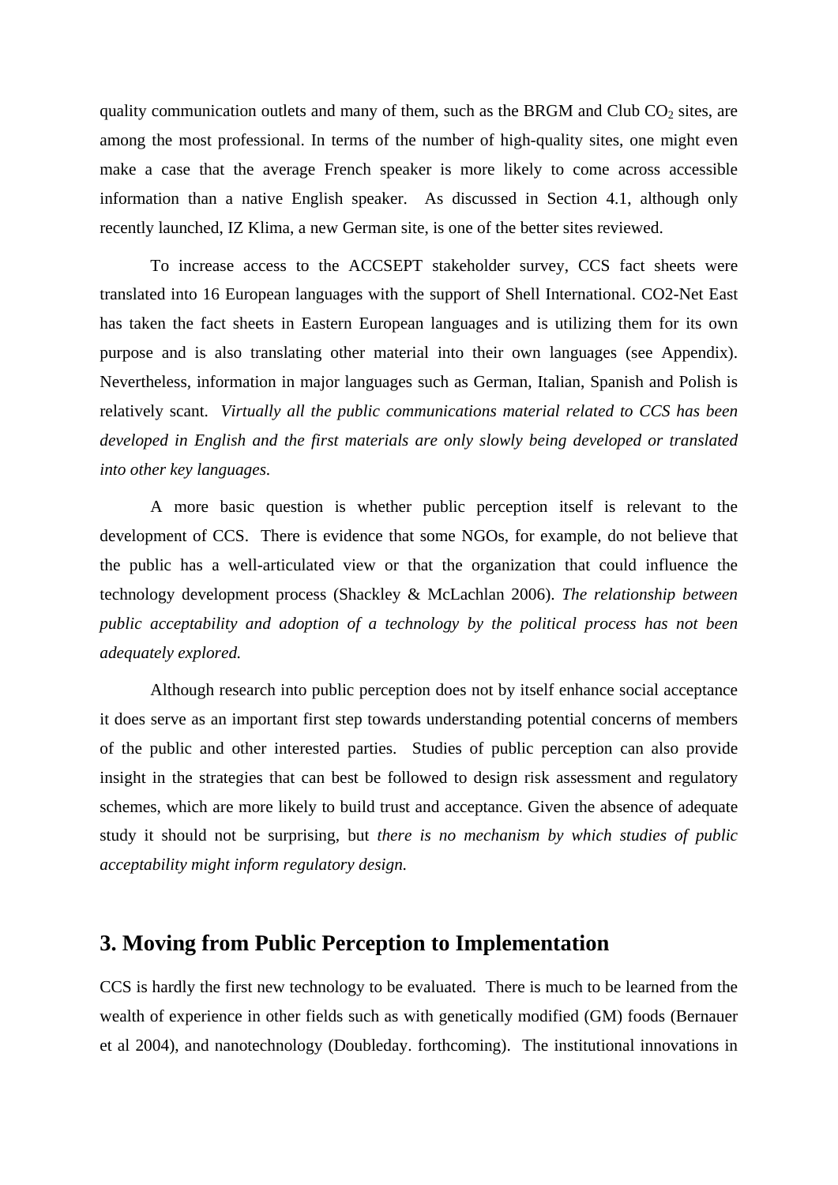quality communication outlets and many of them, such as the BRGM and Club $CO_2$ sites, are among the most professional. In terms of the number of high-quality sites, one might even make a case that the average French speaker is more likely to come across accessible information than a native English speaker. As discussed in Section 4.1, although only recently launched, IZ Klima, a new German site, is one of the better sites reviewed.

To increase access to the ACCSEPT stakeholder survey, CCS fact sheets were translated into 16 European languages with the support of Shell International. CO2-Net East has taken the fact sheets in Eastern European languages and is utilizing them for its own purpose and is also translating other material into their own languages (see Appendix). Nevertheless, information in major languages such as German, Italian, Spanish and Polish is relatively scant. *Virtually all the public communications material related to CCS has been developed in English and the first materials are only slowly being developed or translated into other key languages.*

A more basic question is whether public perception itself is relevant to the development of CCS. There is evidence that some NGOs, for example, do not believe that the public has a well-articulated view or that the organization that could influence the technology development process (Shackley & McLachlan 2006). *The relationship between public acceptability and adoption of a technology by the political process has not been adequately explored.*

Although research into public perception does not by itself enhance social acceptance it does serve as an important first step towards understanding potential concerns of members of the public and other interested parties. Studies of public perception can also provide insight in the strategies that can best be followed to design risk assessment and regulatory schemes, which are more likely to build trust and acceptance. Given the absence of adequate study it should not be surprising, but *there is no mechanism by which studies of public acceptability might inform regulatory design.*

## 3. Moving from Public Perception to Implementation

CCS is hardly the first new technology to be evaluated. There is much to be learned from the wealth of experience in other fields such as with genetically modified (GM) foods (Bernauer et al 2004), and nanotechnology (Doubleday. forthcoming). The institutional innovations in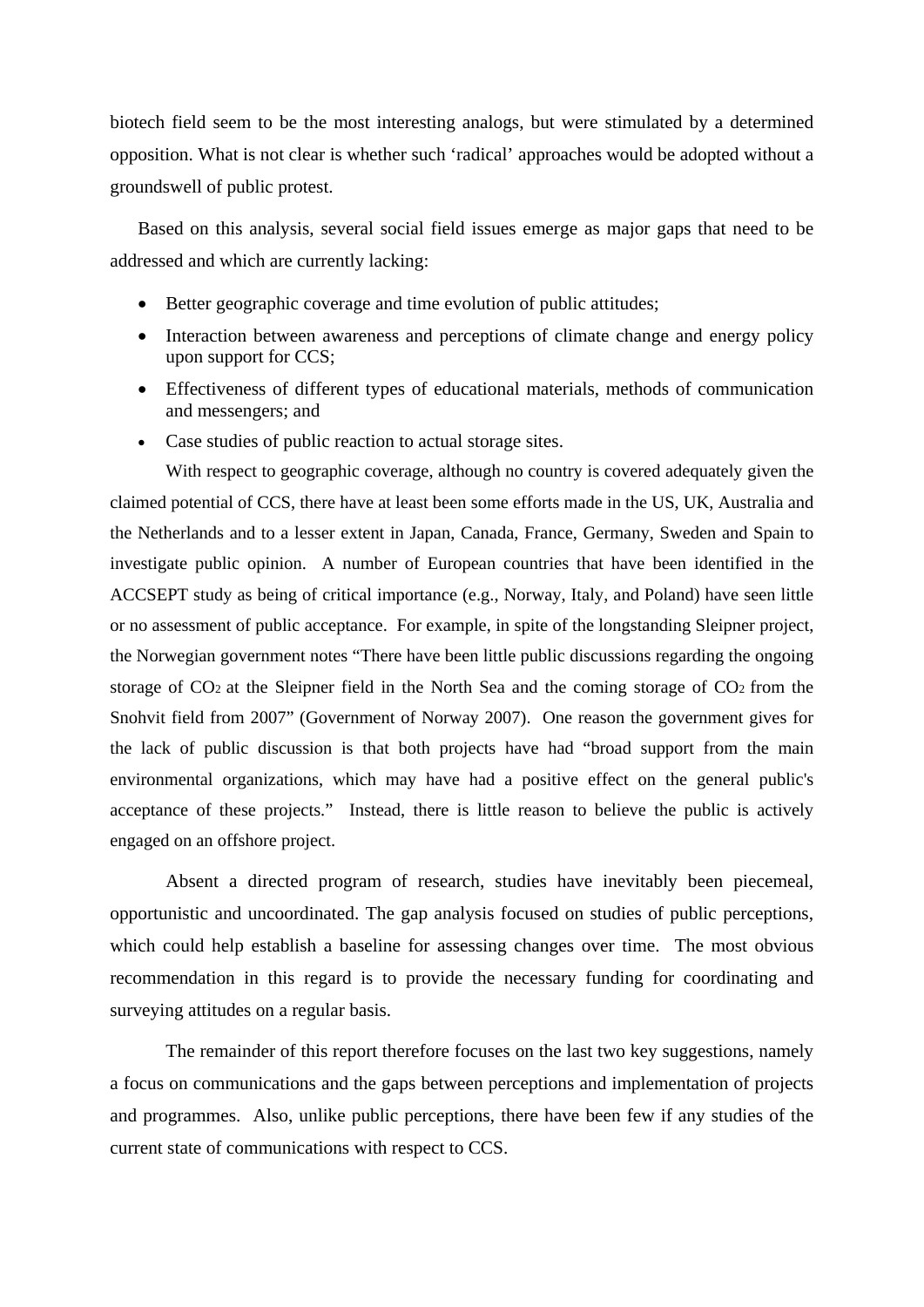biotech field seem to be the most interesting analogs, but were stimulated by a determined opposition. What is not clear is whether such 'radical' approaches would be adopted without a groundswell of public protest.

Based on this analysis, several social field issues emerge as major gaps that need to be addressed and which are currently lacking:

- Better geographic coverage and time evolution of public attitudes;
- Interaction between awareness and perceptions of climate change and energy policy upon support for CCS;
- Effectiveness of different types of educational materials, methods of communication and messengers; and
- Case studies of public reaction to actual storage sites.

With respect to geographic coverage, although no country is covered adequately given the claimed potential of CCS, there have at least been some efforts made in the US, UK, Australia and the Netherlands and to a lesser extent in Japan, Canada, France, Germany, Sweden and Spain to investigate public opinion. A number of European countries that have been identified in the ACCSEPT study as being of critical importance (e.g., Norway, Italy, and Poland) have seen little or no assessment of public acceptance. For example, in spite of the longstanding Sleipner project, the Norwegian government notes "There have been little public discussions regarding the ongoing storage of $CO_2$ at the Sleipner field in the North Sea and the coming storage of $CO_2$ from the Snohvit field from 2007" (Government of Norway 2007). One reason the government gives for the lack of public discussion is that both projects have had "broad support from the main environmental organizations, which may have had a positive effect on the general public's acceptance of these projects." Instead, there is little reason to believe the public is actively engaged on an offshore project.

Absent a directed program of research, studies have inevitably been piecemeal, opportunistic and uncoordinated. The gap analysis focused on studies of public perceptions, which could help establish a baseline for assessing changes over time. The most obvious recommendation in this regard is to provide the necessary funding for coordinating and surveying attitudes on a regular basis.

The remainder of this report therefore focuses on the last two key suggestions, namely a focus on communications and the gaps between perceptions and implementation of projects and programmes. Also, unlike public perceptions, there have been few if any studies of the current state of communications with respect to CCS.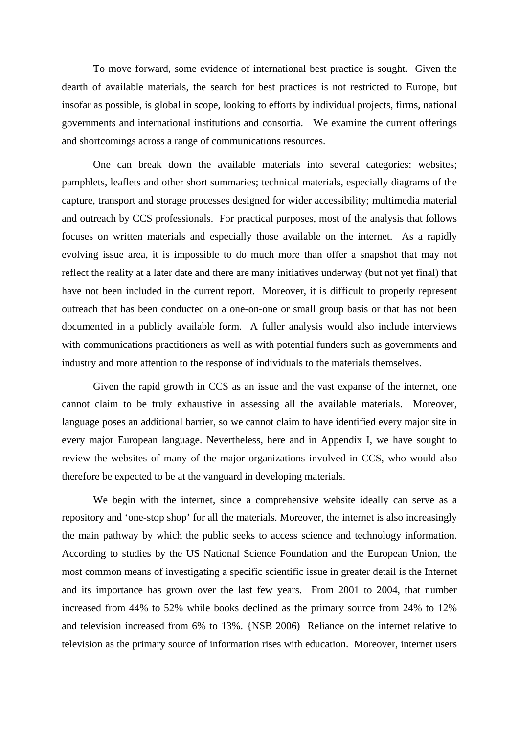To move forward, some evidence of international best practice is sought. Given the dearth of available materials, the search for best practices is not restricted to Europe, but insofar as possible, is global in scope, looking to efforts by individual projects, firms, national governments and international institutions and consortia. We examine the current offerings and shortcomings across a range of communications resources.

One can break down the available materials into several categories: websites; pamphlets, leaflets and other short summaries; technical materials, especially diagrams of the capture, transport and storage processes designed for wider accessibility; multimedia material and outreach by CCS professionals. For practical purposes, most of the analysis that follows focuses on written materials and especially those available on the internet. As a rapidly evolving issue area, it is impossible to do much more than offer a snapshot that may not reflect the reality at a later date and there are many initiatives underway (but not yet final) that have not been included in the current report. Moreover, it is difficult to properly represent outreach that has been conducted on a one-on-one or small group basis or that has not been documented in a publicly available form. A fuller analysis would also include interviews with communications practitioners as well as with potential funders such as governments and industry and more attention to the response of individuals to the materials themselves.

Given the rapid growth in CCS as an issue and the vast expanse of the internet, one cannot claim to be truly exhaustive in assessing all the available materials. Moreover, language poses an additional barrier, so we cannot claim to have identified every major site in every major European language. Nevertheless, here and in Appendix I, we have sought to review the websites of many of the major organizations involved in CCS, who would also therefore be expected to be at the vanguard in developing materials.

We begin with the internet, since a comprehensive website ideally can serve as a repository and 'one-stop shop' for all the materials. Moreover, the internet is also increasingly the main pathway by which the public seeks to access science and technology information. According to studies by the US National Science Foundation and the European Union, the most common means of investigating a specific scientific issue in greater detail is the Internet and its importance has grown over the last few years. From 2001 to 2004, that number increased from 44% to 52% while books declined as the primary source from 24% to 12% and television increased from 6% to 13%. {NSB 2006} Reliance on the internet relative to television as the primary source of information rises with education. Moreover, internet users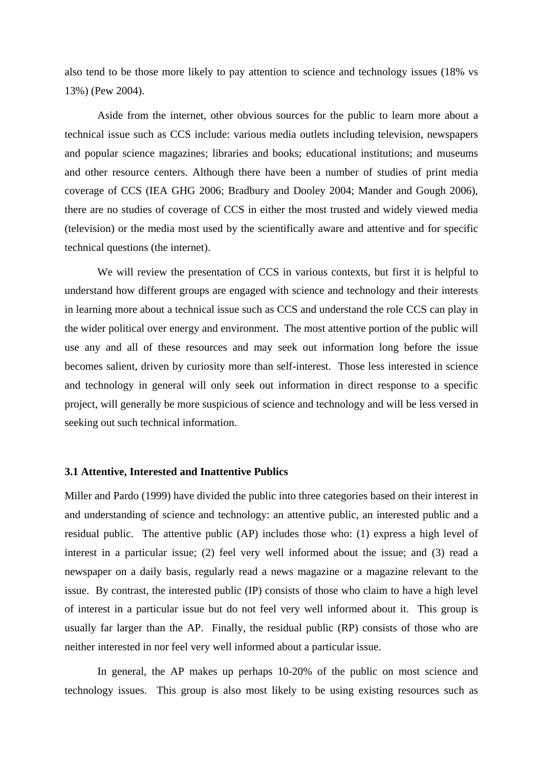also tend to be those more likely to pay attention to science and technology issues (18% vs 13%) (Pew 2004).

Aside from the internet, other obvious sources for the public to learn more about a technical issue such as CCS include: various media outlets including television, newspapers and popular science magazines; libraries and books; educational institutions; and museums and other resource centers. Although there have been a number of studies of print media coverage of CCS (IEA GHG 2006; Bradbury and Dooley 2004; Mander and Gough 2006), there are no studies of coverage of CCS in either the most trusted and widely viewed media (television) or the media most used by the scientifically aware and attentive and for specific technical questions (the internet).

We will review the presentation of CCS in various contexts, but first it is helpful to understand how different groups are engaged with science and technology and their interests in learning more about a technical issue such as CCS and understand the role CCS can play in the wider political over energy and environment. The most attentive portion of the public will use any and all of these resources and may seek out information long before the issue becomes salient, driven by curiosity more than self-interest. Those less interested in science and technology in general will only seek out information in direct response to a specific project, will generally be more suspicious of science and technology and will be less versed in seeking out such technical information.

### 3.1 Attentive, Interested and Inattentive Publics

Miller and Pardo (1999) have divided the public into three categories based on their interest in and understanding of science and technology: an attentive public, an interested public and a residual public. The attentive public (AP) includes those who: (1) express a high level of interest in a particular issue; (2) feel very well informed about the issue; and (3) read a newspaper on a daily basis, regularly read a news magazine or a magazine relevant to the issue. By contrast, the interested public (IP) consists of those who claim to have a high level of interest in a particular issue but do not feel very well informed about it. This group is usually far larger than the AP. Finally, the residual public (RP) consists of those who are neither interested in nor feel very well informed about a particular issue.

In general, the AP makes up perhaps 10-20% of the public on most science and technology issues. This group is also most likely to be using existing resources such as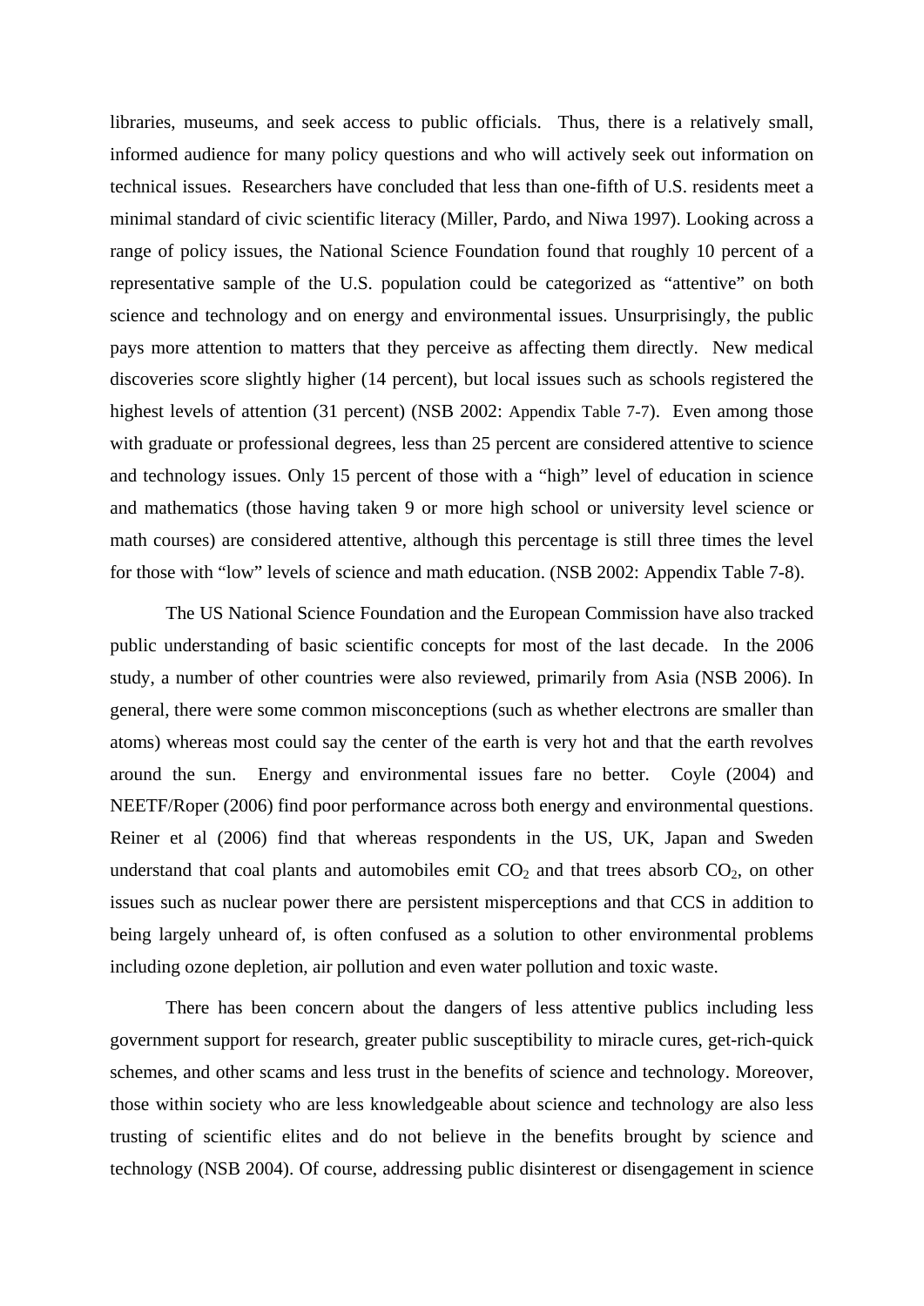libraries, museums, and seek access to public officials. Thus, there is a relatively small, informed audience for many policy questions and who will actively seek out information on technical issues. Researchers have concluded that less than one-fifth of U.S. residents meet a minimal standard of civic scientific literacy (Miller, Pardo, and Niwa 1997). Looking across a range of policy issues, the National Science Foundation found that roughly 10 percent of a representative sample of the U.S. population could be categorized as "attentive" on both science and technology and on energy and environmental issues. Unsurprisingly, the public pays more attention to matters that they perceive as affecting them directly. New medical discoveries score slightly higher (14 percent), but local issues such as schools registered the highest levels of attention (31 percent) (NSB 2002: Appendix Table 7-7). Even among those with graduate or professional degrees, less than 25 percent are considered attentive to science and technology issues. Only 15 percent of those with a "high" level of education in science and mathematics (those having taken 9 or more high school or university level science or math courses) are considered attentive, although this percentage is still three times the level for those with "low" levels of science and math education. (NSB 2002: Appendix Table 7-8).

The US National Science Foundation and the European Commission have also tracked public understanding of basic scientific concepts for most of the last decade. In the 2006 study, a number of other countries were also reviewed, primarily from Asia (NSB 2006). In general, there were some common misconceptions (such as whether electrons are smaller than atoms) whereas most could say the center of the earth is very hot and that the earth revolves around the sun. Energy and environmental issues fare no better. Coyle (2004) and NEETF/Roper (2006) find poor performance across both energy and environmental questions. Reiner et al (2006) find that whereas respondents in the US, UK, Japan and Sweden understand that coal plants and automobiles emit $CO_2$ and that trees absorb $CO_2$, on other issues such as nuclear power there are persistent misperceptions and that CCS in addition to being largely unheard of, is often confused as a solution to other environmental problems including ozone depletion, air pollution and even water pollution and toxic waste.

There has been concern about the dangers of less attentive publics including less government support for research, greater public susceptibility to miracle cures, get-rich-quick schemes, and other scams and less trust in the benefits of science and technology. Moreover, those within society who are less knowledgeable about science and technology are also less trusting of scientific elites and do not believe in the benefits brought by science and technology (NSB 2004). Of course, addressing public disinterest or disengagement in science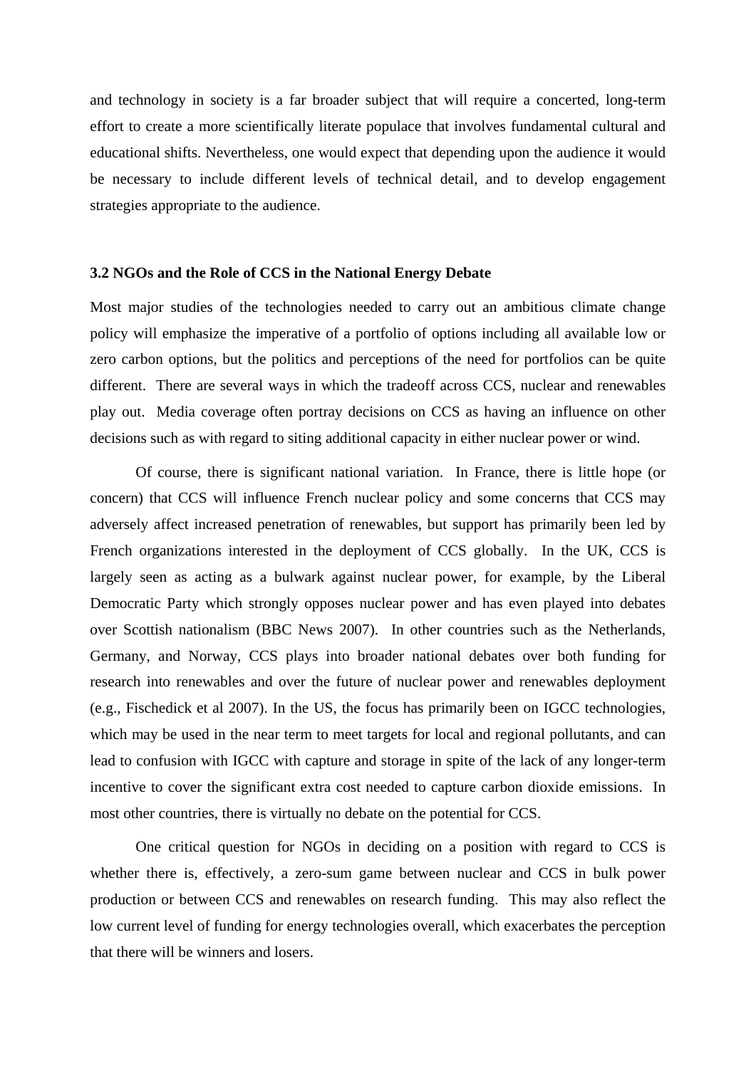and technology in society is a far broader subject that will require a concerted, long-term effort to create a more scientifically literate populace that involves fundamental cultural and educational shifts. Nevertheless, one would expect that depending upon the audience it would be necessary to include different levels of technical detail, and to develop engagement strategies appropriate to the audience.

### 3.2 NGOs and the Role of CCS in the National Energy Debate

Most major studies of the technologies needed to carry out an ambitious climate change policy will emphasize the imperative of a portfolio of options including all available low or zero carbon options, but the politics and perceptions of the need for portfolios can be quite different. There are several ways in which the tradeoff across CCS, nuclear and renewables play out. Media coverage often portray decisions on CCS as having an influence on other decisions such as with regard to siting additional capacity in either nuclear power or wind.

Of course, there is significant national variation. In France, there is little hope (or concern) that CCS will influence French nuclear policy and some concerns that CCS may adversely affect increased penetration of renewables, but support has primarily been led by French organizations interested in the deployment of CCS globally. In the UK, CCS is largely seen as acting as a bulwark against nuclear power, for example, by the Liberal Democratic Party which strongly opposes nuclear power and has even played into debates over Scottish nationalism (BBC News 2007). In other countries such as the Netherlands, Germany, and Norway, CCS plays into broader national debates over both funding for research into renewables and over the future of nuclear power and renewables deployment (e.g., Fischedick et al 2007). In the US, the focus has primarily been on IGCC technologies, which may be used in the near term to meet targets for local and regional pollutants, and can lead to confusion with IGCC with capture and storage in spite of the lack of any longer-term incentive to cover the significant extra cost needed to capture carbon dioxide emissions. In most other countries, there is virtually no debate on the potential for CCS.

One critical question for NGOs in deciding on a position with regard to CCS is whether there is, effectively, a zero-sum game between nuclear and CCS in bulk power production or between CCS and renewables on research funding. This may also reflect the low current level of funding for energy technologies overall, which exacerbates the perception that there will be winners and losers.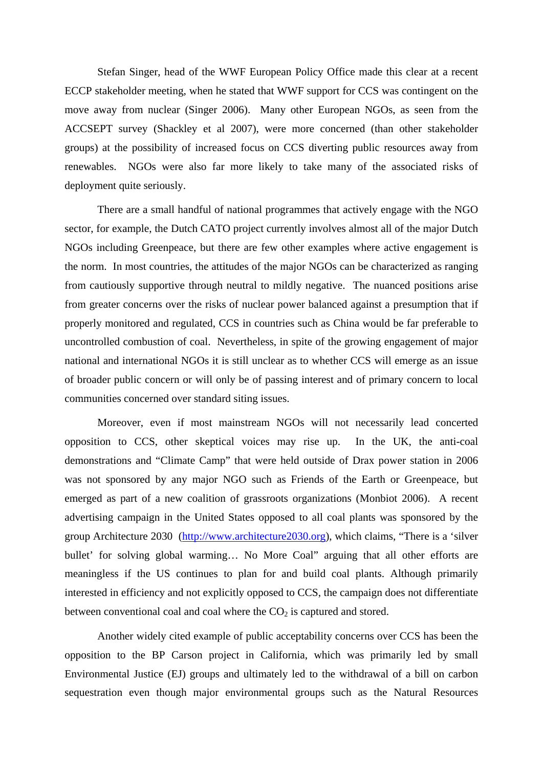Stefan Singer, head of the WWF European Policy Office made this clear at a recent ECCP stakeholder meeting, when he stated that WWF support for CCS was contingent on the move away from nuclear (Singer 2006). Many other European NGOs, as seen from the ACCSEPT survey (Shackley et al 2007), were more concerned (than other stakeholder groups) at the possibility of increased focus on CCS diverting public resources away from renewables. NGOs were also far more likely to take many of the associated risks of deployment quite seriously.

There are a small handful of national programmes that actively engage with the NGO sector, for example, the Dutch CATO project currently involves almost all of the major Dutch NGOs including Greenpeace, but there are few other examples where active engagement is the norm. In most countries, the attitudes of the major NGOs can be characterized as ranging from cautiously supportive through neutral to mildly negative. The nuanced positions arise from greater concerns over the risks of nuclear power balanced against a presumption that if properly monitored and regulated, CCS in countries such as China would be far preferable to uncontrolled combustion of coal. Nevertheless, in spite of the growing engagement of major national and international NGOs it is still unclear as to whether CCS will emerge as an issue of broader public concern or will only be of passing interest and of primary concern to local communities concerned over standard siting issues.

Moreover, even if most mainstream NGOs will not necessarily lead concerted opposition to CCS, other skeptical voices may rise up. In the UK, the anti-coal demonstrations and "Climate Camp" that were held outside of Drax power station in 2006 was not sponsored by any major NGO such as Friends of the Earth or Greenpeace, but emerged as part of a new coalition of grassroots organizations (Monbiot 2006). A recent advertising campaign in the United States opposed to all coal plants was sponsored by the group Architecture 2030 (http://www.architecture2030.org), which claims, "There is a 'silver bullet' for solving global warming… No More Coal" arguing that all other efforts are meaningless if the US continues to plan for and build coal plants. Although primarily interested in efficiency and not explicitly opposed to CCS, the campaign does not differentiate between conventional coal and coal where the $CO_2$ is captured and stored.

Another widely cited example of public acceptability concerns over CCS has been the opposition to the BP Carson project in California, which was primarily led by small Environmental Justice (EJ) groups and ultimately led to the withdrawal of a bill on carbon sequestration even though major environmental groups such as the Natural Resources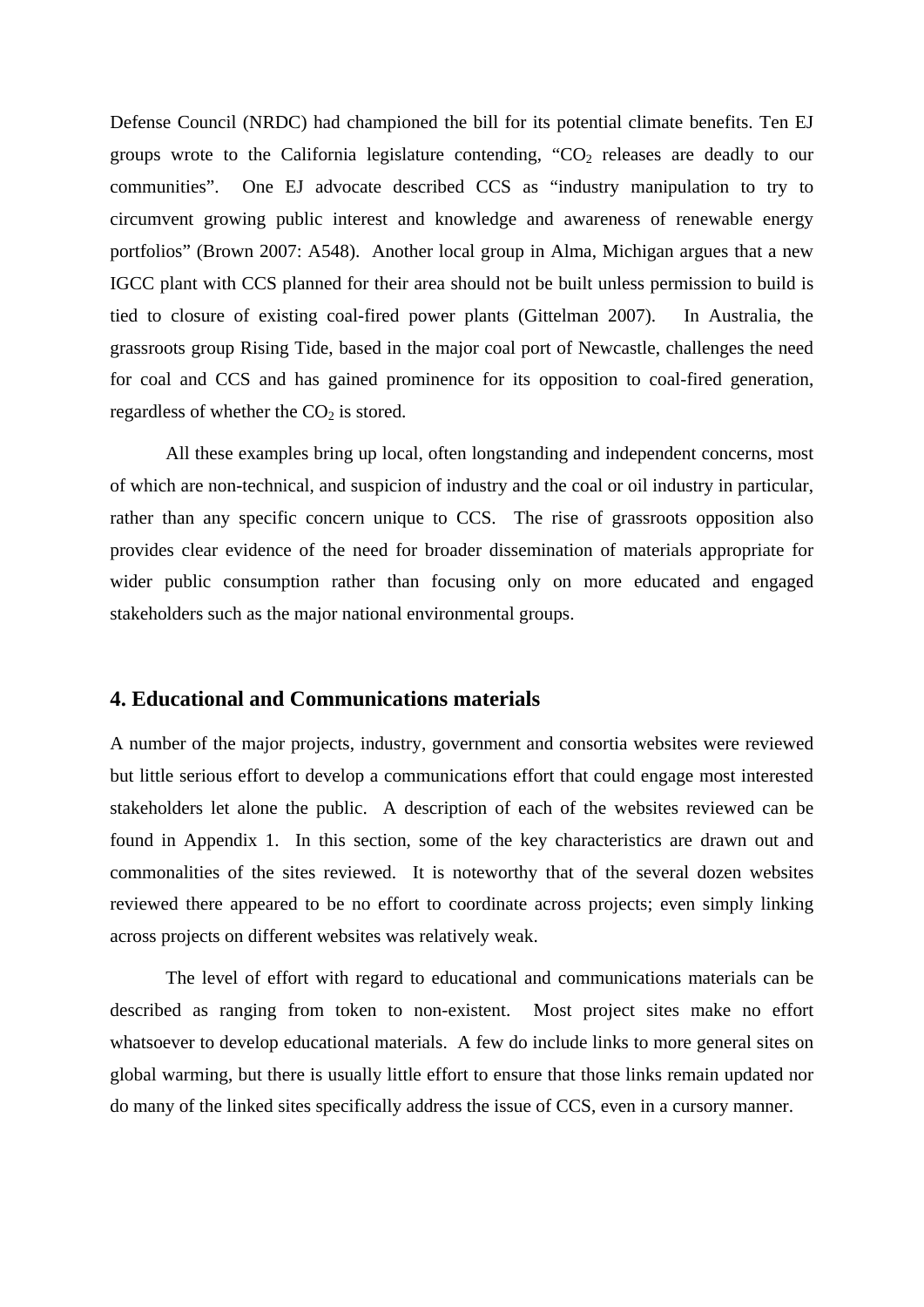Defense Council (NRDC) had championed the bill for its potential climate benefits. Ten EJ groups wrote to the California legislature contending, "$CO_2$ releases are deadly to our communities". One EJ advocate described CCS as "industry manipulation to try to circumvent growing public interest and knowledge and awareness of renewable energy portfolios" (Brown 2007: A548). Another local group in Alma, Michigan argues that a new IGCC plant with CCS planned for their area should not be built unless permission to build is tied to closure of existing coal-fired power plants (Gittelman 2007). In Australia, the grassroots group Rising Tide, based in the major coal port of Newcastle, challenges the need for coal and CCS and has gained prominence for its opposition to coal-fired generation, regardless of whether the $CO_2$ is stored.

All these examples bring up local, often longstanding and independent concerns, most of which are non-technical, and suspicion of industry and the coal or oil industry in particular, rather than any specific concern unique to CCS. The rise of grassroots opposition also provides clear evidence of the need for broader dissemination of materials appropriate for wider public consumption rather than focusing only on more educated and engaged stakeholders such as the major national environmental groups.

## 4. Educational and Communications materials

A number of the major projects, industry, government and consortia websites were reviewed but little serious effort to develop a communications effort that could engage most interested stakeholders let alone the public. A description of each of the websites reviewed can be found in Appendix 1. In this section, some of the key characteristics are drawn out and commonalities of the sites reviewed. It is noteworthy that of the several dozen websites reviewed there appeared to be no effort to coordinate across projects; even simply linking across projects on different websites was relatively weak.

The level of effort with regard to educational and communications materials can be described as ranging from token to non-existent. Most project sites make no effort whatsoever to develop educational materials. A few do include links to more general sites on global warming, but there is usually little effort to ensure that those links remain updated nor do many of the linked sites specifically address the issue of CCS, even in a cursory manner.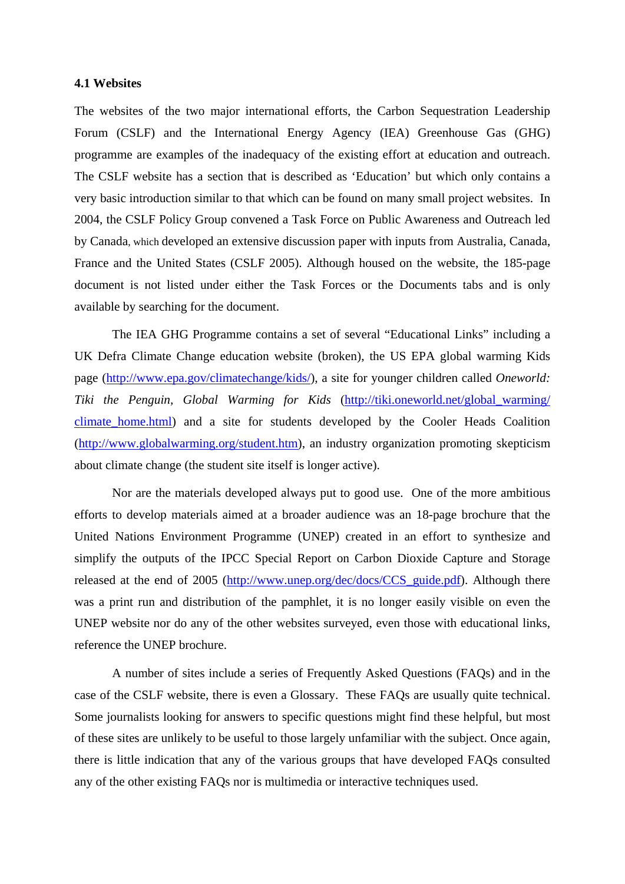### 4.1 Websites

The websites of the two major international efforts, the Carbon Sequestration Leadership Forum (CSLF) and the International Energy Agency (IEA) Greenhouse Gas (GHG) programme are examples of the inadequacy of the existing effort at education and outreach. The CSLF website has a section that is described as 'Education' but which only contains a very basic introduction similar to that which can be found on many small project websites. In 2004, the CSLF Policy Group convened a Task Force on Public Awareness and Outreach led by Canada, which developed an extensive discussion paper with inputs from Australia, Canada, France and the United States (CSLF 2005). Although housed on the website, the 185-page document is not listed under either the Task Forces or the Documents tabs and is only available by searching for the document.

The IEA GHG Programme contains a set of several "Educational Links" including a UK Defra Climate Change education website (broken), the US EPA global warming Kids page (http://www.epa.gov/climatechange/kids/), a site for younger children called *Oneworld: Tiki the Penguin, Global Warming for Kids* (http://tiki.oneworld.net/global_warming/climate_home.html) and a site for students developed by the Cooler Heads Coalition (http://www.globalwarming.org/student.htm), an industry organization promoting skepticism about climate change (the student site itself is longer active).

Nor are the materials developed always put to good use. One of the more ambitious efforts to develop materials aimed at a broader audience was an 18-page brochure that the United Nations Environment Programme (UNEP) created in an effort to synthesize and simplify the outputs of the IPCC Special Report on Carbon Dioxide Capture and Storage released at the end of 2005 (http://www.unep.org/dec/docs/CCS_guide.pdf). Although there was a print run and distribution of the pamphlet, it is no longer easily visible on even the UNEP website nor do any of the other websites surveyed, even those with educational links, reference the UNEP brochure.

A number of sites include a series of Frequently Asked Questions (FAQs) and in the case of the CSLF website, there is even a Glossary. These FAQs are usually quite technical. Some journalists looking for answers to specific questions might find these helpful, but most of these sites are unlikely to be useful to those largely unfamiliar with the subject. Once again, there is little indication that any of the various groups that have developed FAQs consulted any of the other existing FAQs nor is multimedia or interactive techniques used.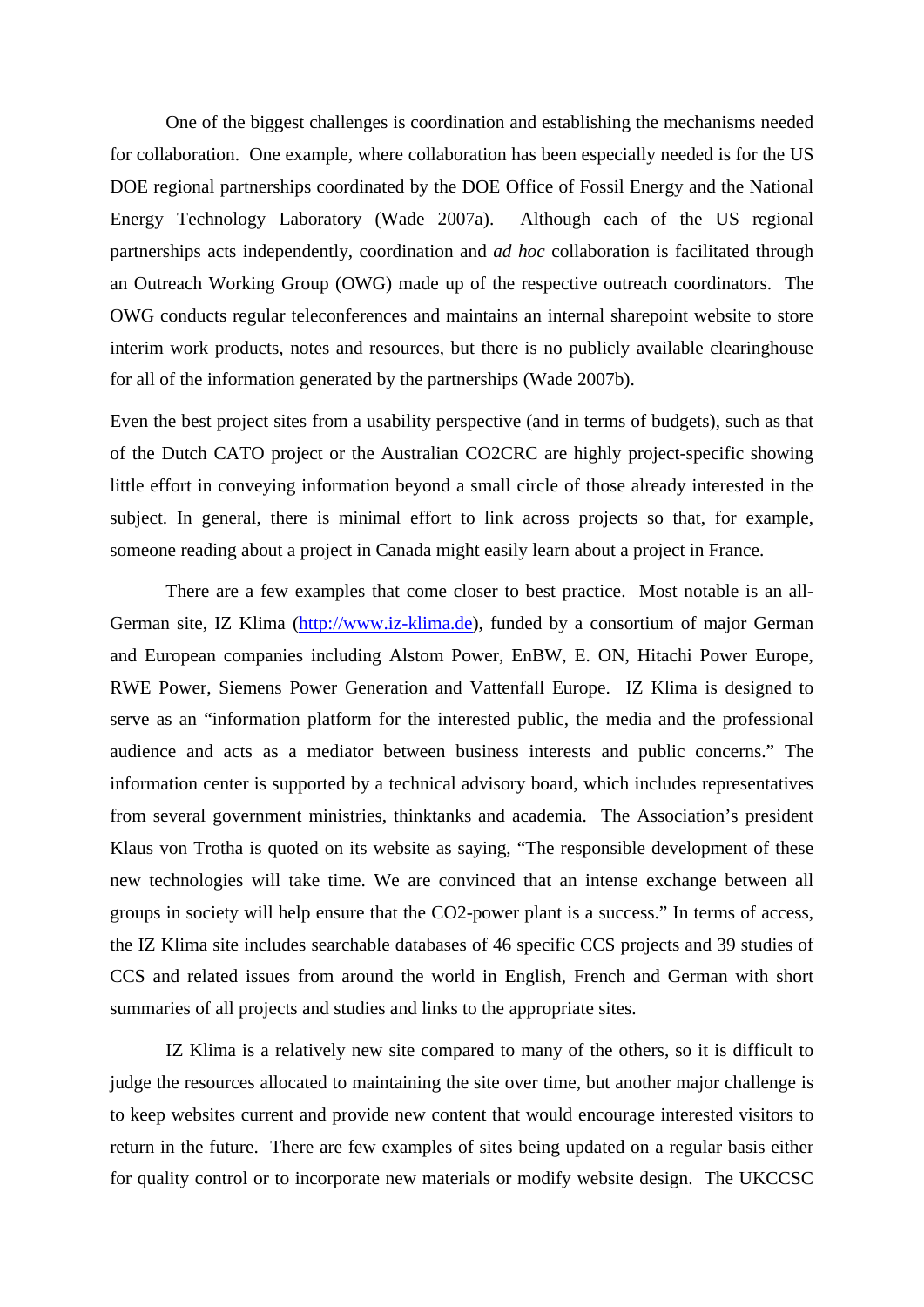One of the biggest challenges is coordination and establishing the mechanisms needed for collaboration. One example, where collaboration has been especially needed is for the US DOE regional partnerships coordinated by the DOE Office of Fossil Energy and the National Energy Technology Laboratory (Wade 2007a). Although each of the US regional partnerships acts independently, coordination and *ad hoc* collaboration is facilitated through an Outreach Working Group (OWG) made up of the respective outreach coordinators. The OWG conducts regular teleconferences and maintains an internal sharepoint website to store interim work products, notes and resources, but there is no publicly available clearinghouse for all of the information generated by the partnerships (Wade 2007b).

Even the best project sites from a usability perspective (and in terms of budgets), such as that of the Dutch CATO project or the Australian CO2CRC are highly project-specific showing little effort in conveying information beyond a small circle of those already interested in the subject. In general, there is minimal effort to link across projects so that, for example, someone reading about a project in Canada might easily learn about a project in France.

There are a few examples that come closer to best practice. Most notable is an all-German site, IZ Klima (http://www.iz-klima.de), funded by a consortium of major German and European companies including Alstom Power, EnBW, E. ON, Hitachi Power Europe, RWE Power, Siemens Power Generation and Vattenfall Europe. IZ Klima is designed to serve as an "information platform for the interested public, the media and the professional audience and acts as a mediator between business interests and public concerns." The information center is supported by a technical advisory board, which includes representatives from several government ministries, thinktanks and academia. The Association's president Klaus von Trotha is quoted on its website as saying, "The responsible development of these new technologies will take time. We are convinced that an intense exchange between all groups in society will help ensure that the CO2-power plant is a success." In terms of access, the IZ Klima site includes searchable databases of 46 specific CCS projects and 39 studies of CCS and related issues from around the world in English, French and German with short summaries of all projects and studies and links to the appropriate sites.

IZ Klima is a relatively new site compared to many of the others, so it is difficult to judge the resources allocated to maintaining the site over time, but another major challenge is to keep websites current and provide new content that would encourage interested visitors to return in the future. There are few examples of sites being updated on a regular basis either for quality control or to incorporate new materials or modify website design. The UKCCSC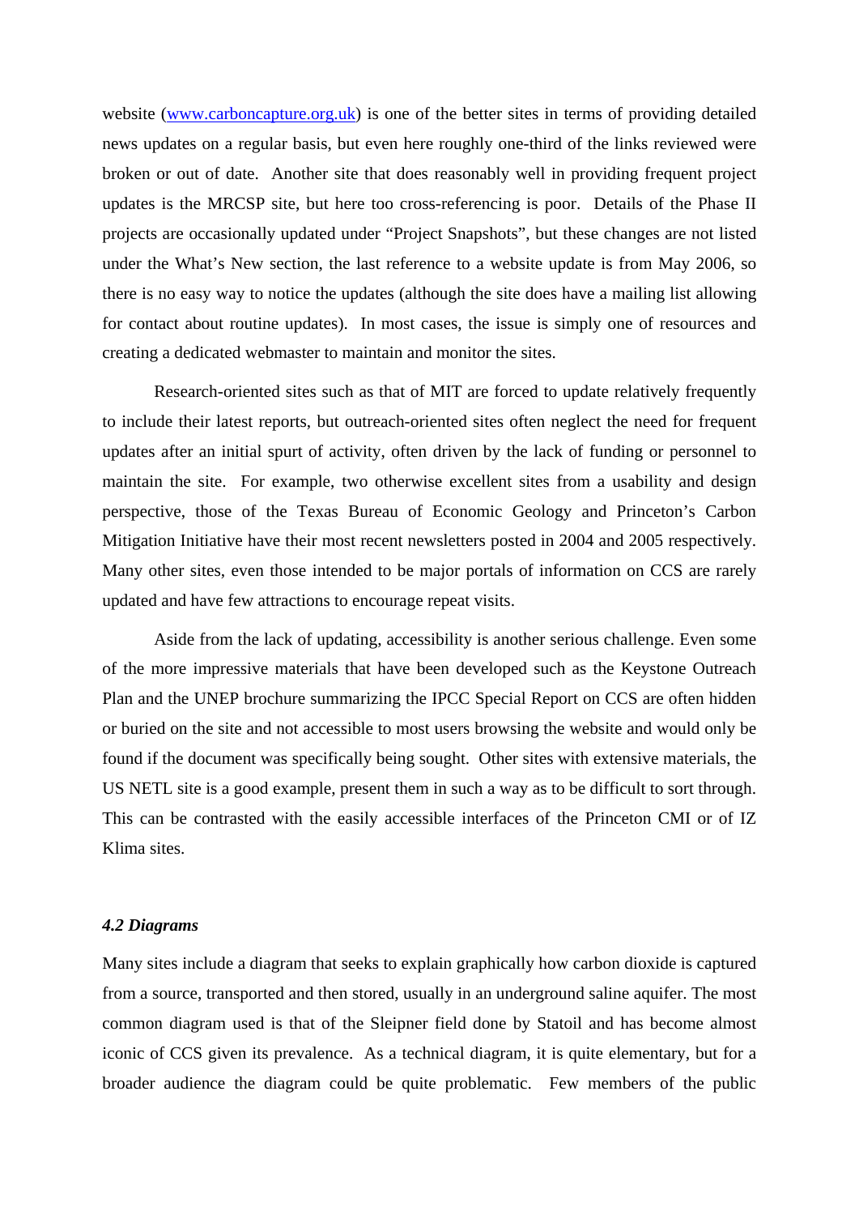website ([www.carboncapture.org.uk](http://www.carboncapture.org.uk)) is one of the better sites in terms of providing detailed news updates on a regular basis, but even here roughly one-third of the links reviewed were broken or out of date. Another site that does reasonably well in providing frequent project updates is the MRCSP site, but here too cross-referencing is poor. Details of the Phase II projects are occasionally updated under "Project Snapshots", but these changes are not listed under the What's New section, the last reference to a website update is from May 2006, so there is no easy way to notice the updates (although the site does have a mailing list allowing for contact about routine updates). In most cases, the issue is simply one of resources and creating a dedicated webmaster to maintain and monitor the sites.

Research-oriented sites such as that of MIT are forced to update relatively frequently to include their latest reports, but outreach-oriented sites often neglect the need for frequent updates after an initial spurt of activity, often driven by the lack of funding or personnel to maintain the site. For example, two otherwise excellent sites from a usability and design perspective, those of the Texas Bureau of Economic Geology and Princeton's Carbon Mitigation Initiative have their most recent newsletters posted in 2004 and 2005 respectively. Many other sites, even those intended to be major portals of information on CCS are rarely updated and have few attractions to encourage repeat visits.

Aside from the lack of updating, accessibility is another serious challenge. Even some of the more impressive materials that have been developed such as the Keystone Outreach Plan and the UNEP brochure summarizing the IPCC Special Report on CCS are often hidden or buried on the site and not accessible to most users browsing the website and would only be found if the document was specifically being sought. Other sites with extensive materials, the US NETL site is a good example, present them in such a way as to be difficult to sort through. This can be contrasted with the easily accessible interfaces of the Princeton CMI or of IZ Klima sites.

### *4.2 Diagrams*

Many sites include a diagram that seeks to explain graphically how carbon dioxide is captured from a source, transported and then stored, usually in an underground saline aquifer. The most common diagram used is that of the Sleipner field done by Statoil and has become almost iconic of CCS given its prevalence. As a technical diagram, it is quite elementary, but for a broader audience the diagram could be quite problematic. Few members of the public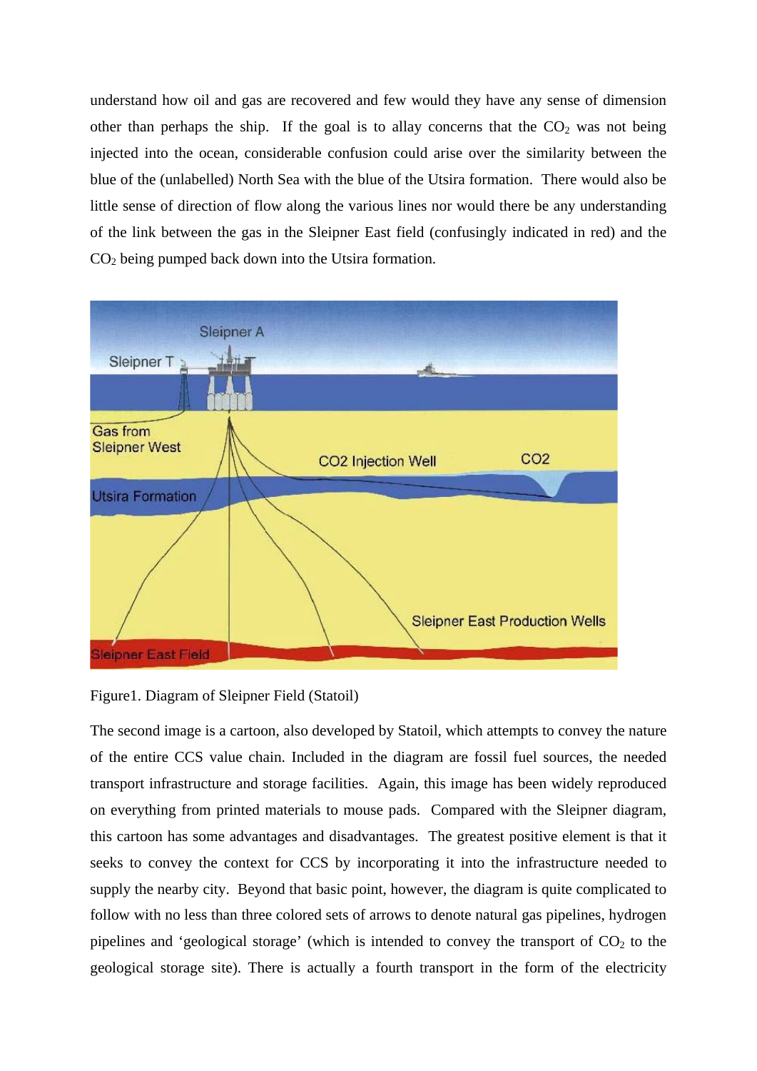understand how oil and gas are recovered and few would they have any sense of dimension other than perhaps the ship. If the goal is to allay concerns that the $CO_2$ was not being injected into the ocean, considerable confusion could arise over the similarity between the blue of the (unlabelled) North Sea with the blue of the Utsira formation. There would also be little sense of direction of flow along the various lines nor would there be any understanding of the link between the gas in the Sleipner East field (confusingly indicated in red) and the $CO_2$ being pumped back down into the Utsira formation.

Figure1. Diagram of Sleipner Field (Statoil)

The second image is a cartoon, also developed by Statoil, which attempts to convey the nature of the entire CCS value chain. Included in the diagram are fossil fuel sources, the needed transport infrastructure and storage facilities. Again, this image has been widely reproduced on everything from printed materials to mouse pads. Compared with the Sleipner diagram, this cartoon has some advantages and disadvantages. The greatest positive element is that it seeks to convey the context for CCS by incorporating it into the infrastructure needed to supply the nearby city. Beyond that basic point, however, the diagram is quite complicated to follow with no less than three colored sets of arrows to denote natural gas pipelines, hydrogen pipelines and 'geological storage' (which is intended to convey the transport of $CO_2$ to the geological storage site). There is actually a fourth transport in the form of the electricity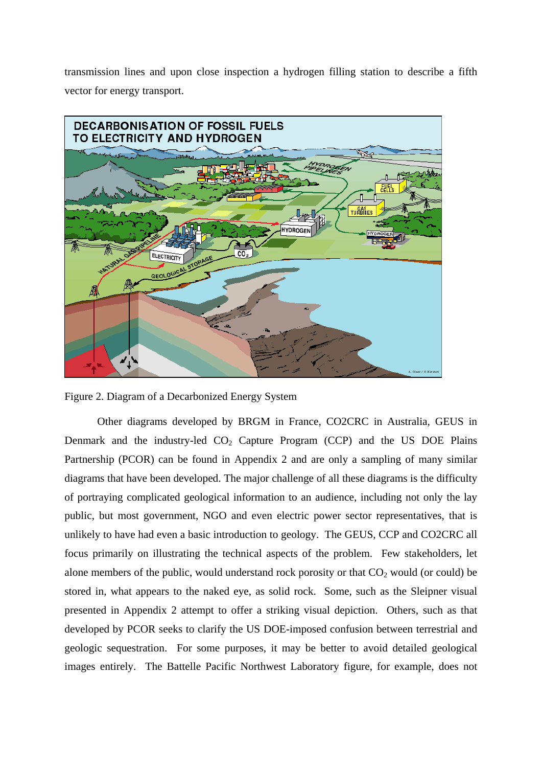transmission lines and upon close inspection a hydrogen filling station to describe a fifth vector for energy transport.

Figure 2. Diagram of a Decarbonized Energy System

Other diagrams developed by BRGM in France, CO2CRC in Australia, GEUS in Denmark and the industry-led $CO_2$ Capture Program (CCP) and the US DOE Plains Partnership (PCOR) can be found in Appendix 2 and are only a sampling of many similar diagrams that have been developed. The major challenge of all these diagrams is the difficulty of portraying complicated geological information to an audience, including not only the lay public, but most government, NGO and even electric power sector representatives, that is unlikely to have had even a basic introduction to geology. The GEUS, CCP and CO2CRC all focus primarily on illustrating the technical aspects of the problem. Few stakeholders, let alone members of the public, would understand rock porosity or that $CO_2$ would (or could) be stored in, what appears to the naked eye, as solid rock. Some, such as the Sleipner visual presented in Appendix 2 attempt to offer a striking visual depiction. Others, such as that developed by PCOR seeks to clarify the US DOE-imposed confusion between terrestrial and geologic sequestration. For some purposes, it may be better to avoid detailed geological images entirely. The Battelle Pacific Northwest Laboratory figure, for example, does not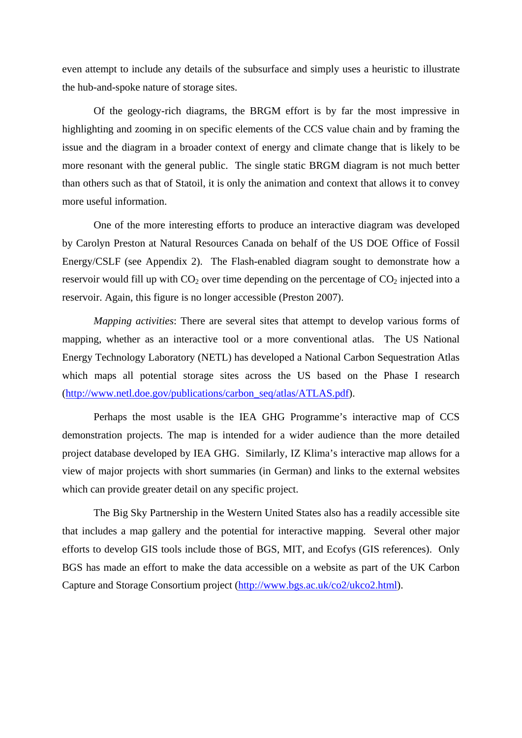even attempt to include any details of the subsurface and simply uses a heuristic to illustrate the hub-and-spoke nature of storage sites.

Of the geology-rich diagrams, the BRGM effort is by far the most impressive in highlighting and zooming in on specific elements of the CCS value chain and by framing the issue and the diagram in a broader context of energy and climate change that is likely to be more resonant with the general public. The single static BRGM diagram is not much better than others such as that of Statoil, it is only the animation and context that allows it to convey more useful information.

One of the more interesting efforts to produce an interactive diagram was developed by Carolyn Preston at Natural Resources Canada on behalf of the US DOE Office of Fossil Energy/CSLF (see Appendix 2). The Flash-enabled diagram sought to demonstrate how a reservoir would fill up with $CO_2$ over time depending on the percentage of $CO_2$ injected into a reservoir. Again, this figure is no longer accessible (Preston 2007).

*Mapping activities*: There are several sites that attempt to develop various forms of mapping, whether as an interactive tool or a more conventional atlas. The US National Energy Technology Laboratory (NETL) has developed a National Carbon Sequestration Atlas which maps all potential storage sites across the US based on the Phase I research (http://www.netl.doe.gov/publications/carbon_seq/atlas/ATLAS.pdf).

Perhaps the most usable is the IEA GHG Programme's interactive map of CCS demonstration projects. The map is intended for a wider audience than the more detailed project database developed by IEA GHG. Similarly, IZ Klima's interactive map allows for a view of major projects with short summaries (in German) and links to the external websites which can provide greater detail on any specific project.

The Big Sky Partnership in the Western United States also has a readily accessible site that includes a map gallery and the potential for interactive mapping. Several other major efforts to develop GIS tools include those of BGS, MIT, and Ecofys (GIS references). Only BGS has made an effort to make the data accessible on a website as part of the UK Carbon Capture and Storage Consortium project (http://www.bgs.ac.uk/co2/ukco2.html).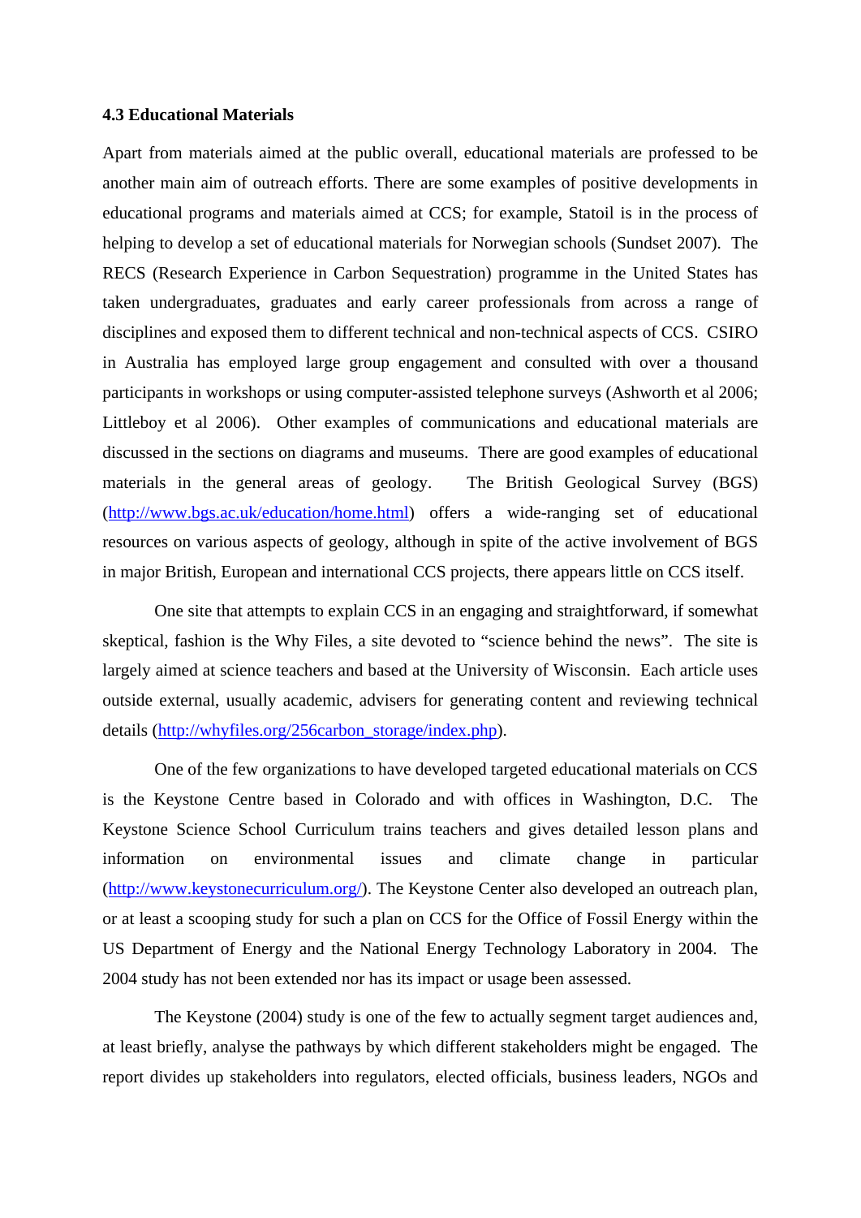### 4.3 Educational Materials

Apart from materials aimed at the public overall, educational materials are professed to be another main aim of outreach efforts. There are some examples of positive developments in educational programs and materials aimed at CCS; for example, Statoil is in the process of helping to develop a set of educational materials for Norwegian schools (Sundset 2007). The RECS (Research Experience in Carbon Sequestration) programme in the United States has taken undergraduates, graduates and early career professionals from across a range of disciplines and exposed them to different technical and non-technical aspects of CCS. CSIRO in Australia has employed large group engagement and consulted with over a thousand participants in workshops or using computer-assisted telephone surveys (Ashworth et al 2006; Littleboy et al 2006). Other examples of communications and educational materials are discussed in the sections on diagrams and museums. There are good examples of educational materials in the general areas of geology. The British Geological Survey (BGS) (http://www.bgs.ac.uk/education/home.html) offers a wide-ranging set of educational resources on various aspects of geology, although in spite of the active involvement of BGS in major British, European and international CCS projects, there appears little on CCS itself.

One site that attempts to explain CCS in an engaging and straightforward, if somewhat skeptical, fashion is the Why Files, a site devoted to "science behind the news". The site is largely aimed at science teachers and based at the University of Wisconsin. Each article uses outside external, usually academic, advisers for generating content and reviewing technical details (http://whyfiles.org/256carbon_storage/index.php).

One of the few organizations to have developed targeted educational materials on CCS is the Keystone Centre based in Colorado and with offices in Washington, D.C. The Keystone Science School Curriculum trains teachers and gives detailed lesson plans and information on environmental issues and climate change in particular (http://www.keystonecurriculum.org/). The Keystone Center also developed an outreach plan, or at least a scooping study for such a plan on CCS for the Office of Fossil Energy within the US Department of Energy and the National Energy Technology Laboratory in 2004. The 2004 study has not been extended nor has its impact or usage been assessed.

The Keystone (2004) study is one of the few to actually segment target audiences and, at least briefly, analyse the pathways by which different stakeholders might be engaged. The report divides up stakeholders into regulators, elected officials, business leaders, NGOs and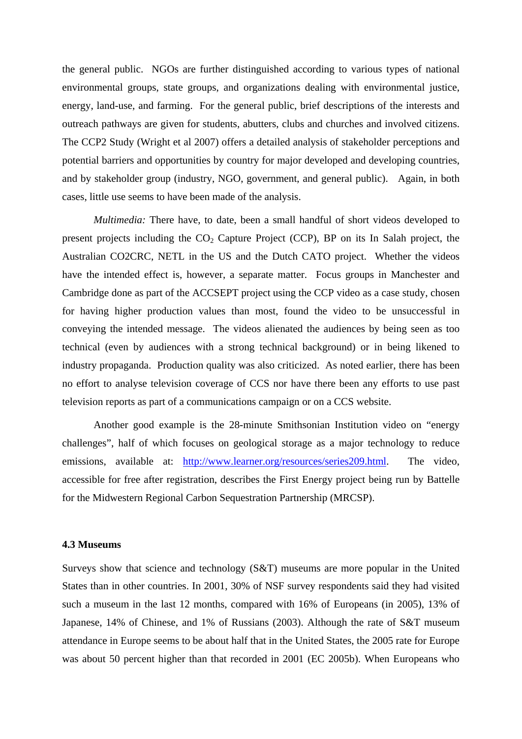the general public. NGOs are further distinguished according to various types of national environmental groups, state groups, and organizations dealing with environmental justice, energy, land-use, and farming. For the general public, brief descriptions of the interests and outreach pathways are given for students, abutters, clubs and churches and involved citizens. The CCP2 Study (Wright et al 2007) offers a detailed analysis of stakeholder perceptions and potential barriers and opportunities by country for major developed and developing countries, and by stakeholder group (industry, NGO, government, and general public). Again, in both cases, little use seems to have been made of the analysis.

*Multimedia:* There have, to date, been a small handful of short videos developed to present projects including the $CO_2$ Capture Project (CCP), BP on its In Salah project, the Australian CO2CRC, NETL in the US and the Dutch CATO project. Whether the videos have the intended effect is, however, a separate matter. Focus groups in Manchester and Cambridge done as part of the ACCSEPT project using the CCP video as a case study, chosen for having higher production values than most, found the video to be unsuccessful in conveying the intended message. The videos alienated the audiences by being seen as too technical (even by audiences with a strong technical background) or in being likened to industry propaganda. Production quality was also criticized. As noted earlier, there has been no effort to analyse television coverage of CCS nor have there been any efforts to use past television reports as part of a communications campaign or on a CCS website.

Another good example is the 28-minute Smithsonian Institution video on "energy challenges", half of which focuses on geological storage as a major technology to reduce emissions, available at: [http://www.learner.org/resources/series209.html](http://www.learner.org/resources/series209.html). The video, accessible for free after registration, describes the First Energy project being run by Battelle for the Midwestern Regional Carbon Sequestration Partnership (MRCSP).

### 4.3 Museums

Surveys show that science and technology (S&T) museums are more popular in the United States than in other countries. In 2001, 30% of NSF survey respondents said they had visited such a museum in the last 12 months, compared with 16% of Europeans (in 2005), 13% of Japanese, 14% of Chinese, and 1% of Russians (2003). Although the rate of S&T museum attendance in Europe seems to be about half that in the United States, the 2005 rate for Europe was about 50 percent higher than that recorded in 2001 (EC 2005b). When Europeans who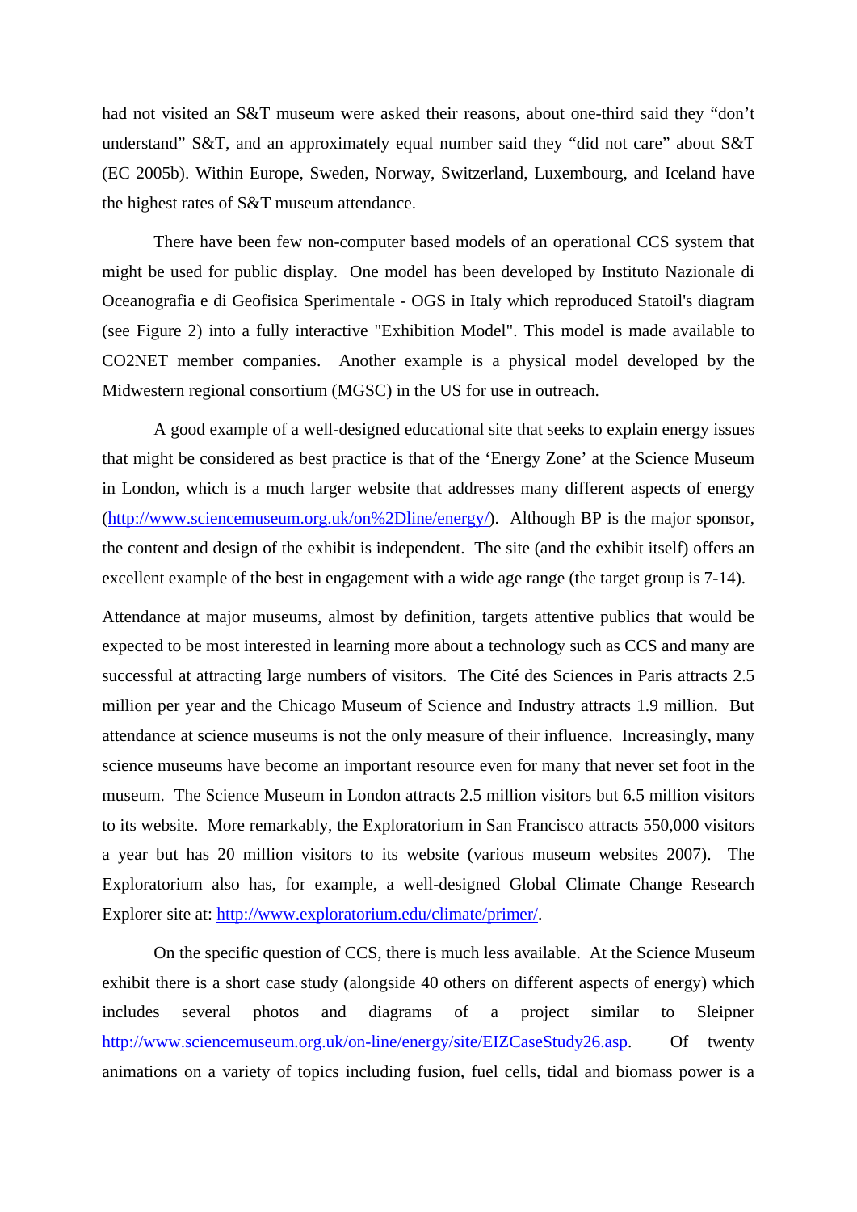had not visited an S&T museum were asked their reasons, about one-third said they "don't understand" S&T, and an approximately equal number said they "did not care" about S&T (EC 2005b). Within Europe, Sweden, Norway, Switzerland, Luxembourg, and Iceland have the highest rates of S&T museum attendance.

There have been few non-computer based models of an operational CCS system that might be used for public display. One model has been developed by Instituto Nazionale di Oceanografia e di Geofisica Sperimentale - OGS in Italy which reproduced Statoil's diagram (see Figure 2) into a fully interactive "Exhibition Model". This model is made available to CO2NET member companies. Another example is a physical model developed by the Midwestern regional consortium (MGSC) in the US for use in outreach.

A good example of a well-designed educational site that seeks to explain energy issues that might be considered as best practice is that of the 'Energy Zone' at the Science Museum in London, which is a much larger website that addresses many different aspects of energy (http://www.sciencemuseum.org.uk/on%2Dline/energy/). Although BP is the major sponsor, the content and design of the exhibit is independent. The site (and the exhibit itself) offers an excellent example of the best in engagement with a wide age range (the target group is 7-14).

Attendance at major museums, almost by definition, targets attentive publics that would be expected to be most interested in learning more about a technology such as CCS and many are successful at attracting large numbers of visitors. The Cité des Sciences in Paris attracts 2.5 million per year and the Chicago Museum of Science and Industry attracts 1.9 million. But attendance at science museums is not the only measure of their influence. Increasingly, many science museums have become an important resource even for many that never set foot in the museum. The Science Museum in London attracts 2.5 million visitors but 6.5 million visitors to its website. More remarkably, the Exploratorium in San Francisco attracts 550,000 visitors a year but has 20 million visitors to its website (various museum websites 2007). The Exploratorium also has, for example, a well-designed Global Climate Change Research Explorer site at: http://www.exploratorium.edu/climate/primer/.

On the specific question of CCS, there is much less available. At the Science Museum exhibit there is a short case study (alongside 40 others on different aspects of energy) which includes several photos and diagrams of a project similar to Sleipner http://www.sciencemuseum.org.uk/on-line/energy/site/EIZCaseStudy26.asp. Of twenty animations on a variety of topics including fusion, fuel cells, tidal and biomass power is a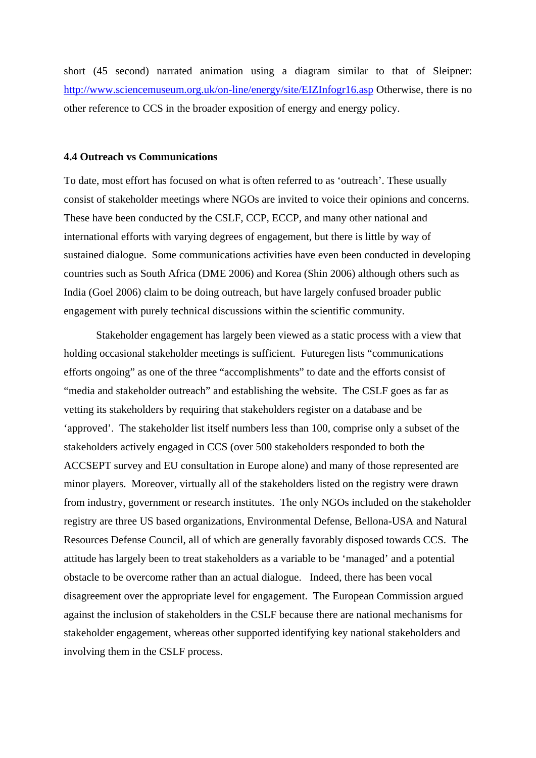short (45 second) narrated animation using a diagram similar to that of Sleipner: http://www.sciencemuseum.org.uk/on-line/energy/site/EIZInfogr16.asp Otherwise, there is no other reference to CCS in the broader exposition of energy and energy policy.

### 4.4 Outreach vs Communications

To date, most effort has focused on what is often referred to as 'outreach'. These usually consist of stakeholder meetings where NGOs are invited to voice their opinions and concerns. These have been conducted by the CSLF, CCP, ECCP, and many other national and international efforts with varying degrees of engagement, but there is little by way of sustained dialogue. Some communications activities have even been conducted in developing countries such as South Africa (DME 2006) and Korea (Shin 2006) although others such as India (Goel 2006) claim to be doing outreach, but have largely confused broader public engagement with purely technical discussions within the scientific community.

Stakeholder engagement has largely been viewed as a static process with a view that holding occasional stakeholder meetings is sufficient. Futuregen lists "communications efforts ongoing" as one of the three "accomplishments" to date and the efforts consist of "media and stakeholder outreach" and establishing the website. The CSLF goes as far as vetting its stakeholders by requiring that stakeholders register on a database and be 'approved'. The stakeholder list itself numbers less than 100, comprise only a subset of the stakeholders actively engaged in CCS (over 500 stakeholders responded to both the ACCSEPT survey and EU consultation in Europe alone) and many of those represented are minor players. Moreover, virtually all of the stakeholders listed on the registry were drawn from industry, government or research institutes. The only NGOs included on the stakeholder registry are three US based organizations, Environmental Defense, Bellona-USA and Natural Resources Defense Council, all of which are generally favorably disposed towards CCS. The attitude has largely been to treat stakeholders as a variable to be 'managed' and a potential obstacle to be overcome rather than an actual dialogue. Indeed, there has been vocal disagreement over the appropriate level for engagement. The European Commission argued against the inclusion of stakeholders in the CSLF because there are national mechanisms for stakeholder engagement, whereas other supported identifying key national stakeholders and involving them in the CSLF process.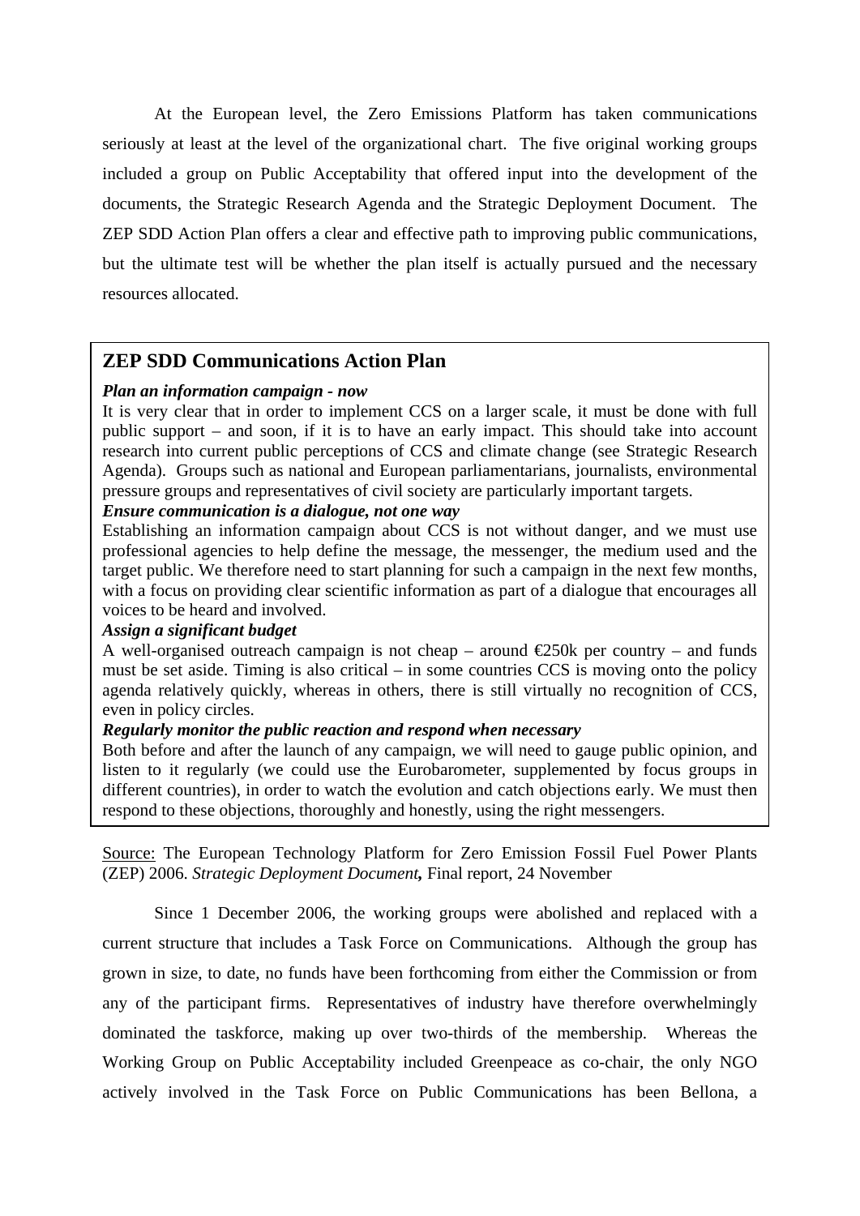At the European level, the Zero Emissions Platform has taken communications seriously at least at the level of the organizational chart. The five original working groups included a group on Public Acceptability that offered input into the development of the documents, the Strategic Research Agenda and the Strategic Deployment Document. The ZEP SDD Action Plan offers a clear and effective path to improving public communications, but the ultimate test will be whether the plan itself is actually pursued and the necessary resources allocated.

## ZEP SDD Communications Action Plan

***Plan an information campaign - now***

It is very clear that in order to implement CCS on a larger scale, it must be done with full public support – and soon, if it is to have an early impact. This should take into account research into current public perceptions of CCS and climate change (see Strategic Research Agenda). Groups such as national and European parliamentarians, journalists, environmental pressure groups and representatives of civil society are particularly important targets.

***Ensure communication is a dialogue, not one way***

Establishing an information campaign about CCS is not without danger, and we must use professional agencies to help define the message, the messenger, the medium used and the target public. We therefore need to start planning for such a campaign in the next few months, with a focus on providing clear scientific information as part of a dialogue that encourages all voices to be heard and involved.

***Assign a significant budget***

A well-organised outreach campaign is not cheap – around €250k per country – and funds must be set aside. Timing is also critical – in some countries CCS is moving onto the policy agenda relatively quickly, whereas in others, there is still virtually no recognition of CCS, even in policy circles.

***Regularly monitor the public reaction and respond when necessary***

Both before and after the launch of any campaign, we will need to gauge public opinion, and listen to it regularly (we could use the Eurobarometer, supplemented by focus groups in different countries), in order to watch the evolution and catch objections early. We must then respond to these objections, thoroughly and honestly, using the right messengers.

Source: The European Technology Platform for Zero Emission Fossil Fuel Power Plants (ZEP) 2006. *Strategic Deployment Document,* Final report, 24 November

Since 1 December 2006, the working groups were abolished and replaced with a current structure that includes a Task Force on Communications. Although the group has grown in size, to date, no funds have been forthcoming from either the Commission or from any of the participant firms. Representatives of industry have therefore overwhelmingly dominated the taskforce, making up over two-thirds of the membership. Whereas the Working Group on Public Acceptability included Greenpeace as co-chair, the only NGO actively involved in the Task Force on Public Communications has been Bellona, a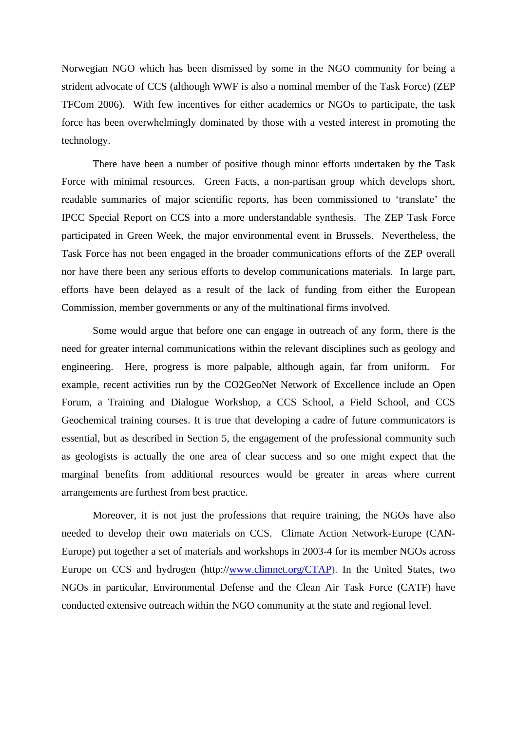Norwegian NGO which has been dismissed by some in the NGO community for being a strident advocate of CCS (although WWF is also a nominal member of the Task Force) (ZEP TFCom 2006). With few incentives for either academics or NGOs to participate, the task force has been overwhelmingly dominated by those with a vested interest in promoting the technology.

There have been a number of positive though minor efforts undertaken by the Task Force with minimal resources. Green Facts, a non-partisan group which develops short, readable summaries of major scientific reports, has been commissioned to 'translate' the IPCC Special Report on CCS into a more understandable synthesis. The ZEP Task Force participated in Green Week, the major environmental event in Brussels. Nevertheless, the Task Force has not been engaged in the broader communications efforts of the ZEP overall nor have there been any serious efforts to develop communications materials. In large part, efforts have been delayed as a result of the lack of funding from either the European Commission, member governments or any of the multinational firms involved.

Some would argue that before one can engage in outreach of any form, there is the need for greater internal communications within the relevant disciplines such as geology and engineering. Here, progress is more palpable, although again, far from uniform. For example, recent activities run by the CO2GeoNet Network of Excellence include an Open Forum, a Training and Dialogue Workshop, a CCS School, a Field School, and CCS Geochemical training courses. It is true that developing a cadre of future communicators is essential, but as described in Section 5, the engagement of the professional community such as geologists is actually the one area of clear success and so one might expect that the marginal benefits from additional resources would be greater in areas where current arrangements are furthest from best practice.

Moreover, it is not just the professions that require training, the NGOs have also needed to develop their own materials on CCS. Climate Action Network-Europe (CAN-Europe) put together a set of materials and workshops in 2003-4 for its member NGOs across Europe on CCS and hydrogen (http://www.climnet.org/CTAP). In the United States, two NGOs in particular, Environmental Defense and the Clean Air Task Force (CATF) have conducted extensive outreach within the NGO community at the state and regional level.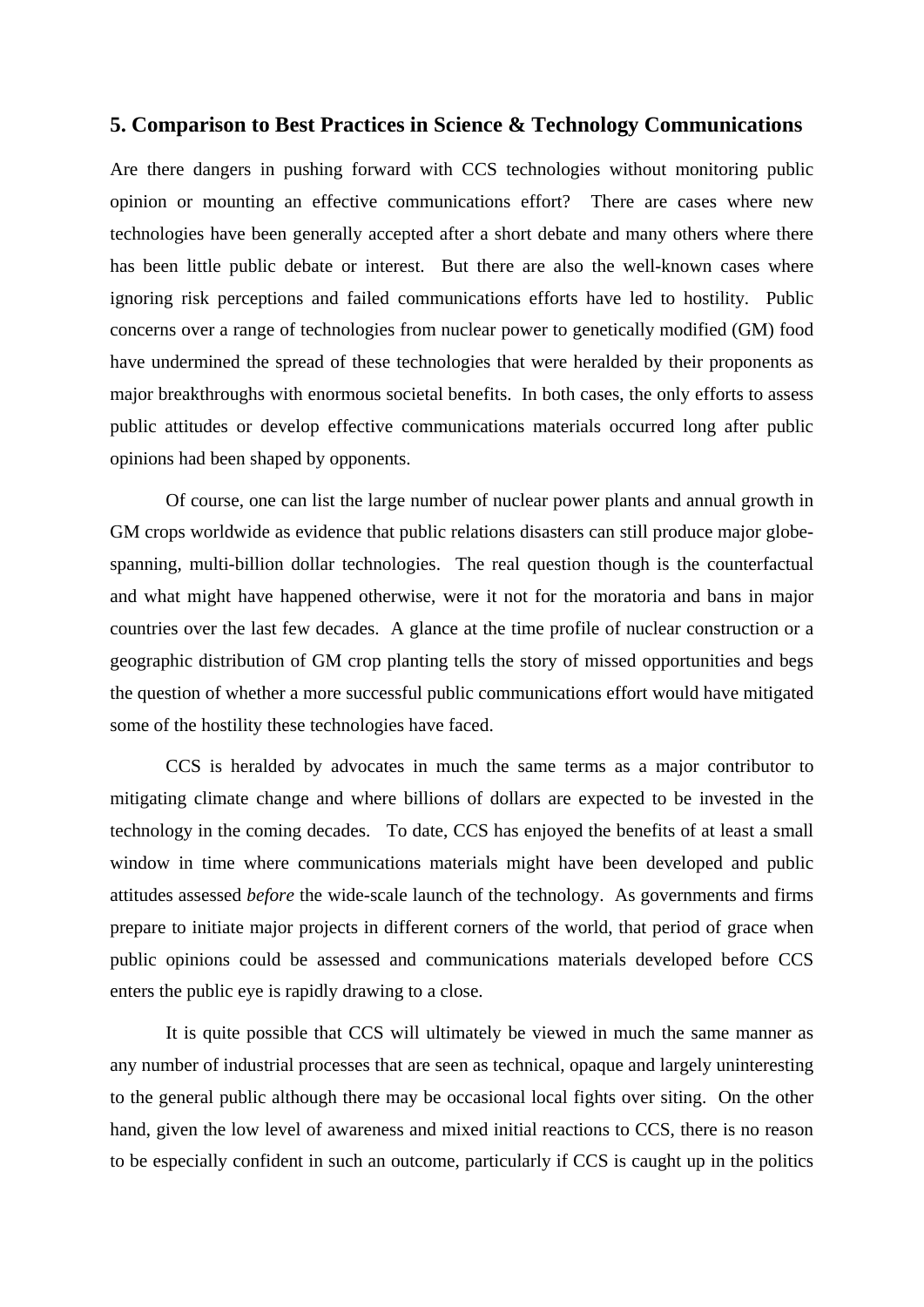## 5. Comparison to Best Practices in Science & Technology Communications

Are there dangers in pushing forward with CCS technologies without monitoring public opinion or mounting an effective communications effort? There are cases where new technologies have been generally accepted after a short debate and many others where there has been little public debate or interest. But there are also the well-known cases where ignoring risk perceptions and failed communications efforts have led to hostility. Public concerns over a range of technologies from nuclear power to genetically modified (GM) food have undermined the spread of these technologies that were heralded by their proponents as major breakthroughs with enormous societal benefits. In both cases, the only efforts to assess public attitudes or develop effective communications materials occurred long after public opinions had been shaped by opponents.

Of course, one can list the large number of nuclear power plants and annual growth in GM crops worldwide as evidence that public relations disasters can still produce major globe-spanning, multi-billion dollar technologies. The real question though is the counterfactual and what might have happened otherwise, were it not for the moratoria and bans in major countries over the last few decades. A glance at the time profile of nuclear construction or a geographic distribution of GM crop planting tells the story of missed opportunities and begs the question of whether a more successful public communications effort would have mitigated some of the hostility these technologies have faced.

CCS is heralded by advocates in much the same terms as a major contributor to mitigating climate change and where billions of dollars are expected to be invested in the technology in the coming decades. To date, CCS has enjoyed the benefits of at least a small window in time where communications materials might have been developed and public attitudes assessed *before* the wide-scale launch of the technology. As governments and firms prepare to initiate major projects in different corners of the world, that period of grace when public opinions could be assessed and communications materials developed before CCS enters the public eye is rapidly drawing to a close.

It is quite possible that CCS will ultimately be viewed in much the same manner as any number of industrial processes that are seen as technical, opaque and largely uninteresting to the general public although there may be occasional local fights over siting. On the other hand, given the low level of awareness and mixed initial reactions to CCS, there is no reason to be especially confident in such an outcome, particularly if CCS is caught up in the politics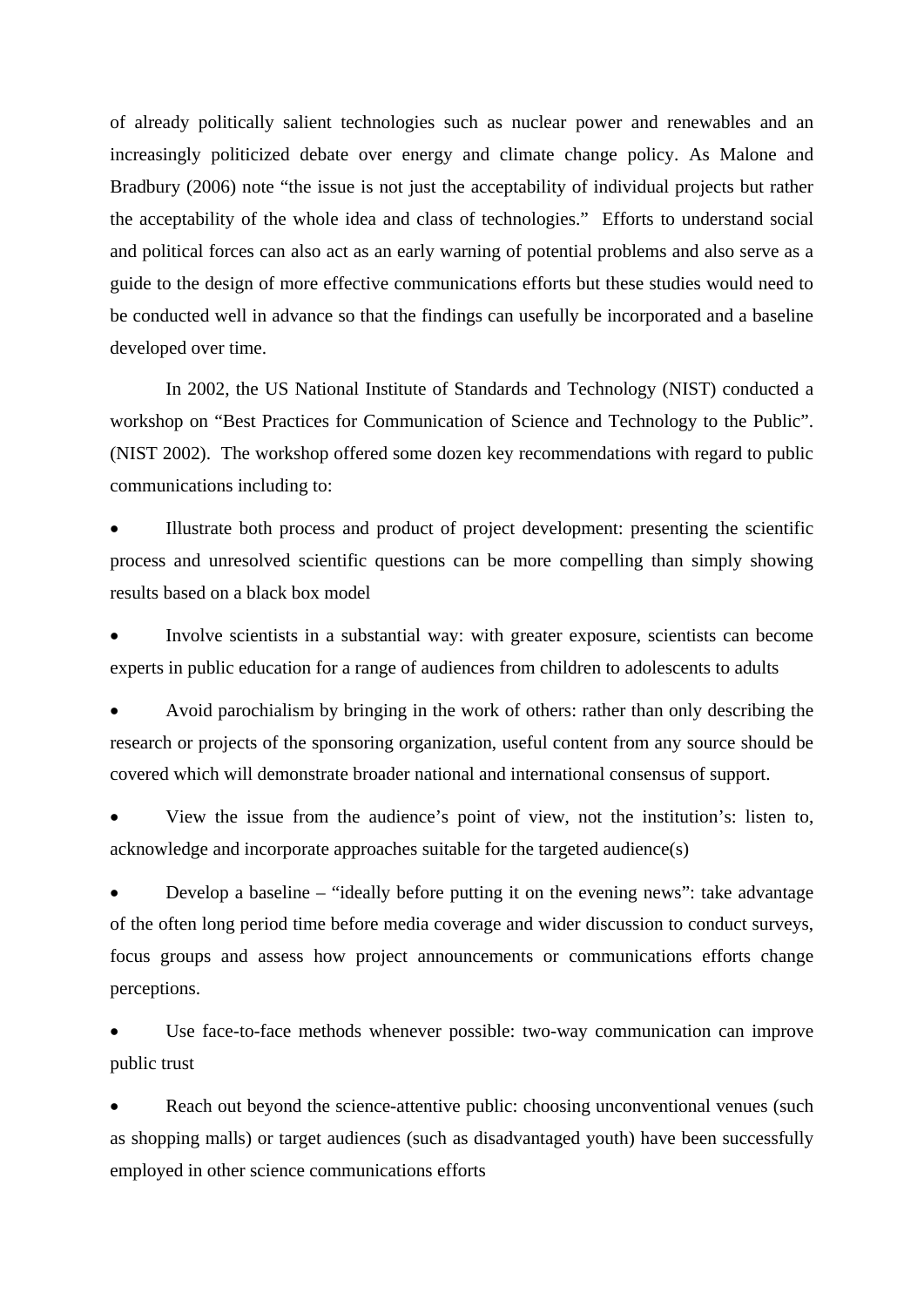of already politically salient technologies such as nuclear power and renewables and an increasingly politicized debate over energy and climate change policy. As Malone and Bradbury (2006) note "the issue is not just the acceptability of individual projects but rather the acceptability of the whole idea and class of technologies." Efforts to understand social and political forces can also act as an early warning of potential problems and also serve as a guide to the design of more effective communications efforts but these studies would need to be conducted well in advance so that the findings can usefully be incorporated and a baseline developed over time.

In 2002, the US National Institute of Standards and Technology (NIST) conducted a workshop on "Best Practices for Communication of Science and Technology to the Public". (NIST 2002). The workshop offered some dozen key recommendations with regard to public communications including to:

- Illustrate both process and product of project development: presenting the scientific process and unresolved scientific questions can be more compelling than simply showing results based on a black box model
- Involve scientists in a substantial way: with greater exposure, scientists can become experts in public education for a range of audiences from children to adolescents to adults
- Avoid parochialism by bringing in the work of others: rather than only describing the research or projects of the sponsoring organization, useful content from any source should be covered which will demonstrate broader national and international consensus of support.
- View the issue from the audience's point of view, not the institution's: listen to, acknowledge and incorporate approaches suitable for the targeted audience(s)
- Develop a baseline – "ideally before putting it on the evening news": take advantage of the often long period time before media coverage and wider discussion to conduct surveys, focus groups and assess how project announcements or communications efforts change perceptions.
- Use face-to-face methods whenever possible: two-way communication can improve public trust
- Reach out beyond the science-attentive public: choosing unconventional venues (such as shopping malls) or target audiences (such as disadvantaged youth) have been successfully employed in other science communications efforts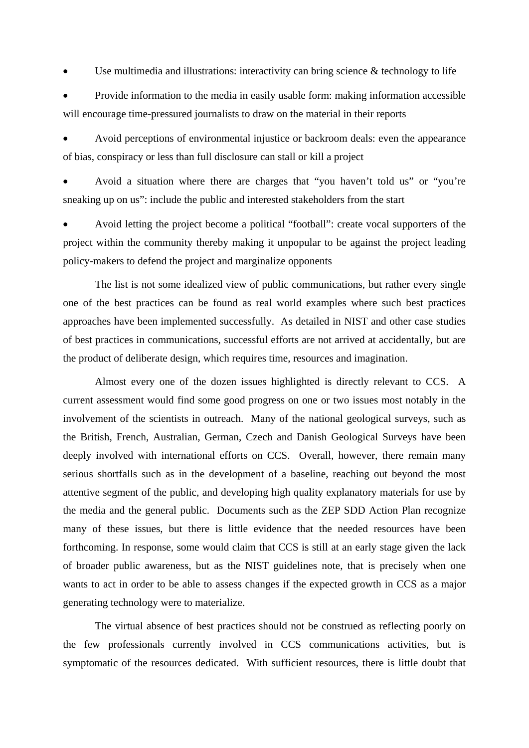- Use multimedia and illustrations: interactivity can bring science & technology to life
- Provide information to the media in easily usable form: making information accessible will encourage time-pressured journalists to draw on the material in their reports
- Avoid perceptions of environmental injustice or backroom deals: even the appearance of bias, conspiracy or less than full disclosure can stall or kill a project
- Avoid a situation where there are charges that "you haven't told us" or "you're sneaking up on us": include the public and interested stakeholders from the start
- Avoid letting the project become a political "football": create vocal supporters of the project within the community thereby making it unpopular to be against the project leading policy-makers to defend the project and marginalize opponents

The list is not some idealized view of public communications, but rather every single one of the best practices can be found as real world examples where such best practices approaches have been implemented successfully. As detailed in NIST and other case studies of best practices in communications, successful efforts are not arrived at accidentally, but are the product of deliberate design, which requires time, resources and imagination.

Almost every one of the dozen issues highlighted is directly relevant to CCS. A current assessment would find some good progress on one or two issues most notably in the involvement of the scientists in outreach. Many of the national geological surveys, such as the British, French, Australian, German, Czech and Danish Geological Surveys have been deeply involved with international efforts on CCS. Overall, however, there remain many serious shortfalls such as in the development of a baseline, reaching out beyond the most attentive segment of the public, and developing high quality explanatory materials for use by the media and the general public. Documents such as the ZEP SDD Action Plan recognize many of these issues, but there is little evidence that the needed resources have been forthcoming. In response, some would claim that CCS is still at an early stage given the lack of broader public awareness, but as the NIST guidelines note, that is precisely when one wants to act in order to be able to assess changes if the expected growth in CCS as a major generating technology were to materialize.

The virtual absence of best practices should not be construed as reflecting poorly on the few professionals currently involved in CCS communications activities, but is symptomatic of the resources dedicated. With sufficient resources, there is little doubt that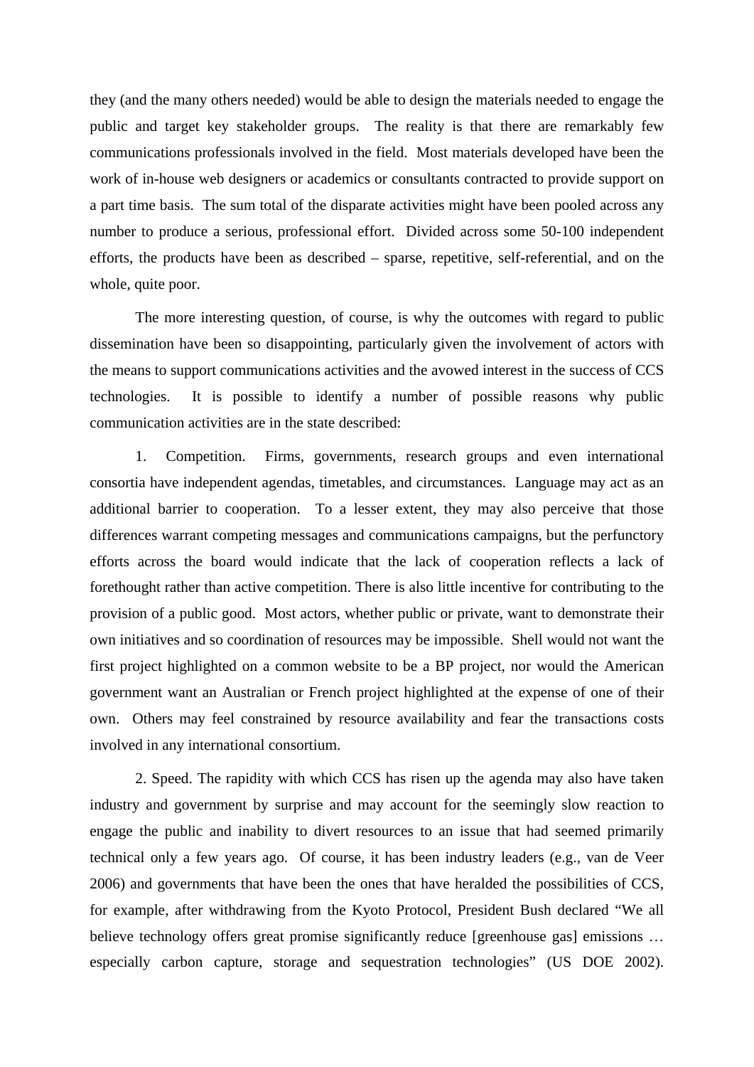they (and the many others needed) would be able to design the materials needed to engage the public and target key stakeholder groups. The reality is that there are remarkably few communications professionals involved in the field. Most materials developed have been the work of in-house web designers or academics or consultants contracted to provide support on a part time basis. The sum total of the disparate activities might have been pooled across any number to produce a serious, professional effort. Divided across some 50-100 independent efforts, the products have been as described – sparse, repetitive, self-referential, and on the whole, quite poor.

The more interesting question, of course, is why the outcomes with regard to public dissemination have been so disappointing, particularly given the involvement of actors with the means to support communications activities and the avowed interest in the success of CCS technologies. It is possible to identify a number of possible reasons why public communication activities are in the state described:

1. Competition. Firms, governments, research groups and even international consortia have independent agendas, timetables, and circumstances. Language may act as an additional barrier to cooperation. To a lesser extent, they may also perceive that those differences warrant competing messages and communications campaigns, but the perfunctory efforts across the board would indicate that the lack of cooperation reflects a lack of forethought rather than active competition. There is also little incentive for contributing to the provision of a public good. Most actors, whether public or private, want to demonstrate their own initiatives and so coordination of resources may be impossible. Shell would not want the first project highlighted on a common website to be a BP project, nor would the American government want an Australian or French project highlighted at the expense of one of their own. Others may feel constrained by resource availability and fear the transactions costs involved in any international consortium.

2. Speed. The rapidity with which CCS has risen up the agenda may also have taken industry and government by surprise and may account for the seemingly slow reaction to engage the public and inability to divert resources to an issue that had seemed primarily technical only a few years ago. Of course, it has been industry leaders (e.g., van de Veer 2006) and governments that have been the ones that have heralded the possibilities of CCS, for example, after withdrawing from the Kyoto Protocol, President Bush declared "We all believe technology offers great promise significantly reduce [greenhouse gas] emissions … especially carbon capture, storage and sequestration technologies" (US DOE 2002).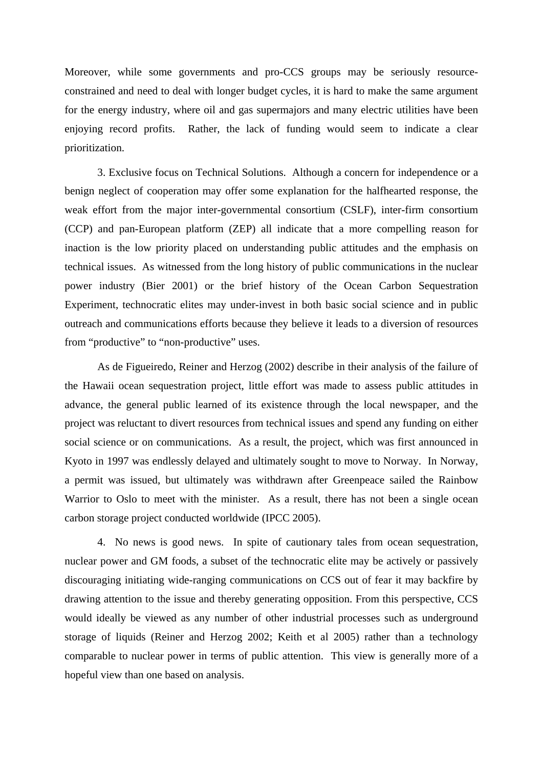Moreover, while some governments and pro-CCS groups may be seriously resource-constrained and need to deal with longer budget cycles, it is hard to make the same argument for the energy industry, where oil and gas supermajors and many electric utilities have been enjoying record profits. Rather, the lack of funding would seem to indicate a clear prioritization.

3. Exclusive focus on Technical Solutions. Although a concern for independence or a benign neglect of cooperation may offer some explanation for the halfhearted response, the weak effort from the major inter-governmental consortium (CSLF), inter-firm consortium (CCP) and pan-European platform (ZEP) all indicate that a more compelling reason for inaction is the low priority placed on understanding public attitudes and the emphasis on technical issues. As witnessed from the long history of public communications in the nuclear power industry (Bier 2001) or the brief history of the Ocean Carbon Sequestration Experiment, technocratic elites may under-invest in both basic social science and in public outreach and communications efforts because they believe it leads to a diversion of resources from "productive" to "non-productive" uses.

As de Figueiredo, Reiner and Herzog (2002) describe in their analysis of the failure of the Hawaii ocean sequestration project, little effort was made to assess public attitudes in advance, the general public learned of its existence through the local newspaper, and the project was reluctant to divert resources from technical issues and spend any funding on either social science or on communications. As a result, the project, which was first announced in Kyoto in 1997 was endlessly delayed and ultimately sought to move to Norway. In Norway, a permit was issued, but ultimately was withdrawn after Greenpeace sailed the Rainbow Warrior to Oslo to meet with the minister. As a result, there has not been a single ocean carbon storage project conducted worldwide (IPCC 2005).

4. No news is good news. In spite of cautionary tales from ocean sequestration, nuclear power and GM foods, a subset of the technocratic elite may be actively or passively discouraging initiating wide-ranging communications on CCS out of fear it may backfire by drawing attention to the issue and thereby generating opposition. From this perspective, CCS would ideally be viewed as any number of other industrial processes such as underground storage of liquids (Reiner and Herzog 2002; Keith et al 2005) rather than a technology comparable to nuclear power in terms of public attention. This view is generally more of a hopeful view than one based on analysis.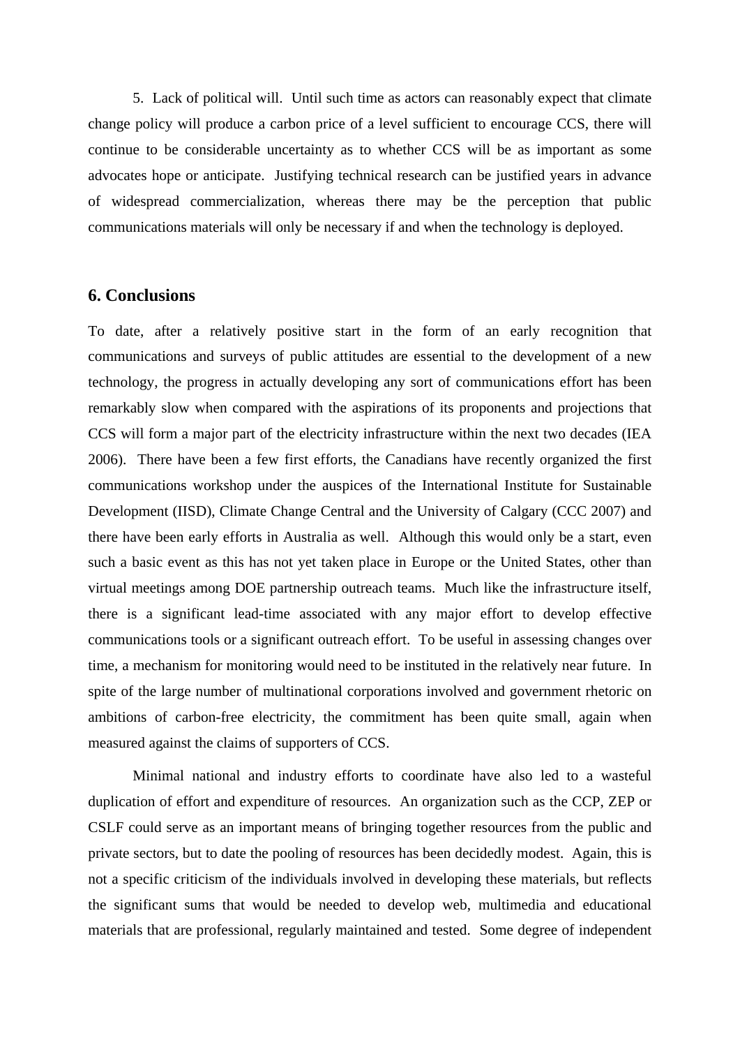5. Lack of political will. Until such time as actors can reasonably expect that climate change policy will produce a carbon price of a level sufficient to encourage CCS, there will continue to be considerable uncertainty as to whether CCS will be as important as some advocates hope or anticipate. Justifying technical research can be justified years in advance of widespread commercialization, whereas there may be the perception that public communications materials will only be necessary if and when the technology is deployed.

## 6. Conclusions

To date, after a relatively positive start in the form of an early recognition that communications and surveys of public attitudes are essential to the development of a new technology, the progress in actually developing any sort of communications effort has been remarkably slow when compared with the aspirations of its proponents and projections that CCS will form a major part of the electricity infrastructure within the next two decades (IEA 2006). There have been a few first efforts, the Canadians have recently organized the first communications workshop under the auspices of the International Institute for Sustainable Development (IISD), Climate Change Central and the University of Calgary (CCC 2007) and there have been early efforts in Australia as well. Although this would only be a start, even such a basic event as this has not yet taken place in Europe or the United States, other than virtual meetings among DOE partnership outreach teams. Much like the infrastructure itself, there is a significant lead-time associated with any major effort to develop effective communications tools or a significant outreach effort. To be useful in assessing changes over time, a mechanism for monitoring would need to be instituted in the relatively near future. In spite of the large number of multinational corporations involved and government rhetoric on ambitions of carbon-free electricity, the commitment has been quite small, again when measured against the claims of supporters of CCS.

Minimal national and industry efforts to coordinate have also led to a wasteful duplication of effort and expenditure of resources. An organization such as the CCP, ZEP or CSLF could serve as an important means of bringing together resources from the public and private sectors, but to date the pooling of resources has been decidedly modest. Again, this is not a specific criticism of the individuals involved in developing these materials, but reflects the significant sums that would be needed to develop web, multimedia and educational materials that are professional, regularly maintained and tested. Some degree of independent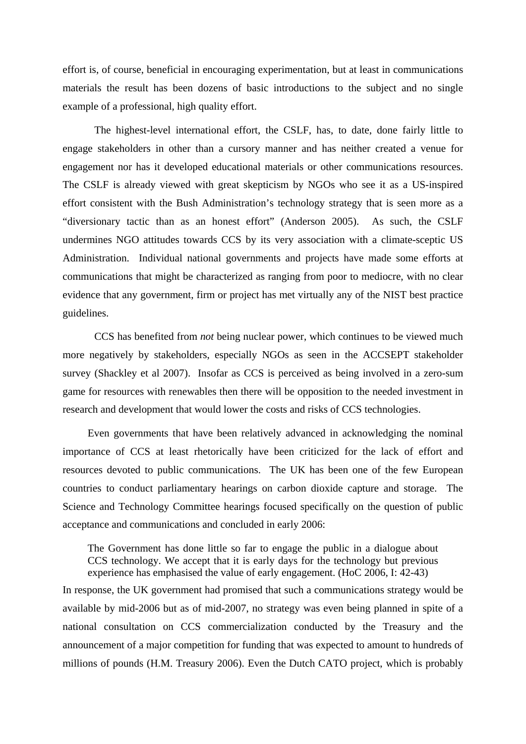effort is, of course, beneficial in encouraging experimentation, but at least in communications materials the result has been dozens of basic introductions to the subject and no single example of a professional, high quality effort.

The highest-level international effort, the CSLF, has, to date, done fairly little to engage stakeholders in other than a cursory manner and has neither created a venue for engagement nor has it developed educational materials or other communications resources. The CSLF is already viewed with great skepticism by NGOs who see it as a US-inspired effort consistent with the Bush Administration's technology strategy that is seen more as a "diversionary tactic than as an honest effort" (Anderson 2005). As such, the CSLF undermines NGO attitudes towards CCS by its very association with a climate-sceptic US Administration. Individual national governments and projects have made some efforts at communications that might be characterized as ranging from poor to mediocre, with no clear evidence that any government, firm or project has met virtually any of the NIST best practice guidelines.

CCS has benefited from *not* being nuclear power, which continues to be viewed much more negatively by stakeholders, especially NGOs as seen in the ACCSEPT stakeholder survey (Shackley et al 2007). Insofar as CCS is perceived as being involved in a zero-sum game for resources with renewables then there will be opposition to the needed investment in research and development that would lower the costs and risks of CCS technologies.

Even governments that have been relatively advanced in acknowledging the nominal importance of CCS at least rhetorically have been criticized for the lack of effort and resources devoted to public communications. The UK has been one of the few European countries to conduct parliamentary hearings on carbon dioxide capture and storage. The Science and Technology Committee hearings focused specifically on the question of public acceptance and communications and concluded in early 2006:

> The Government has done little so far to engage the public in a dialogue about CCS technology. We accept that it is early days for the technology but previous experience has emphasised the value of early engagement. (HoC 2006, I: 42-43)

In response, the UK government had promised that such a communications strategy would be available by mid-2006 but as of mid-2007, no strategy was even being planned in spite of a national consultation on CCS commercialization conducted by the Treasury and the announcement of a major competition for funding that was expected to amount to hundreds of millions of pounds (H.M. Treasury 2006). Even the Dutch CATO project, which is probably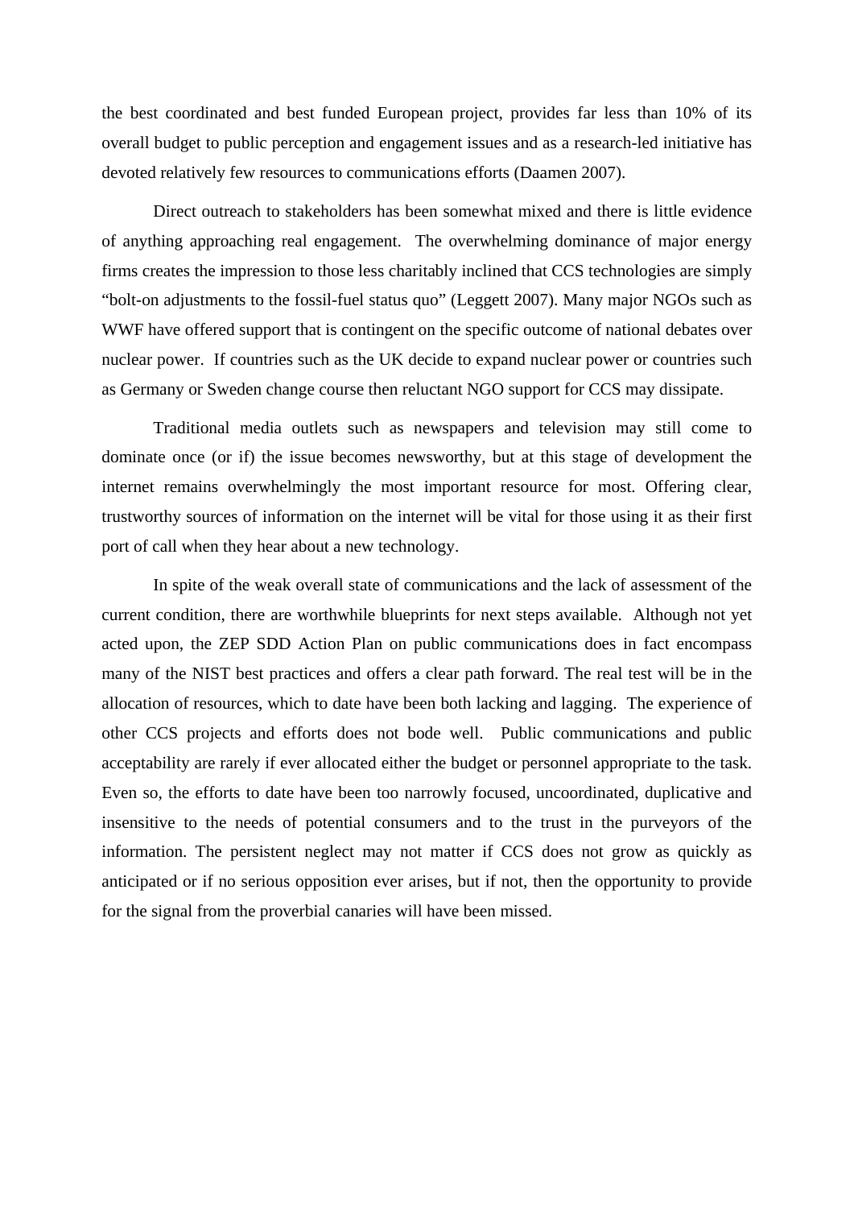the best coordinated and best funded European project, provides far less than 10% of its overall budget to public perception and engagement issues and as a research-led initiative has devoted relatively few resources to communications efforts (Daamen 2007).

Direct outreach to stakeholders has been somewhat mixed and there is little evidence of anything approaching real engagement. The overwhelming dominance of major energy firms creates the impression to those less charitably inclined that CCS technologies are simply "bolt-on adjustments to the fossil-fuel status quo" (Leggett 2007). Many major NGOs such as WWF have offered support that is contingent on the specific outcome of national debates over nuclear power. If countries such as the UK decide to expand nuclear power or countries such as Germany or Sweden change course then reluctant NGO support for CCS may dissipate.

Traditional media outlets such as newspapers and television may still come to dominate once (or if) the issue becomes newsworthy, but at this stage of development the internet remains overwhelmingly the most important resource for most. Offering clear, trustworthy sources of information on the internet will be vital for those using it as their first port of call when they hear about a new technology.

In spite of the weak overall state of communications and the lack of assessment of the current condition, there are worthwhile blueprints for next steps available. Although not yet acted upon, the ZEP SDD Action Plan on public communications does in fact encompass many of the NIST best practices and offers a clear path forward. The real test will be in the allocation of resources, which to date have been both lacking and lagging. The experience of other CCS projects and efforts does not bode well. Public communications and public acceptability are rarely if ever allocated either the budget or personnel appropriate to the task. Even so, the efforts to date have been too narrowly focused, uncoordinated, duplicative and insensitive to the needs of potential consumers and to the trust in the purveyors of the information. The persistent neglect may not matter if CCS does not grow as quickly as anticipated or if no serious opposition ever arises, but if not, then the opportunity to provide for the signal from the proverbial canaries will have been missed.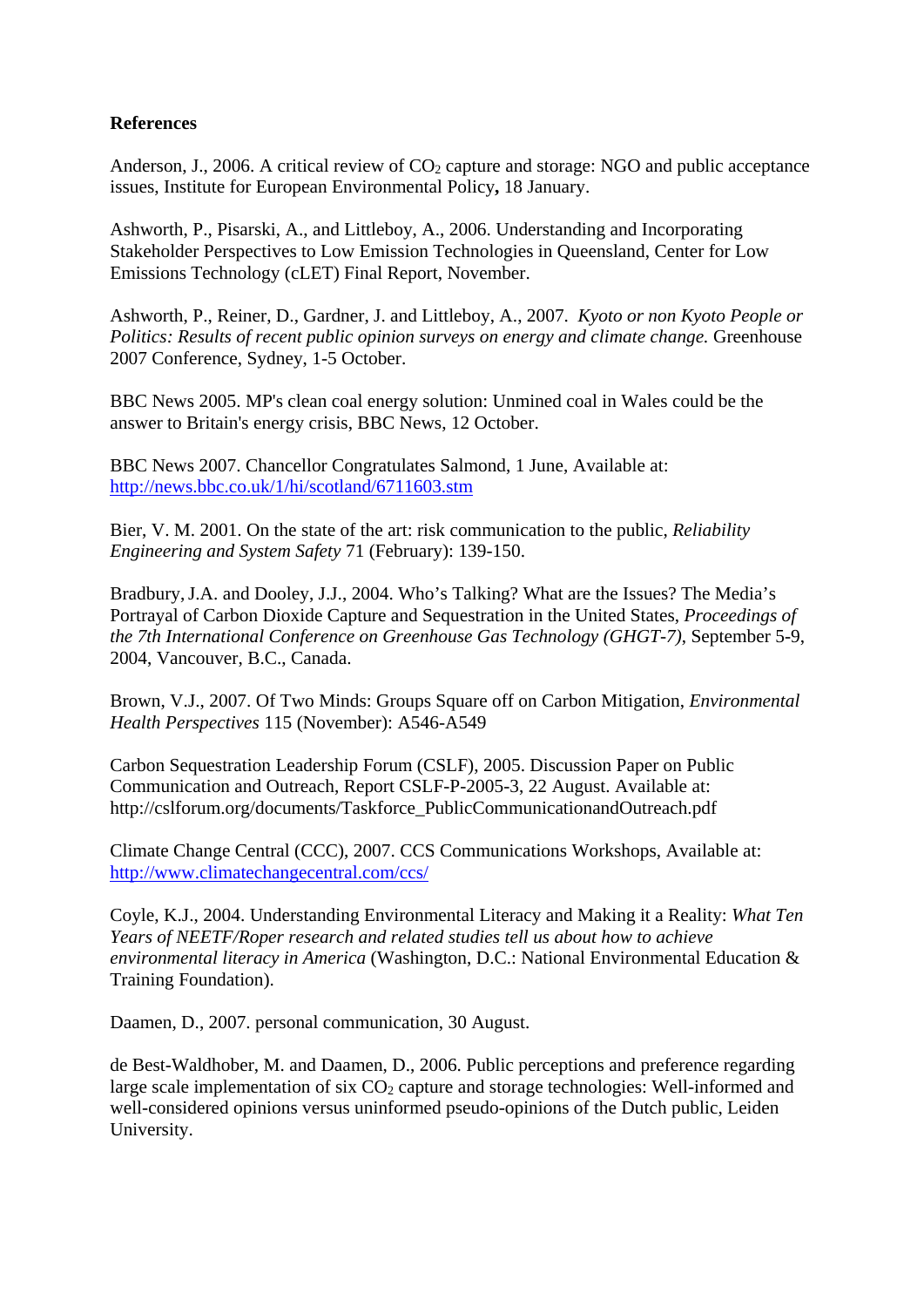**References**

Anderson, J., 2006. A critical review of $CO_2$ capture and storage: NGO and public acceptance issues, Institute for European Environmental Policy**,** 18 January.

Ashworth, P., Pisarski, A., and Littleboy, A., 2006. Understanding and Incorporating Stakeholder Perspectives to Low Emission Technologies in Queensland, Center for Low Emissions Technology (cLET) Final Report, November.

Ashworth, P., Reiner, D., Gardner, J. and Littleboy, A., 2007. *Kyoto or non Kyoto People or Politics: Results of recent public opinion surveys on energy and climate change.* Greenhouse 2007 Conference, Sydney, 1-5 October.

BBC News 2005. MP's clean coal energy solution: Unmined coal in Wales could be the answer to Britain's energy crisis, BBC News, 12 October.

BBC News 2007. Chancellor Congratulates Salmond, 1 June, Available at: http://news.bbc.co.uk/1/hi/scotland/6711603.stm

Bier, V. M. 2001. On the state of the art: risk communication to the public, *Reliability Engineering and System Safety* 71 (February): 139-150.

Bradbury, J.A. and Dooley, J.J., 2004. Who's Talking? What are the Issues? The Media's Portrayal of Carbon Dioxide Capture and Sequestration in the United States, *Proceedings of the 7th International Conference on Greenhouse Gas Technology (GHGT-7)*, September 5-9, 2004, Vancouver, B.C., Canada.

Brown, V.J., 2007. Of Two Minds: Groups Square off on Carbon Mitigation, *Environmental Health Perspectives* 115 (November): A546-A549

Carbon Sequestration Leadership Forum (CSLF), 2005. Discussion Paper on Public Communication and Outreach, Report CSLF-P-2005-3, 22 August. Available at: http://cslforum.org/documents/Taskforce_PublicCommunicationandOutreach.pdf

Climate Change Central (CCC), 2007. CCS Communications Workshops, Available at: http://www.climatechangecentral.com/ccs/

Coyle, K.J., 2004. Understanding Environmental Literacy and Making it a Reality: *What Ten Years of NEETF/Roper research and related studies tell us about how to achieve environmental literacy in America* (Washington, D.C.: National Environmental Education & Training Foundation).

Daamen, D., 2007. personal communication, 30 August.

de Best-Waldhober, M. and Daamen, D., 2006. Public perceptions and preference regarding large scale implementation of six $CO_2$ capture and storage technologies: Well-informed and well-considered opinions versus uninformed pseudo-opinions of the Dutch public, Leiden University.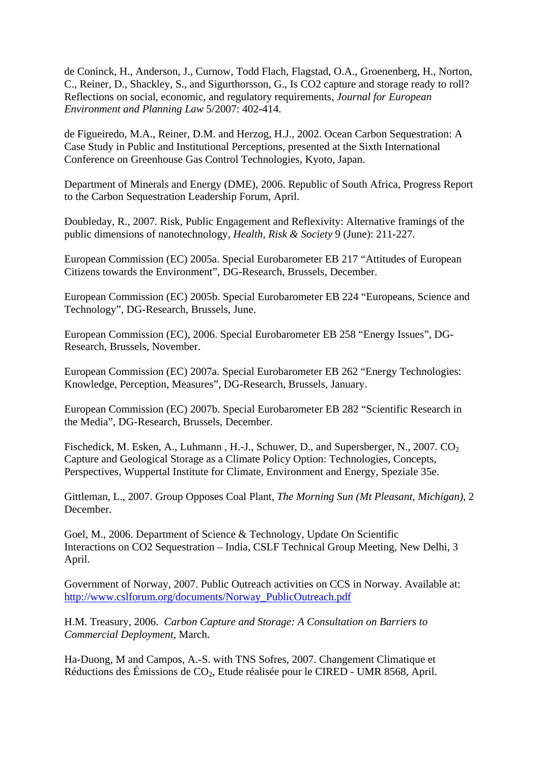de Coninck, H., Anderson, J., Curnow, Todd Flach, Flagstad, O.A., Groenenberg, H., Norton, C., Reiner, D., Shackley, S., and Sigurthorsson, G., Is CO2 capture and storage ready to roll? Reflections on social, economic, and regulatory requirements, *Journal for European Environment and Planning Law* 5/2007: 402-414.

de Figueiredo, M.A., Reiner, D.M. and Herzog, H.J., 2002. Ocean Carbon Sequestration: A Case Study in Public and Institutional Perceptions, presented at the Sixth International Conference on Greenhouse Gas Control Technologies, Kyoto, Japan.

Department of Minerals and Energy (DME), 2006. Republic of South Africa, Progress Report to the Carbon Sequestration Leadership Forum, April.

Doubleday, R., 2007. Risk, Public Engagement and Reflexivity: Alternative framings of the public dimensions of nanotechnology, *Health, Risk & Society* 9 (June): 211-227.

European Commission (EC) 2005a. Special Eurobarometer EB 217 "Attitudes of European Citizens towards the Environment", DG-Research, Brussels, December.

European Commission (EC) 2005b. Special Eurobarometer EB 224 "Europeans, Science and Technology", DG-Research, Brussels, June.

European Commission (EC), 2006. Special Eurobarometer EB 258 "Energy Issues", DG-Research, Brussels, November.

European Commission (EC) 2007a. Special Eurobarometer EB 262 "Energy Technologies: Knowledge, Perception, Measures", DG-Research, Brussels, January.

European Commission (EC) 2007b. Special Eurobarometer EB 282 "Scientific Research in the Media", DG-Research, Brussels, December.

Fischedick, M. Esken, A., Luhmann , H.-J., Schuwer, D., and Supersberger, N., 2007. $CO_2$ Capture and Geological Storage as a Climate Policy Option: Technologies, Concepts, Perspectives, Wuppertal Institute for Climate, Environment and Energy, Speziale 35e.

Gittleman, L., 2007. Group Opposes Coal Plant, *The Morning Sun (Mt Pleasant, Michigan)*, 2 December.

Goel, M., 2006. Department of Science & Technology, Update On Scientific Interactions on CO2 Sequestration – India, CSLF Technical Group Meeting, New Delhi, 3 April.

Government of Norway, 2007. Public Outreach activities on CCS in Norway. Available at: http://www.cslforum.org/documents/Norway_PublicOutreach.pdf

H.M. Treasury, 2006. *Carbon Capture and Storage: A Consultation on Barriers to Commercial Deployment*, March.

Ha-Duong, M and Campos, A.-S. with TNS Sofres, 2007. Changement Climatique et Réductions des Émissions de $CO_2$, Etude réalisée pour le CIRED - UMR 8568, April.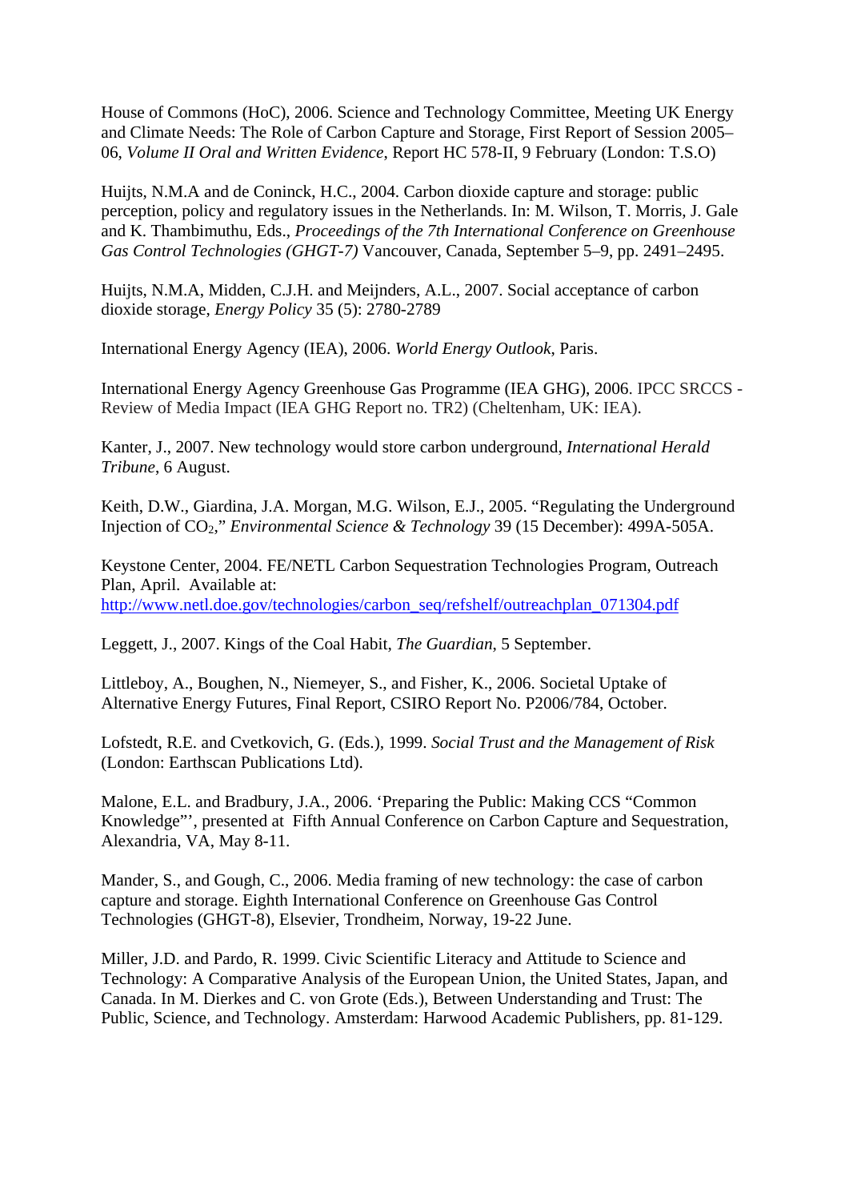House of Commons (HoC), 2006. Science and Technology Committee, Meeting UK Energy and Climate Needs: The Role of Carbon Capture and Storage, First Report of Session 2005–06, *Volume II Oral and Written Evidence*, Report HC 578-II, 9 February (London: T.S.O)

Huijts, N.M.A and de Coninck, H.C., 2004. Carbon dioxide capture and storage: public perception, policy and regulatory issues in the Netherlands. In: M. Wilson, T. Morris, J. Gale and K. Thambimuthu, Eds., *Proceedings of the 7th International Conference on Greenhouse Gas Control Technologies (GHGT-7)* Vancouver, Canada, September 5–9, pp. 2491–2495.

Huijts, N.M.A, Midden, C.J.H. and Meijnders, A.L., 2007. Social acceptance of carbon dioxide storage, *Energy Policy* 35 (5): 2780-2789

International Energy Agency (IEA), 2006. *World Energy Outlook*, Paris.

International Energy Agency Greenhouse Gas Programme (IEA GHG), 2006. IPCC SRCCS - Review of Media Impact (IEA GHG Report no. TR2) (Cheltenham, UK: IEA).

Kanter, J., 2007. New technology would store carbon underground, *International Herald Tribune*, 6 August.

Keith, D.W., Giardina, J.A. Morgan, M.G. Wilson, E.J., 2005. "Regulating the Underground Injection of $CO_2$," *Environmental Science & Technology* 39 (15 December): 499A-505A.

Keystone Center, 2004. FE/NETL Carbon Sequestration Technologies Program, Outreach Plan, April. Available at:
http://www.netl.doe.gov/technologies/carbon_seq/refshelf/outreachplan_071304.pdf

Leggett, J., 2007. Kings of the Coal Habit, *The Guardian*, 5 September.

Littleboy, A., Boughen, N., Niemeyer, S., and Fisher, K., 2006. Societal Uptake of Alternative Energy Futures, Final Report, CSIRO Report No. P2006/784, October.

Lofstedt, R.E. and Cvetkovich, G. (Eds.), 1999. *Social Trust and the Management of Risk* (London: Earthscan Publications Ltd).

Malone, E.L. and Bradbury, J.A., 2006. 'Preparing the Public: Making CCS "Common Knowledge"', presented at Fifth Annual Conference on Carbon Capture and Sequestration, Alexandria, VA, May 8-11.

Mander, S., and Gough, C., 2006. Media framing of new technology: the case of carbon capture and storage. Eighth International Conference on Greenhouse Gas Control Technologies (GHGT-8), Elsevier, Trondheim, Norway, 19-22 June.

Miller, J.D. and Pardo, R. 1999. Civic Scientific Literacy and Attitude to Science and Technology: A Comparative Analysis of the European Union, the United States, Japan, and Canada. In M. Dierkes and C. von Grote (Eds.), Between Understanding and Trust: The Public, Science, and Technology. Amsterdam: Harwood Academic Publishers, pp. 81-129.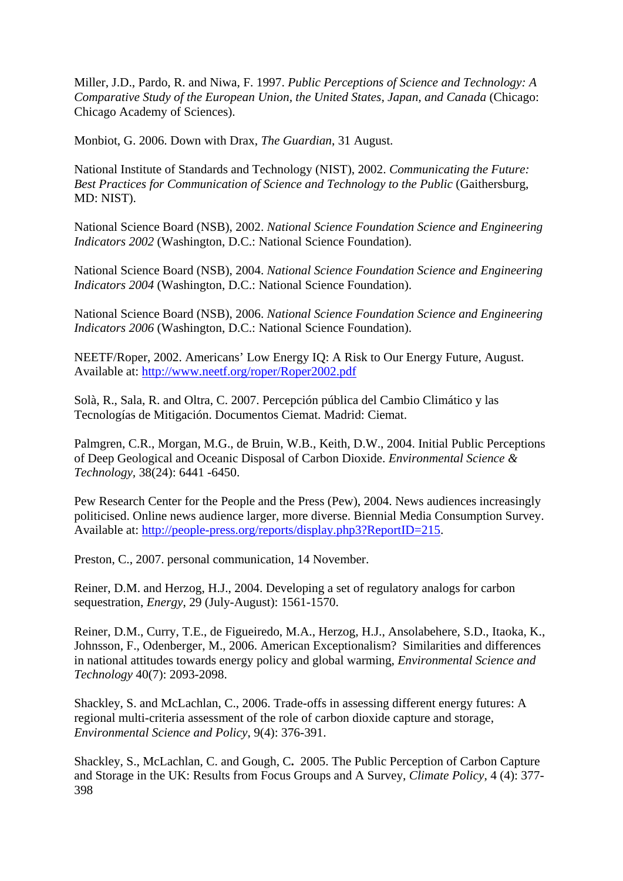Miller, J.D., Pardo, R. and Niwa, F. 1997. *Public Perceptions of Science and Technology: A Comparative Study of the European Union, the United States, Japan, and Canada* (Chicago: Chicago Academy of Sciences).

Monbiot, G. 2006. Down with Drax, *The Guardian*, 31 August.

National Institute of Standards and Technology (NIST), 2002. *Communicating the Future: Best Practices for Communication of Science and Technology to the Public* (Gaithersburg, MD: NIST).

National Science Board (NSB), 2002. *National Science Foundation Science and Engineering Indicators 2002* (Washington, D.C.: National Science Foundation).

National Science Board (NSB), 2004. *National Science Foundation Science and Engineering Indicators 2004* (Washington, D.C.: National Science Foundation).

National Science Board (NSB), 2006. *National Science Foundation Science and Engineering Indicators 2006* (Washington, D.C.: National Science Foundation).

NEETF/Roper, 2002. Americans' Low Energy IQ: A Risk to Our Energy Future, August. Available at: http://www.neetf.org/roper/Roper2002.pdf

Solà, R., Sala, R. and Oltra, C. 2007. Percepción pública del Cambio Climático y las Tecnologías de Mitigación. Documentos Ciemat. Madrid: Ciemat.

Palmgren, C.R., Morgan, M.G., de Bruin, W.B., Keith, D.W., 2004. Initial Public Perceptions of Deep Geological and Oceanic Disposal of Carbon Dioxide. *Environmental Science & Technology*, 38(24): 6441 -6450.

Pew Research Center for the People and the Press (Pew), 2004. News audiences increasingly politicised. Online news audience larger, more diverse. Biennial Media Consumption Survey. Available at: http://people-press.org/reports/display.php3?ReportID=215.

Preston, C., 2007. personal communication, 14 November.

Reiner, D.M. and Herzog, H.J., 2004. Developing a set of regulatory analogs for carbon sequestration, *Energy*, 29 (July-August): 1561-1570.

Reiner, D.M., Curry, T.E., de Figueiredo, M.A., Herzog, H.J., Ansolabehere, S.D., Itaoka, K., Johnsson, F., Odenberger, M., 2006. American Exceptionalism? Similarities and differences in national attitudes towards energy policy and global warming, *Environmental Science and Technology* 40(7): 2093-2098.

Shackley, S. and McLachlan, C., 2006. Trade-offs in assessing different energy futures: A regional multi-criteria assessment of the role of carbon dioxide capture and storage, *Environmental Science and Policy*, 9(4): 376-391.

Shackley, S., McLachlan, C. and Gough, C**.** 2005. The Public Perception of Carbon Capture and Storage in the UK: Results from Focus Groups and A Survey, *Climate Policy*, 4 (4): 377-398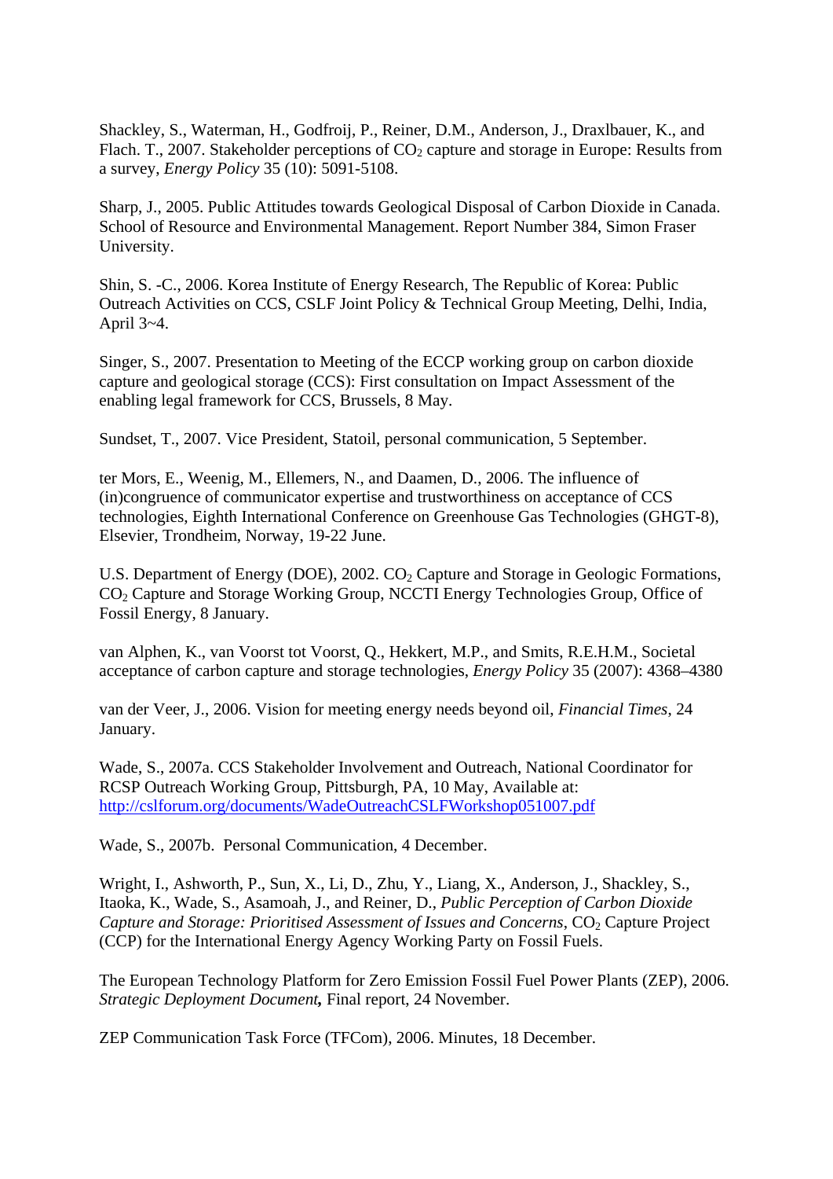Shackley, S., Waterman, H., Godfroij, P., Reiner, D.M., Anderson, J., Draxlbauer, K., and Flach. T., 2007. Stakeholder perceptions of $CO_2$ capture and storage in Europe: Results from a survey, *Energy Policy* 35 (10): 5091-5108.

Sharp, J., 2005. Public Attitudes towards Geological Disposal of Carbon Dioxide in Canada. School of Resource and Environmental Management. Report Number 384, Simon Fraser University.

Shin, S. -C., 2006. Korea Institute of Energy Research, The Republic of Korea: Public Outreach Activities on CCS, CSLF Joint Policy & Technical Group Meeting, Delhi, India, April 3~4.

Singer, S., 2007. Presentation to Meeting of the ECCP working group on carbon dioxide capture and geological storage (CCS): First consultation on Impact Assessment of the enabling legal framework for CCS, Brussels, 8 May.

Sundset, T., 2007. Vice President, Statoil, personal communication, 5 September.

ter Mors, E., Weenig, M., Ellemers, N., and Daamen, D., 2006. The influence of (in)congruence of communicator expertise and trustworthiness on acceptance of CCS technologies, Eighth International Conference on Greenhouse Gas Technologies (GHGT-8), Elsevier, Trondheim, Norway, 19-22 June.

U.S. Department of Energy (DOE), 2002. $CO_2$ Capture and Storage in Geologic Formations, $CO_2$ Capture and Storage Working Group, NCCTI Energy Technologies Group, Office of Fossil Energy, 8 January.

van Alphen, K., van Voorst tot Voorst, Q., Hekkert, M.P., and Smits, R.E.H.M., Societal acceptance of carbon capture and storage technologies, *Energy Policy* 35 (2007): 4368–4380

van der Veer, J., 2006. Vision for meeting energy needs beyond oil, *Financial Times*, 24 January.

Wade, S., 2007a. CCS Stakeholder Involvement and Outreach, National Coordinator for RCSP Outreach Working Group, Pittsburgh, PA, 10 May, Available at: http://cslforum.org/documents/WadeOutreachCSLFWorkshop051007.pdf

Wade, S., 2007b. Personal Communication, 4 December.

Wright, I., Ashworth, P., Sun, X., Li, D., Zhu, Y., Liang, X., Anderson, J., Shackley, S., Itaoka, K., Wade, S., Asamoah, J., and Reiner, D., *Public Perception of Carbon Dioxide Capture and Storage: Prioritised Assessment of Issues and Concerns*, $CO_2$ Capture Project (CCP) for the International Energy Agency Working Party on Fossil Fuels.

The European Technology Platform for Zero Emission Fossil Fuel Power Plants (ZEP), 2006. *Strategic Deployment Document*, Final report, 24 November.

ZEP Communication Task Force (TFCom), 2006. Minutes, 18 December.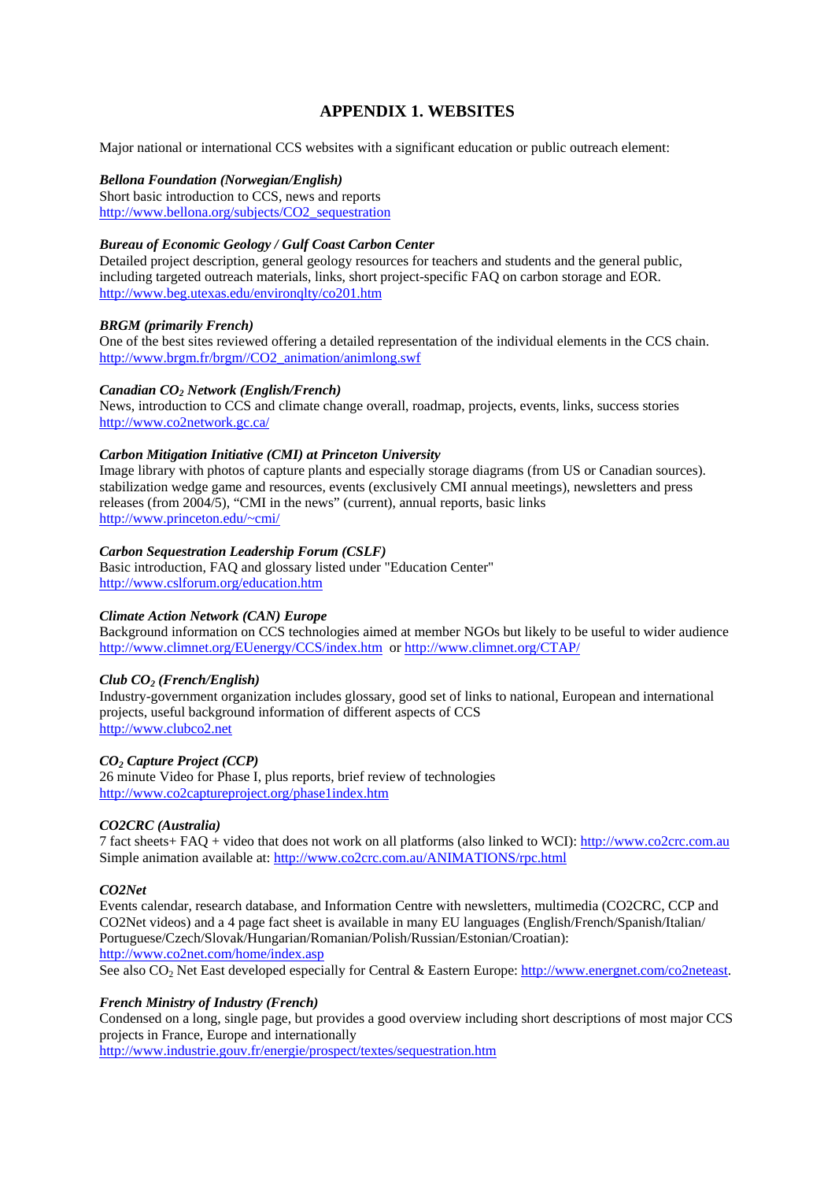# APPENDIX 1. WEBSITES

Major national or international CCS websites with a significant education or public outreach element:

***Bellona Foundation (Norwegian/English)***
Short basic introduction to CCS, news and reports
http://www.bellona.org/subjects/CO2_sequestration

***Bureau of Economic Geology / Gulf Coast Carbon Center***
Detailed project description, general geology resources for teachers and students and the general public, including targeted outreach materials, links, short project-specific FAQ on carbon storage and EOR.
http://www.beg.utexas.edu/environqlty/co201.htm

***BRGM (primarily French)***
One of the best sites reviewed offering a detailed representation of the individual elements in the CCS chain.
http://www.brgm.fr/brgm//CO2_animation/animlong.swf

***Canadian $CO_2$ Network (English/French)***
News, introduction to CCS and climate change overall, roadmap, projects, events, links, success stories
http://www.co2network.gc.ca/

***Carbon Mitigation Initiative (CMI) at Princeton University***
Image library with photos of capture plants and especially storage diagrams (from US or Canadian sources). stabilization wedge game and resources, events (exclusively CMI annual meetings), newsletters and press releases (from 2004/5), "CMI in the news" (current), annual reports, basic links
http://www.princeton.edu/~cmi/

***Carbon Sequestration Leadership Forum (CSLF)***
Basic introduction, FAQ and glossary listed under "Education Center"
http://www.cslforum.org/education.htm

***Climate Action Network (CAN) Europe***
Background information on CCS technologies aimed at member NGOs but likely to be useful to wider audience
http://www.climnet.org/EUenergy/CCS/index.htm or http://www.climnet.org/CTAP/

***Club $CO_2$ (French/English)***
Industry-government organization includes glossary, good set of links to national, European and international projects, useful background information of different aspects of CCS
http://www.clubco2.net

***$CO_2$ Capture Project (CCP)***
26 minute Video for Phase I, plus reports, brief review of technologies
http://www.co2captureproject.org/phase1index.htm

***CO2CRC (Australia)***
7 fact sheets+ FAQ + video that does not work on all platforms (also linked to WCI): http://www.co2crc.com.au
Simple animation available at: http://www.co2crc.com.au/ANIMATIONS/rpc.html

***CO2Net***
Events calendar, research database, and Information Centre with newsletters, multimedia (CO2CRC, CCP and CO2Net videos) and a 4 page fact sheet is available in many EU languages (English/French/Spanish/Italian/Portuguese/Czech/Slovak/Hungarian/Romanian/Polish/Russian/Estonian/Croatian):
http://www.co2net.com/home/index.asp
See also $CO_2$ Net East developed especially for Central & Eastern Europe: http://www.energnet.com/co2neteast.

***French Ministry of Industry (French)***
Condensed on a long, single page, but provides a good overview including short descriptions of most major CCS projects in France, Europe and internationally
http://www.industrie.gouv.fr/energie/prospect/textes/sequestration.htm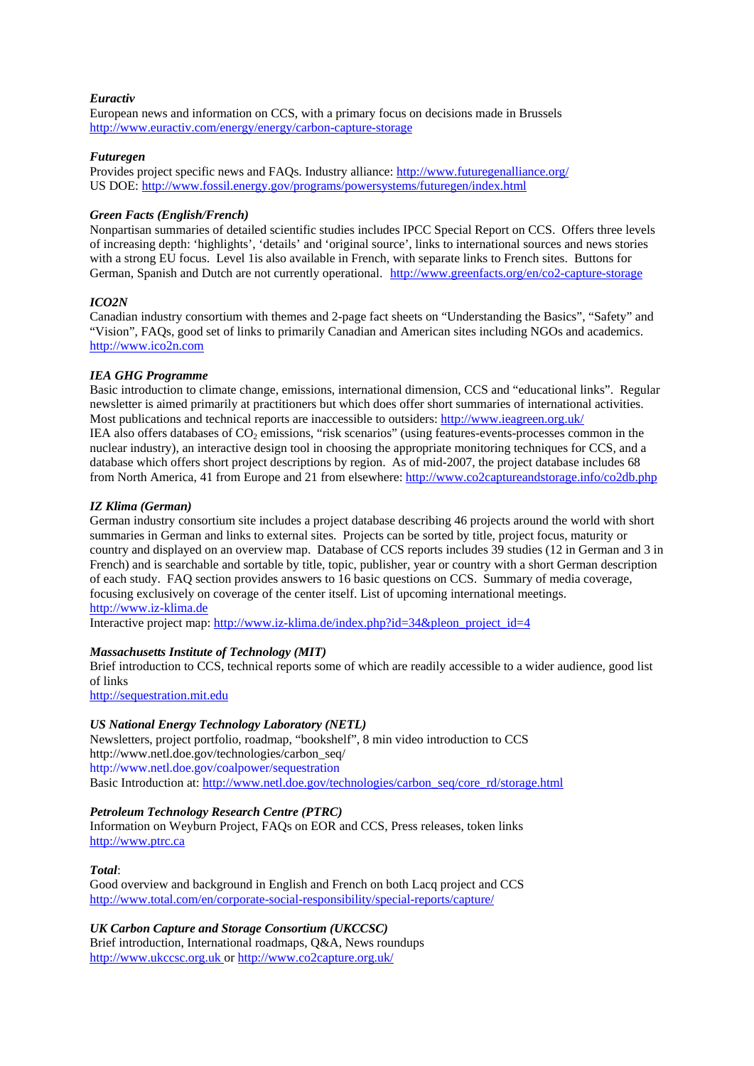***Euractiv***
European news and information on CCS, with a primary focus on decisions made in Brussels
http://www.euractiv.com/energy/energy/carbon-capture-storage

***Futuregen***
Provides project specific news and FAQs. Industry alliance: http://www.futuregenalliance.org/
US DOE: http://www.fossil.energy.gov/programs/powersystems/futuregen/index.html

***Green Facts (English/French)***
Nonpartisan summaries of detailed scientific studies includes IPCC Special Report on CCS. Offers three levels of increasing depth: 'highlights', 'details' and 'original source', links to international sources and news stories with a strong EU focus. Level 1is also available in French, with separate links to French sites. Buttons for German, Spanish and Dutch are not currently operational. http://www.greenfacts.org/en/co2-capture-storage

***ICO2N***
Canadian industry consortium with themes and 2-page fact sheets on "Understanding the Basics", "Safety" and "Vision", FAQs, good set of links to primarily Canadian and American sites including NGOs and academics.
http://www.ico2n.com

***IEA GHG Programme***
Basic introduction to climate change, emissions, international dimension, CCS and "educational links". Regular newsletter is aimed primarily at practitioners but which does offer short summaries of international activities. Most publications and technical reports are inaccessible to outsiders: http://www.ieagreen.org.uk/
IEA also offers databases of $CO_2$ emissions, "risk scenarios" (using features-events-processes common in the nuclear industry), an interactive design tool in choosing the appropriate monitoring techniques for CCS, and a database which offers short project descriptions by region. As of mid-2007, the project database includes 68 from North America, 41 from Europe and 21 from elsewhere: http://www.co2captureandstorage.info/co2db.php

***IZ Klima (German)***
German industry consortium site includes a project database describing 46 projects around the world with short summaries in German and links to external sites. Projects can be sorted by title, project focus, maturity or country and displayed on an overview map. Database of CCS reports includes 39 studies (12 in German and 3 in French) and is searchable and sortable by title, topic, publisher, year or country with a short German description of each study. FAQ section provides answers to 16 basic questions on CCS. Summary of media coverage, focusing exclusively on coverage of the center itself. List of upcoming international meetings.
http://www.iz-klima.de
Interactive project map: http://www.iz-klima.de/index.php?id=34&pleon_project_id=4

***Massachusetts Institute of Technology (MIT)***
Brief introduction to CCS, technical reports some of which are readily accessible to a wider audience, good list of links
http://sequestration.mit.edu

***US National Energy Technology Laboratory (NETL)***
Newsletters, project portfolio, roadmap, "bookshelf", 8 min video introduction to CCS
http://www.netl.doe.gov/technologies/carbon_seq/
http://www.netl.doe.gov/coalpower/sequestration
Basic Introduction at: http://www.netl.doe.gov/technologies/carbon_seq/core_rd/storage.html

***Petroleum Technology Research Centre (PTRC)***
Information on Weyburn Project, FAQs on EOR and CCS, Press releases, token links
http://www.ptrc.ca

***Total***:
Good overview and background in English and French on both Lacq project and CCS
http://www.total.com/en/corporate-social-responsibility/special-reports/capture/

***UK Carbon Capture and Storage Consortium (UKCCSC)***
Brief introduction, International roadmaps, Q&A, News roundups
http://www.ukccsc.org.uk or http://www.co2capture.org.uk/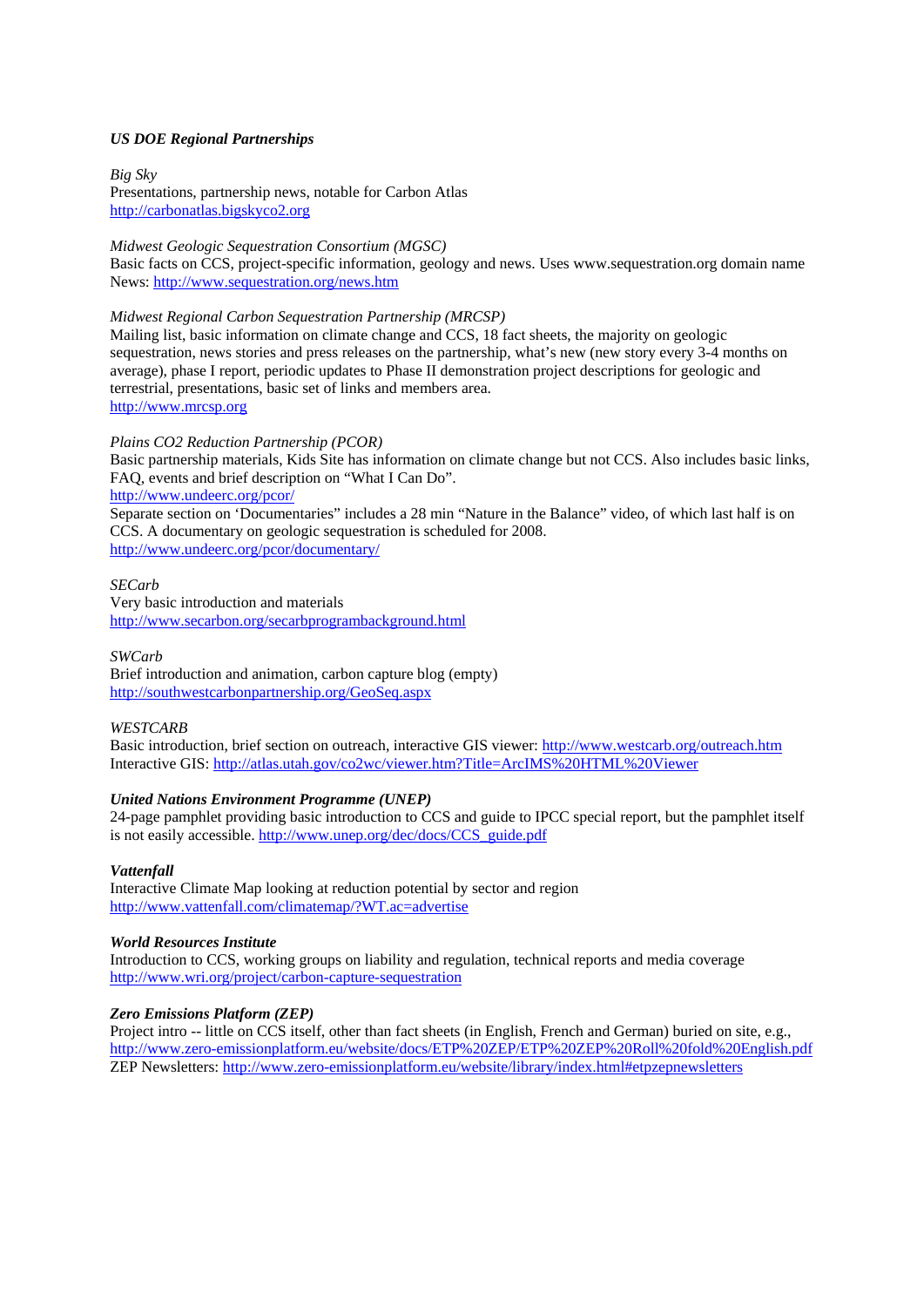***US DOE Regional Partnerships***

*Big Sky*
Presentations, partnership news, notable for Carbon Atlas
http://carbonatlas.bigskyco2.org

*Midwest Geologic Sequestration Consortium (MGSC)*
Basic facts on CCS, project-specific information, geology and news. Uses www.sequestration.org domain name
News: http://www.sequestration.org/news.htm

*Midwest Regional Carbon Sequestration Partnership (MRCSP)*
Mailing list, basic information on climate change and CCS, 18 fact sheets, the majority on geologic sequestration, news stories and press releases on the partnership, what's new (new story every 3-4 months on average), phase I report, periodic updates to Phase II demonstration project descriptions for geologic and terrestrial, presentations, basic set of links and members area.
http://www.mrcsp.org

*Plains CO2 Reduction Partnership (PCOR)*
Basic partnership materials, Kids Site has information on climate change but not CCS. Also includes basic links, FAQ, events and brief description on "What I Can Do".
http://www.undeerc.org/pcor/
Separate section on 'Documentaries" includes a 28 min "Nature in the Balance" video, of which last half is on CCS. A documentary on geologic sequestration is scheduled for 2008.
http://www.undeerc.org/pcor/documentary/

*SECarb*
Very basic introduction and materials
http://www.secarbon.org/secarbprogrambackground.html

*SWCarb*
Brief introduction and animation, carbon capture blog (empty)
http://southwestcarbonpartnership.org/GeoSeq.aspx

*WESTCARB*
Basic introduction, brief section on outreach, interactive GIS viewer: http://www.westcarb.org/outreach.htm
Interactive GIS: http://atlas.utah.gov/co2wc/viewer.htm?Title=ArcIMS%20HTML%20Viewer

***United Nations Environment Programme (UNEP)***
24-page pamphlet providing basic introduction to CCS and guide to IPCC special report, but the pamphlet itself is not easily accessible. http://www.unep.org/dec/docs/CCS_guide.pdf

***Vattenfall***
Interactive Climate Map looking at reduction potential by sector and region
http://www.vattenfall.com/climatemap/?WT.ac=advertise

***World Resources Institute***
Introduction to CCS, working groups on liability and regulation, technical reports and media coverage
http://www.wri.org/project/carbon-capture-sequestration

***Zero Emissions Platform (ZEP)***
Project intro -- little on CCS itself, other than fact sheets (in English, French and German) buried on site, e.g., http://www.zero-emissionplatform.eu/website/docs/ETP%20ZEP/ETP%20ZEP%20Roll%20fold%20English.pdf
ZEP Newsletters: http://www.zero-emissionplatform.eu/website/library/index.html#etpzepnewsletters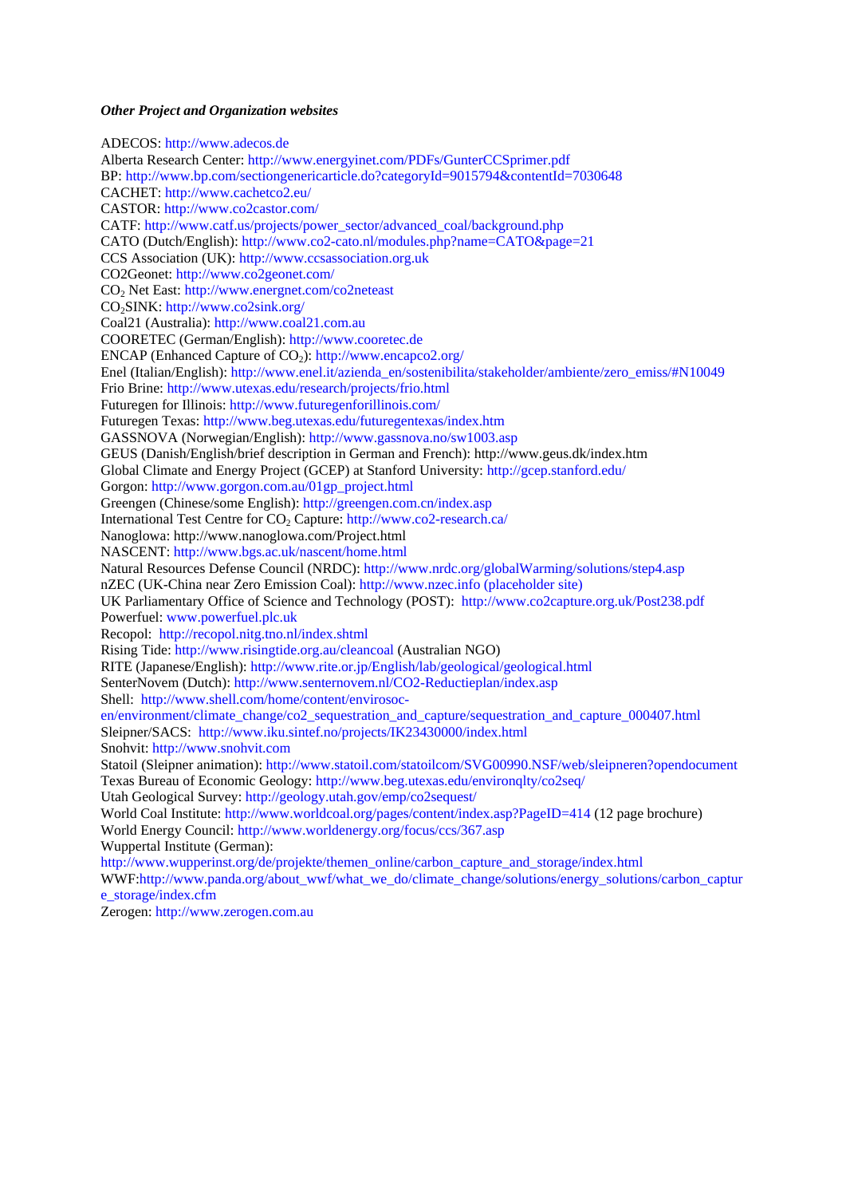***Other Project and Organization websites***

ADECOS: http://www.adecos.de
Alberta Research Center: http://www.energyinet.com/PDFs/GunterCCSprimer.pdf
BP: http://www.bp.com/sectiongenericarticle.do?categoryId=9015794&contentId=7030648
CACHET: http://www.cachetco2.eu/
CASTOR: http://www.co2castor.com/
CATF: http://www.catf.us/projects/power_sector/advanced_coal/background.php
CATO (Dutch/English): http://www.co2-cato.nl/modules.php?name=CATO&page=21
CCS Association (UK): http://www.ccsassociation.org.uk
CO2Geonet: http://www.co2geonet.com/
$CO_2$ Net East: http://www.energnet.com/co2neteast
$CO_2$SINK: http://www.co2sink.org/
Coal21 (Australia): http://www.coal21.com.au
COORETEC (German/English): http://www.cooretec.de
ENCAP (Enhanced Capture of $CO_2$): http://www.encapco2.org/
Enel (Italian/English): http://www.enel.it/azienda_en/sostenibilita/stakeholder/ambiente/zero_emiss/#N10049
Frio Brine: http://www.utexas.edu/research/projects/frio.html
Futuregen for Illinois: http://www.futuregenforillinois.com/
Futuregen Texas: http://www.beg.utexas.edu/futuregentexas/index.htm
GASSNOVA (Norwegian/English): http://www.gassnova.no/sw1003.asp
GEUS (Danish/English/brief description in German and French): http://www.geus.dk/index.htm
Global Climate and Energy Project (GCEP) at Stanford University: http://gcep.stanford.edu/
Gorgon: http://www.gorgon.com.au/01gp_project.html
Greengen (Chinese/some English): http://greengen.com.cn/index.asp
International Test Centre for $CO_2$ Capture: http://www.co2-research.ca/
Nanoglowa: http://www.nanoglowa.com/Project.html
NASCENT: http://www.bgs.ac.uk/nascent/home.html
Natural Resources Defense Council (NRDC): http://www.nrdc.org/globalWarming/solutions/step4.asp
nZEC (UK-China near Zero Emission Coal): http://www.nzec.info (placeholder site)
UK Parliamentary Office of Science and Technology (POST): http://www.co2capture.org.uk/Post238.pdf
Powerfuel: www.powerfuel.plc.uk
Recopol: http://recopol.nitg.tno.nl/index.shtml
Rising Tide: http://www.risingtide.org.au/cleancoal (Australian NGO)
RITE (Japanese/English): http://www.rite.or.jp/English/lab/geological/geological.html
SenterNovem (Dutch): http://www.senternovem.nl/CO2-Reductieplan/index.asp
Shell: http://www.shell.com/home/content/envirosoc-en/environment/climate_change/co2_sequestration_and_capture/sequestration_and_capture_000407.html
Sleipner/SACS: http://www.iku.sintef.no/projects/IK23430000/index.html
Snohvit: http://www.snohvit.com
Statoil (Sleipner animation): http://www.statoil.com/statoilcom/SVG00990.NSF/web/sleipneren?opendocument
Texas Bureau of Economic Geology: http://www.beg.utexas.edu/environqlty/co2seq/
Utah Geological Survey: http://geology.utah.gov/emp/co2sequest/
World Coal Institute: http://www.worldcoal.org/pages/content/index.asp?PageID=414 (12 page brochure)
World Energy Council: http://www.worldenergy.org/focus/ccs/367.asp
Wuppertal Institute (German):
http://www.wupperinst.org/de/projekte/themen_online/carbon_capture_and_storage/index.html
WWF:http://www.panda.org/about_wwf/what_we_do/climate_change/solutions/energy_solutions/carbon_capture_storage/index.cfm
Zerogen: http://www.zerogen.com.au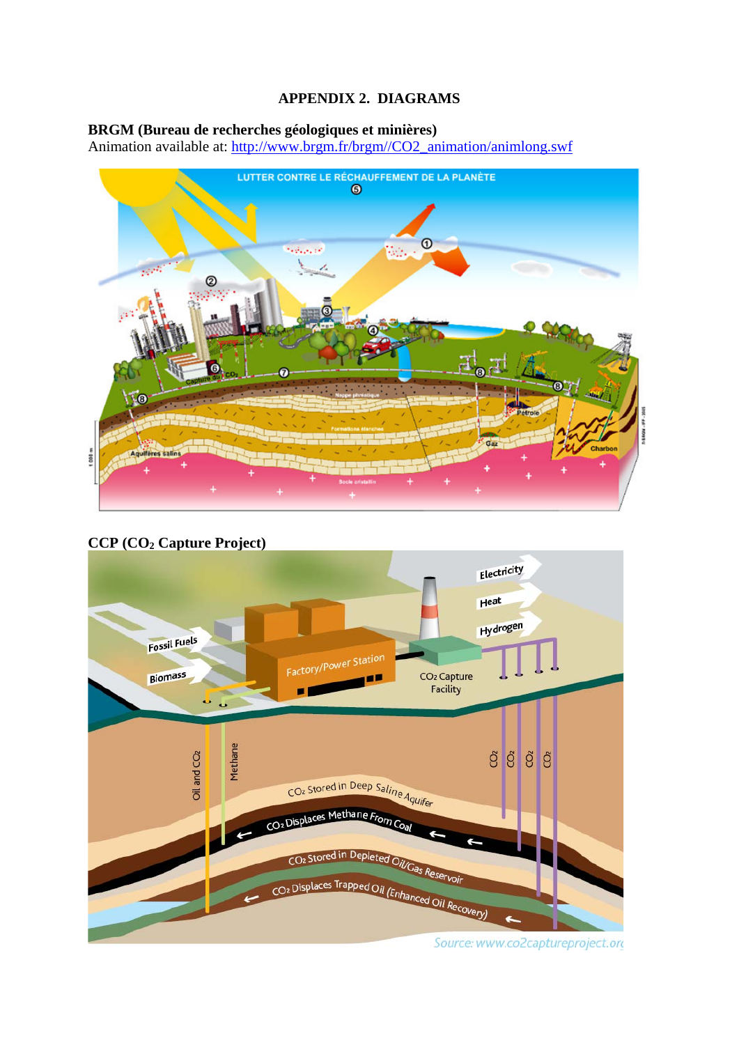## APPENDIX 2. DIAGRAMS

**BRGM (Bureau de recherches géologiques et minières)**
Animation available at: http://www.brgm.fr/brgm//CO2_animation/animlong.swf

**CCP ($CO_2$ Capture Project)**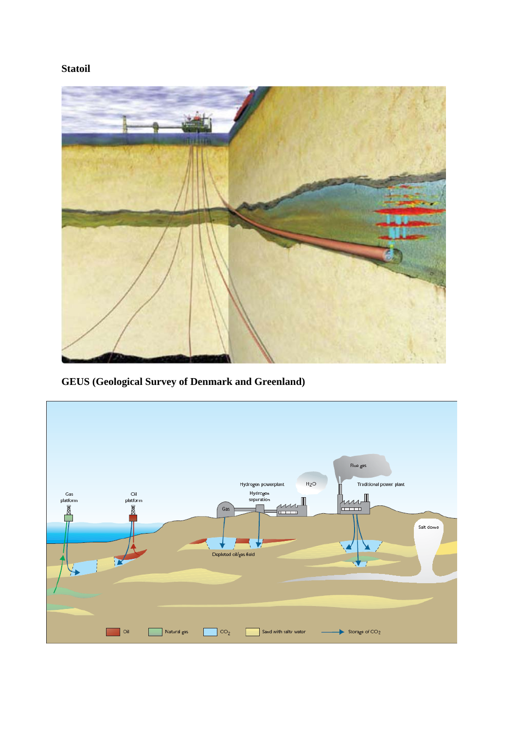**Statoil**

**GEUS (Geological Survey of Denmark and Greenland)**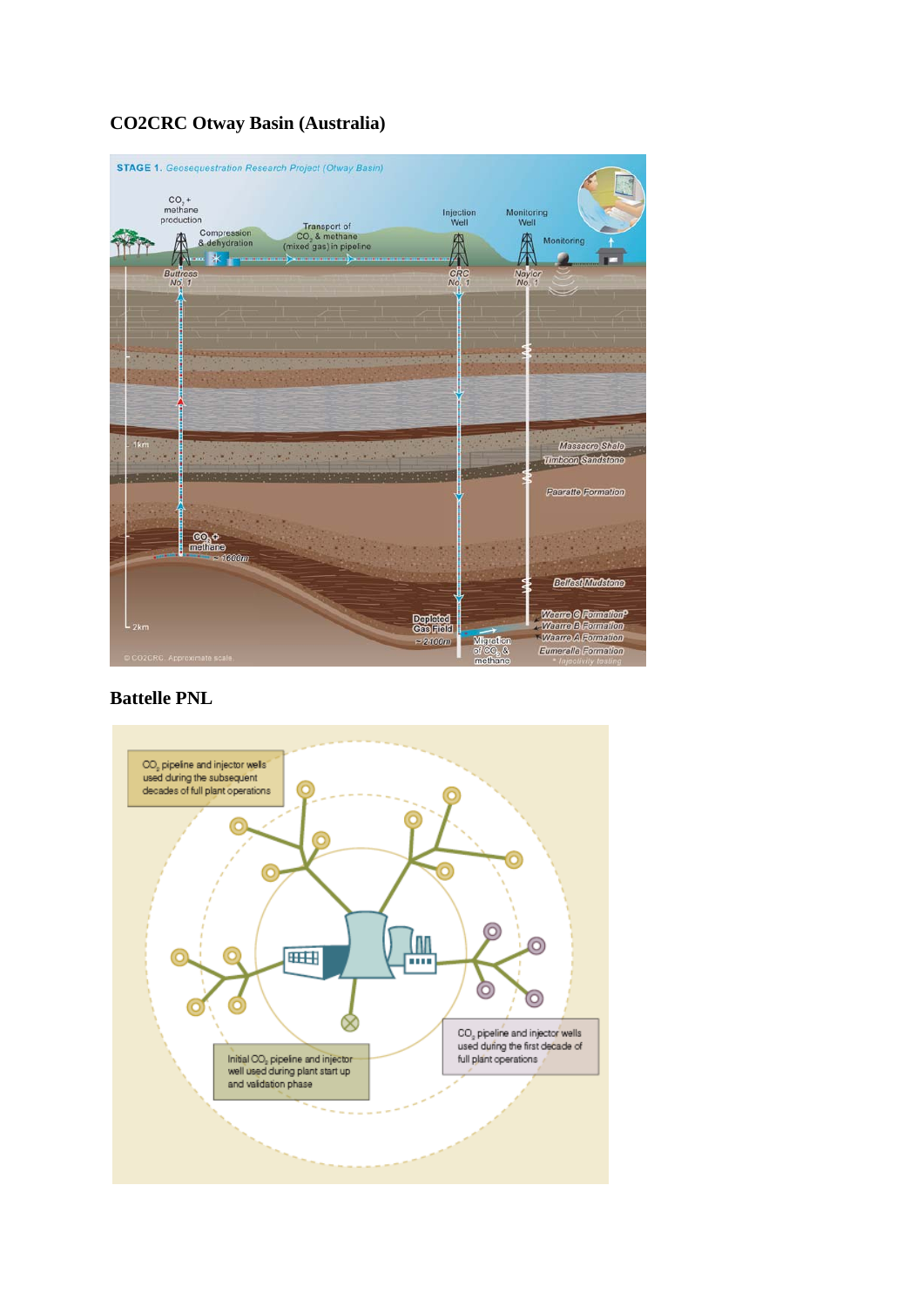**CO2CRC Otway Basin (Australia)**

**Battelle PNL**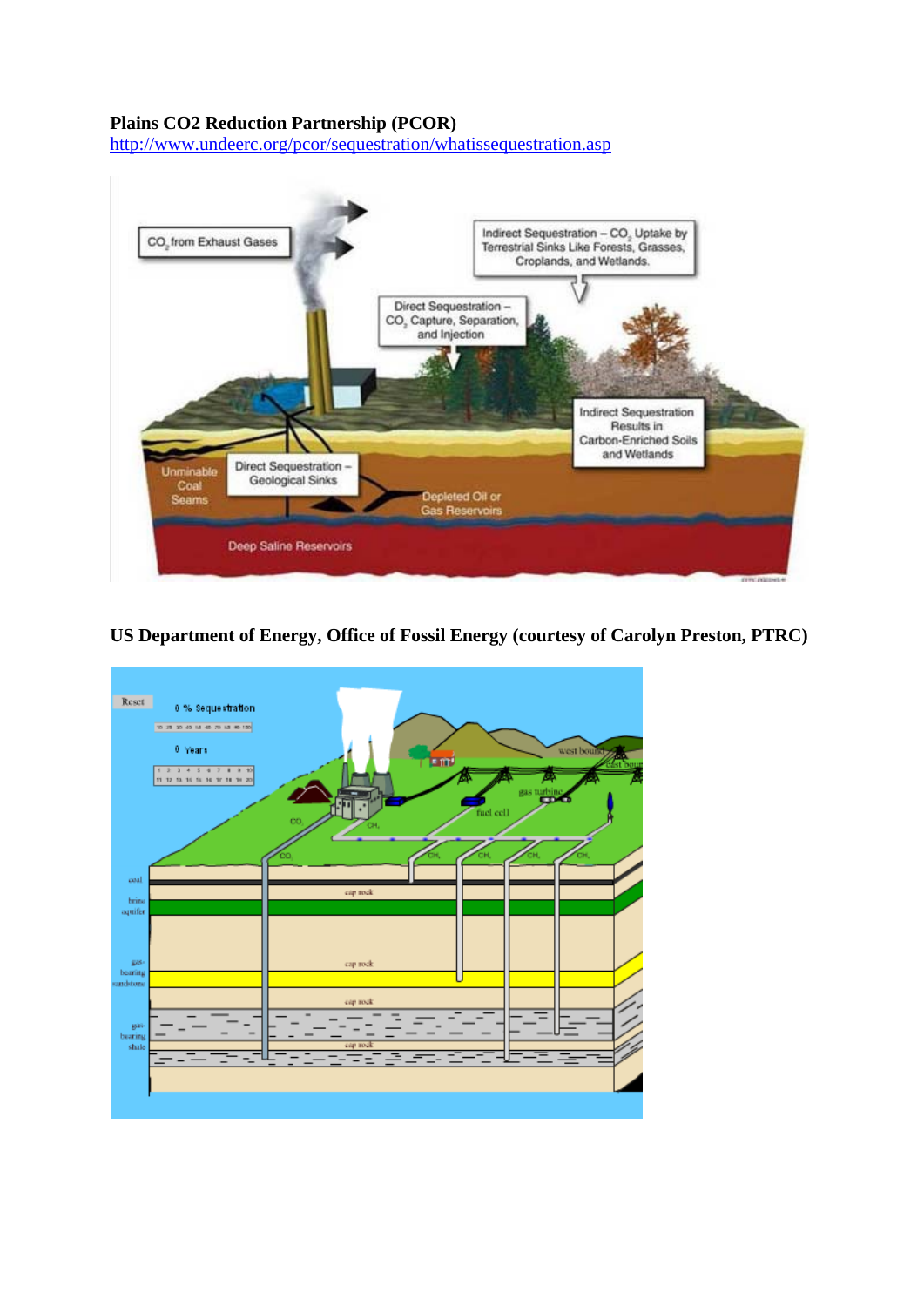**Plains CO2 Reduction Partnership (PCOR)**
http://www.undeerc.org/pcor/sequestration/whatissequestration.asp

$CO_2$ from Exhaust Gases

Indirect Sequestration – $CO_2$ Uptake by Terrestrial Sinks Like Forests, Grasses, Croplands, and Wetlands.

Direct Sequestration – $CO_2$ Capture, Separation, and Injection

Indirect Sequestration Results in Carbon-Enriched Soils and Wetlands

Unminable Coal Seams

Direct Sequestration – Geological Sinks

Depleted Oil or Gas Reservoirs

Deep Saline Reservoirs

**US Department of Energy, Office of Fossil Energy (courtesy of Carolyn Preston, PTRC)**

Reset

0 % Sequestration

0 Years

west bound

east bound

gas turbine

fuel cell

$CO_2$

$CH_4$

coal

brine aquifer

gas-bearing sandstone

gas-bearing shale

cap rock